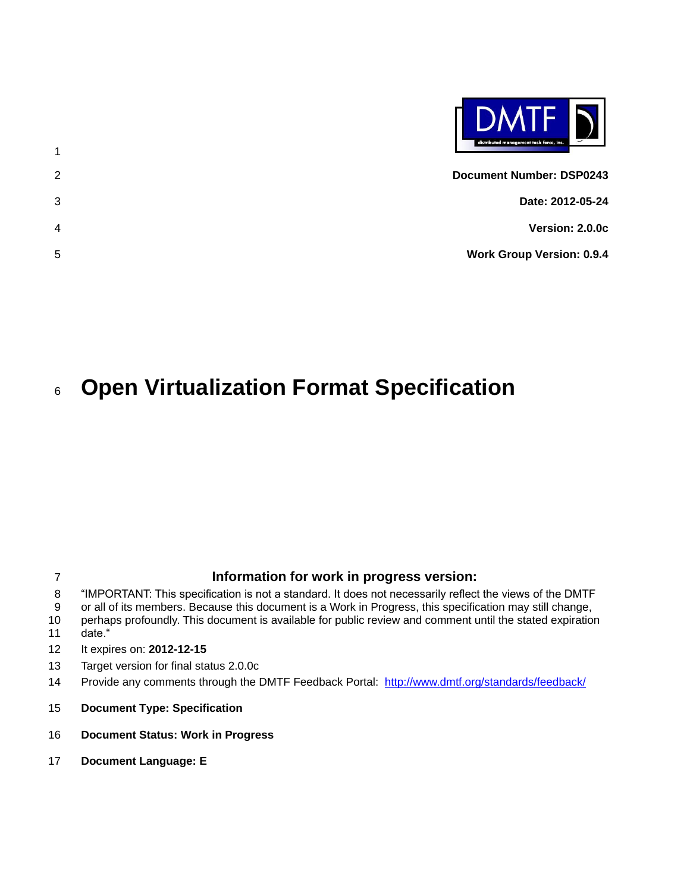Document Number: DSP0243

Date: 2012-05-24

Version: 2.0.0c

Work Group Version: 0.9.4

# Open Virtualization Format Specification

## Information for work in progress version:

"IMPORTANT: This specification is not a standard. It does not necessarily reflect the views of the DMTF or all of its members. Because this document is a Work in Progress, this specification may still change, perhaps profoundly. This document is available for public review and comment until the stated expiration date."

It expires on: **2012-12-15**

Target version for final status 2.0.0c

Provide any comments through the DMTF Feedback Portal: http://www.dmtf.org/standards/feedback/

**Document Type: Specification**

**Document Status: Work in Progress**

**Document Language: E**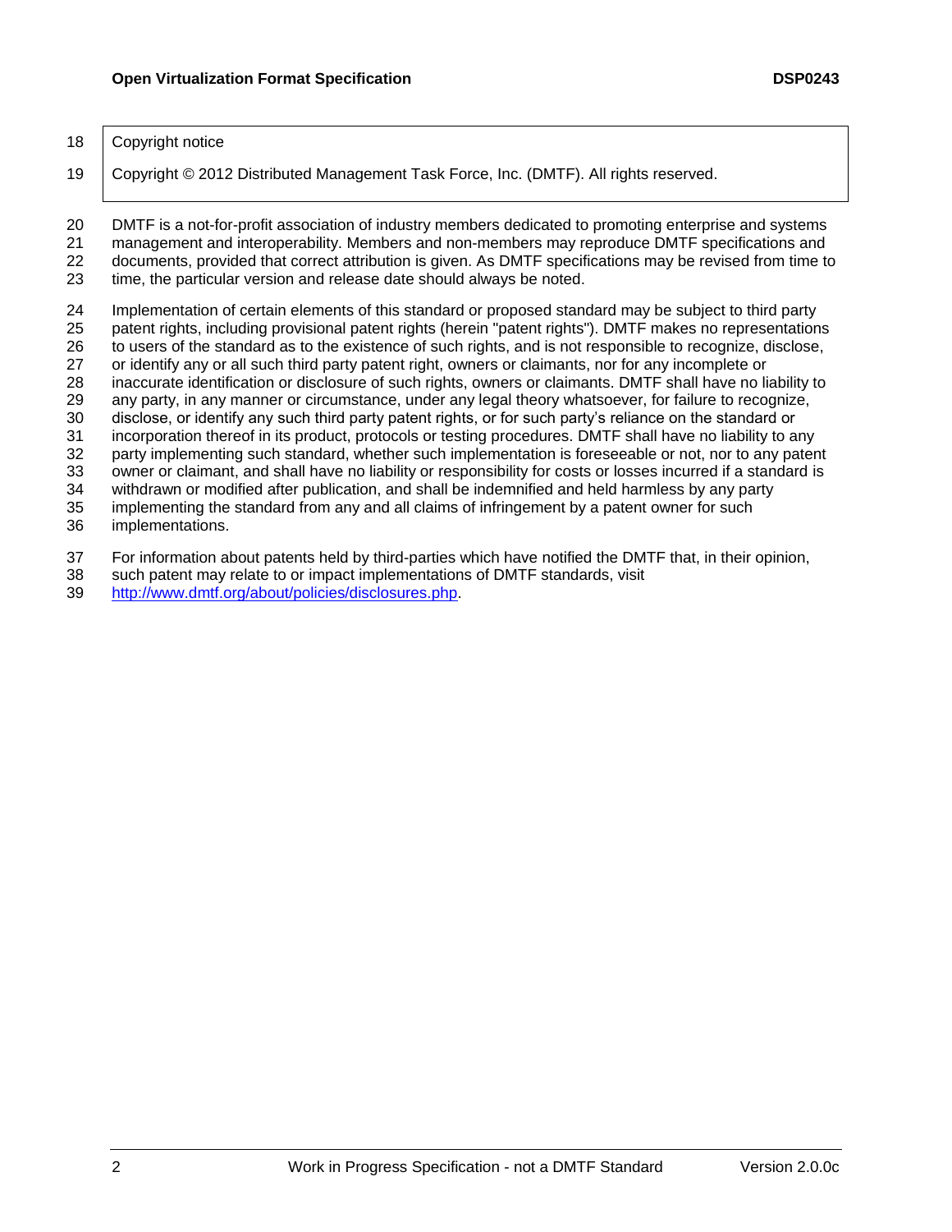Copyright notice

Copyright © 2012 Distributed Management Task Force, Inc. (DMTF). All rights reserved.

DMTF is a not-for-profit association of industry members dedicated to promoting enterprise and systems management and interoperability. Members and non-members may reproduce DMTF specifications and documents, provided that correct attribution is given. As DMTF specifications may be revised from time to time, the particular version and release date should always be noted.

Implementation of certain elements of this standard or proposed standard may be subject to third party patent rights, including provisional patent rights (herein "patent rights"). DMTF makes no representations to users of the standard as to the existence of such rights, and is not responsible to recognize, disclose, or identify any or all such third party patent right, owners or claimants, nor for any incomplete or inaccurate identification or disclosure of such rights, owners or claimants. DMTF shall have no liability to any party, in any manner or circumstance, under any legal theory whatsoever, for failure to recognize, disclose, or identify any such third party patent rights, or for such party's reliance on the standard or incorporation thereof in its product, protocols or testing procedures. DMTF shall have no liability to any party implementing such standard, whether such implementation is foreseeable or not, nor to any patent owner or claimant, and shall have no liability or responsibility for costs or losses incurred if a standard is withdrawn or modified after publication, and shall be indemnified and held harmless by any party implementing the standard from any and all claims of infringement by a patent owner for such implementations.

For information about patents held by third-parties which have notified the DMTF that, in their opinion, such patent may relate to or impact implementations of DMTF standards, visit http://www.dmtf.org/about/policies/disclosures.php.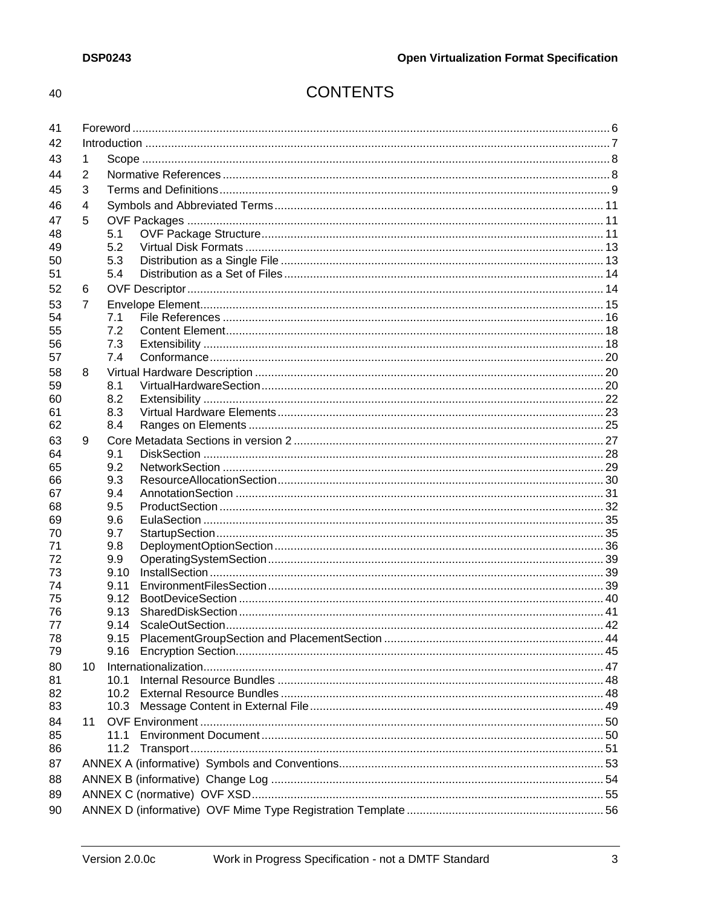# CONTENTS

Foreword ..................................................................................................................................... 6
Introduction ................................................................................................................................ 7
1 Scope ..................................................................................................................................... 8
2 Normative References ............................................................................................................ 8
3 Terms and Definitions ............................................................................................................. 9
4 Symbols and Abbreviated Terms ........................................................................................... 11
5 OVF Packages ....................................................................................................................... 11
  5.1 OVF Package Structure ................................................................................................... 11
  5.2 Virtual Disk Formats ........................................................................................................ 13
  5.3 Distribution as a Single File ............................................................................................ 13
  5.4 Distribution as a Set of Files ........................................................................................... 14
6 OVF Descriptor ...................................................................................................................... 14
7 Envelope Element .................................................................................................................. 15
  7.1 File References ................................................................................................................ 16
  7.2 Content Element .............................................................................................................. 18
  7.3 Extensibility ..................................................................................................................... 18
  7.4 Conformance ................................................................................................................... 20
8 Virtual Hardware Description ................................................................................................. 20
  8.1 VirtualHardwareSection ................................................................................................... 20
  8.2 Extensibility ..................................................................................................................... 22
  8.3 Virtual Hardware Elements .............................................................................................. 23
  8.4 Ranges on Elements ....................................................................................................... 25
9 Core Metadata Sections in version 2 ..................................................................................... 27
  9.1 DiskSection ..................................................................................................................... 28
  9.2 NetworkSection ............................................................................................................... 29
  9.3 ResourceAllocationSection .............................................................................................. 30
  9.4 AnnotationSection ........................................................................................................... 31
  9.5 ProductSection ................................................................................................................ 32
  9.6 EulaSection ..................................................................................................................... 35
  9.7 StartupSection ................................................................................................................. 35
  9.8 DeploymentOptionSection ............................................................................................... 36
  9.9 OperatingSystemSection ................................................................................................. 39
  9.10 InstallSection ................................................................................................................. 39
  9.11 EnvironmentFilesSection ............................................................................................... 39
  9.12 BootDeviceSection ........................................................................................................ 40
  9.13 SharedDiskSection ........................................................................................................ 41
  9.14 ScaleOutSection ............................................................................................................ 42
  9.15 PlacementGroupSection and PlacementSection ............................................................ 44
  9.16 Encryption Section ......................................................................................................... 45
10 Internationalization ............................................................................................................... 47
  10.1 Internal Resource Bundles ............................................................................................ 48
  10.2 External Resource Bundles ........................................................................................... 48
  10.3 Message Content in External File .................................................................................. 49
11 OVF Environment ................................................................................................................. 50
  11.1 Environment Document ................................................................................................. 50
  11.2 Transport ....................................................................................................................... 51
ANNEX A (informative) Symbols and Conventions .................................................................... 53
ANNEX B (informative) Change Log ......................................................................................... 54
ANNEX C (normative) OVF XSD ............................................................................................... 55
ANNEX D (informative) OVF Mime Type Registration Template ................................................ 56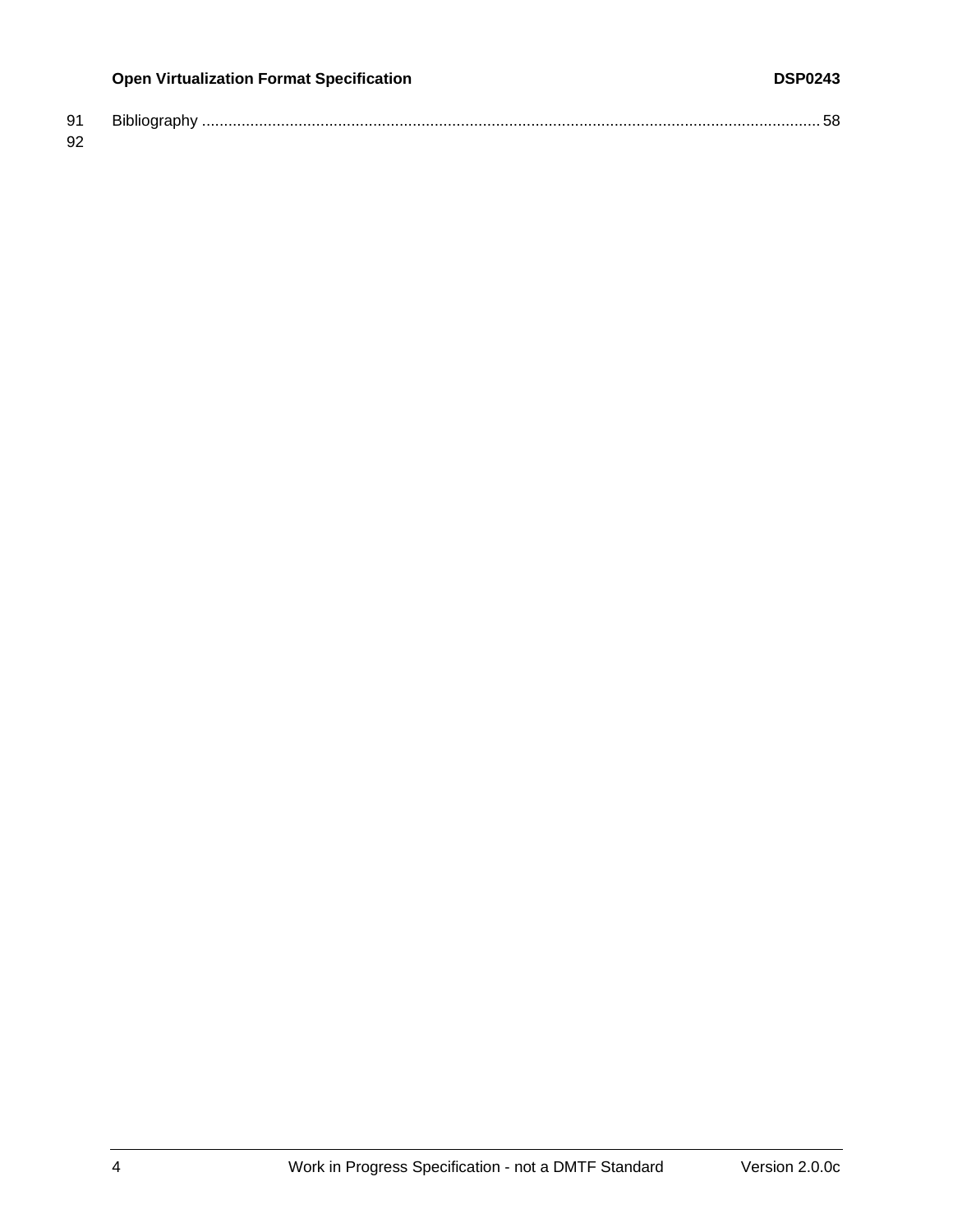Bibliography ............................................................................................................................................ 58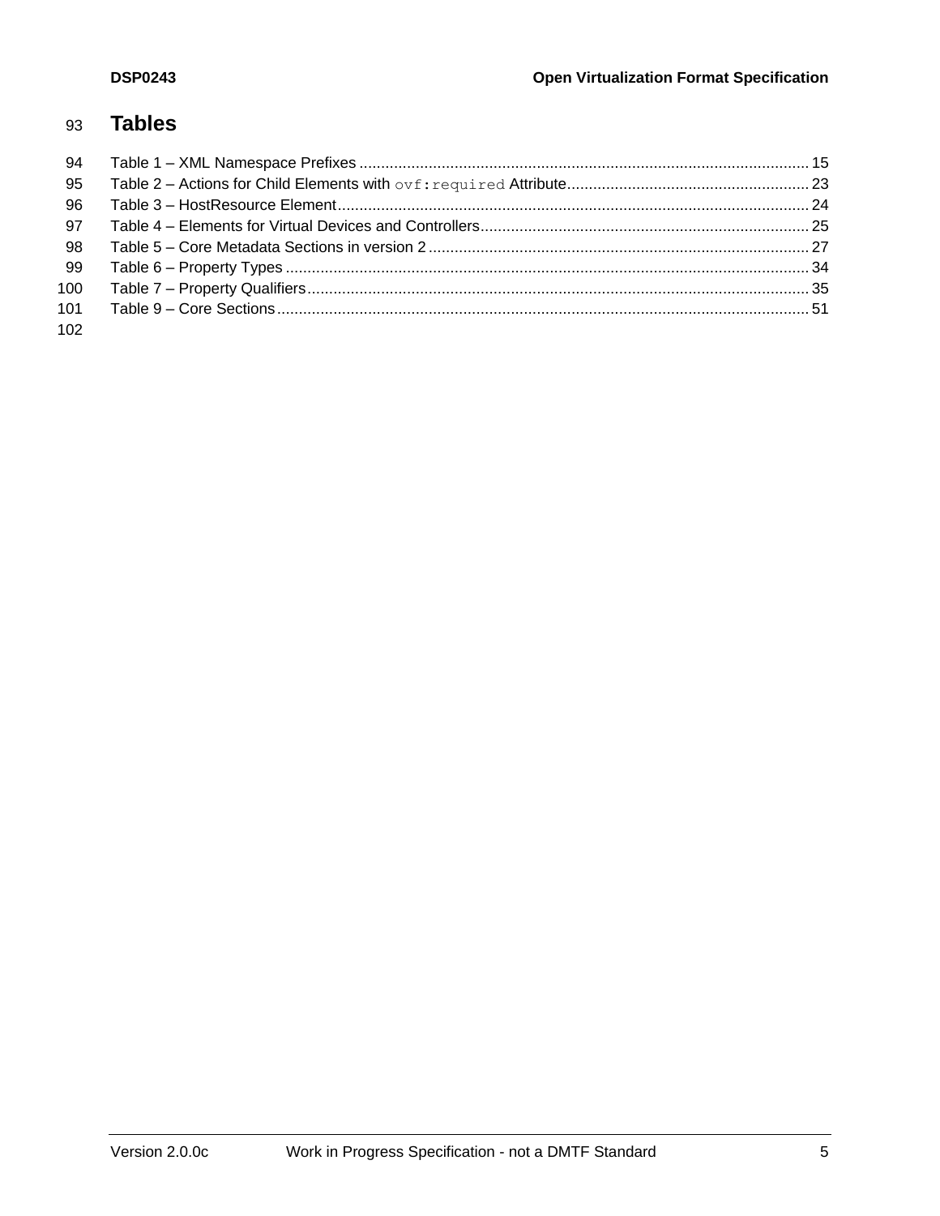# Tables

Table 1 – XML Namespace Prefixes ........................................................................................................ 15
Table 2 – Actions for Child Elements with `ovf:required` Attribute........................................................ 23
Table 3 – HostResource Element............................................................................................................. 24
Table 4 – Elements for Virtual Devices and Controllers............................................................................ 25
Table 5 – Core Metadata Sections in version 2 ........................................................................................ 27
Table 6 – Property Types ......................................................................................................................... 34
Table 7 – Property Qualifiers.................................................................................................................... 35
Table 9 – Core Sections........................................................................................................................... 51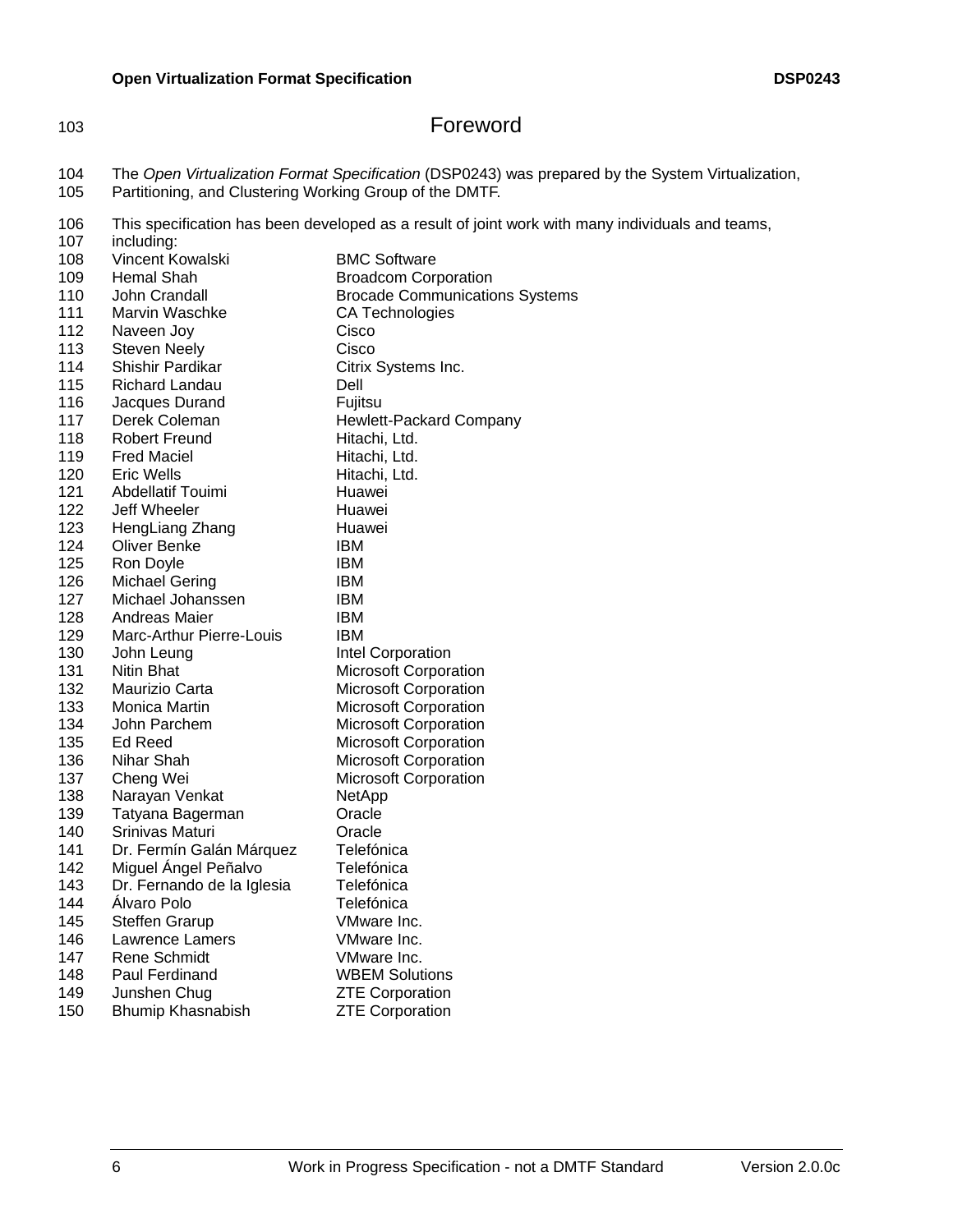# Foreword

The *Open Virtualization Format Specification* (DSP0243) was prepared by the System Virtualization, Partitioning, and Clustering Working Group of the DMTF.

This specification has been developed as a result of joint work with many individuals and teams, including:

| | |
|---|---|
| Vincent Kowalski | BMC Software |
| Hemal Shah | Broadcom Corporation |
| John Crandall | Brocade Communications Systems |
| Marvin Waschke | CA Technologies |
| Naveen Joy | Cisco |
| Steven Neely | Cisco |
| Shishir Pardikar | Citrix Systems Inc. |
| Richard Landau | Dell |
| Jacques Durand | Fujitsu |
| Derek Coleman | Hewlett-Packard Company |
| Robert Freund | Hitachi, Ltd. |
| Fred Maciel | Hitachi, Ltd. |
| Eric Wells | Hitachi, Ltd. |
| Abdellatif Touimi | Huawei |
| Jeff Wheeler | Huawei |
| HengLiang Zhang | Huawei |
| Oliver Benke | IBM |
| Ron Doyle | IBM |
| Michael Gering | IBM |
| Michael Johanssen | IBM |
| Andreas Maier | IBM |
| Marc-Arthur Pierre-Louis | IBM |
| John Leung | Intel Corporation |
| Nitin Bhat | Microsoft Corporation |
| Maurizio Carta | Microsoft Corporation |
| Monica Martin | Microsoft Corporation |
| John Parchem | Microsoft Corporation |
| Ed Reed | Microsoft Corporation |
| Nihar Shah | Microsoft Corporation |
| Cheng Wei | Microsoft Corporation |
| Narayan Venkat | NetApp |
| Tatyana Bagerman | Oracle |
| Srinivas Maturi | Oracle |
| Dr. Fermín Galán Márquez | Telefónica |
| Miguel Ángel Peñalvo | Telefónica |
| Dr. Fernando de la Iglesia | Telefónica |
| Álvaro Polo | Telefónica |
| Steffen Grarup | VMware Inc. |
| Lawrence Lamers | VMware Inc. |
| Rene Schmidt | VMware Inc. |
| Paul Ferdinand | WBEM Solutions |
| Junshen Chug | ZTE Corporation |
| Bhumip Khasnabish | ZTE Corporation |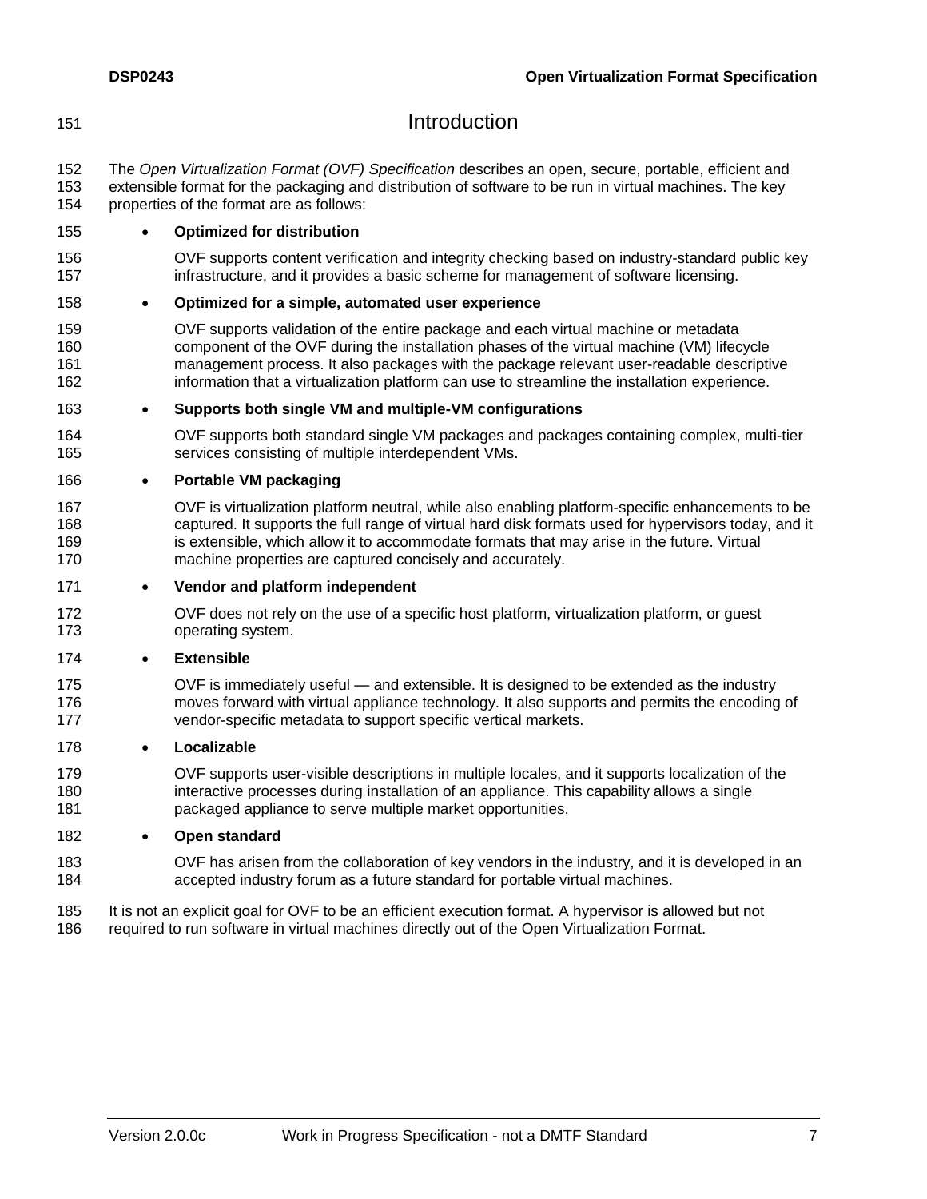# Introduction

The *Open Virtualization Format (OVF) Specification* describes an open, secure, portable, efficient and extensible format for the packaging and distribution of software to be run in virtual machines. The key properties of the format are as follows:

- **Optimized for distribution**

  OVF supports content verification and integrity checking based on industry-standard public key infrastructure, and it provides a basic scheme for management of software licensing.

- **Optimized for a simple, automated user experience**

  OVF supports validation of the entire package and each virtual machine or metadata component of the OVF during the installation phases of the virtual machine (VM) lifecycle management process. It also packages with the package relevant user-readable descriptive information that a virtualization platform can use to streamline the installation experience.

- **Supports both single VM and multiple-VM configurations**

  OVF supports both standard single VM packages and packages containing complex, multi-tier services consisting of multiple interdependent VMs.

- **Portable VM packaging**

  OVF is virtualization platform neutral, while also enabling platform-specific enhancements to be captured. It supports the full range of virtual hard disk formats used for hypervisors today, and it is extensible, which allow it to accommodate formats that may arise in the future. Virtual machine properties are captured concisely and accurately.

- **Vendor and platform independent**

  OVF does not rely on the use of a specific host platform, virtualization platform, or guest operating system.

- **Extensible**

  OVF is immediately useful — and extensible. It is designed to be extended as the industry moves forward with virtual appliance technology. It also supports and permits the encoding of vendor-specific metadata to support specific vertical markets.

- **Localizable**

  OVF supports user-visible descriptions in multiple locales, and it supports localization of the interactive processes during installation of an appliance. This capability allows a single packaged appliance to serve multiple market opportunities.

- **Open standard**

  OVF has arisen from the collaboration of key vendors in the industry, and it is developed in an accepted industry forum as a future standard for portable virtual machines.

It is not an explicit goal for OVF to be an efficient execution format. A hypervisor is allowed but not required to run software in virtual machines directly out of the Open Virtualization Format.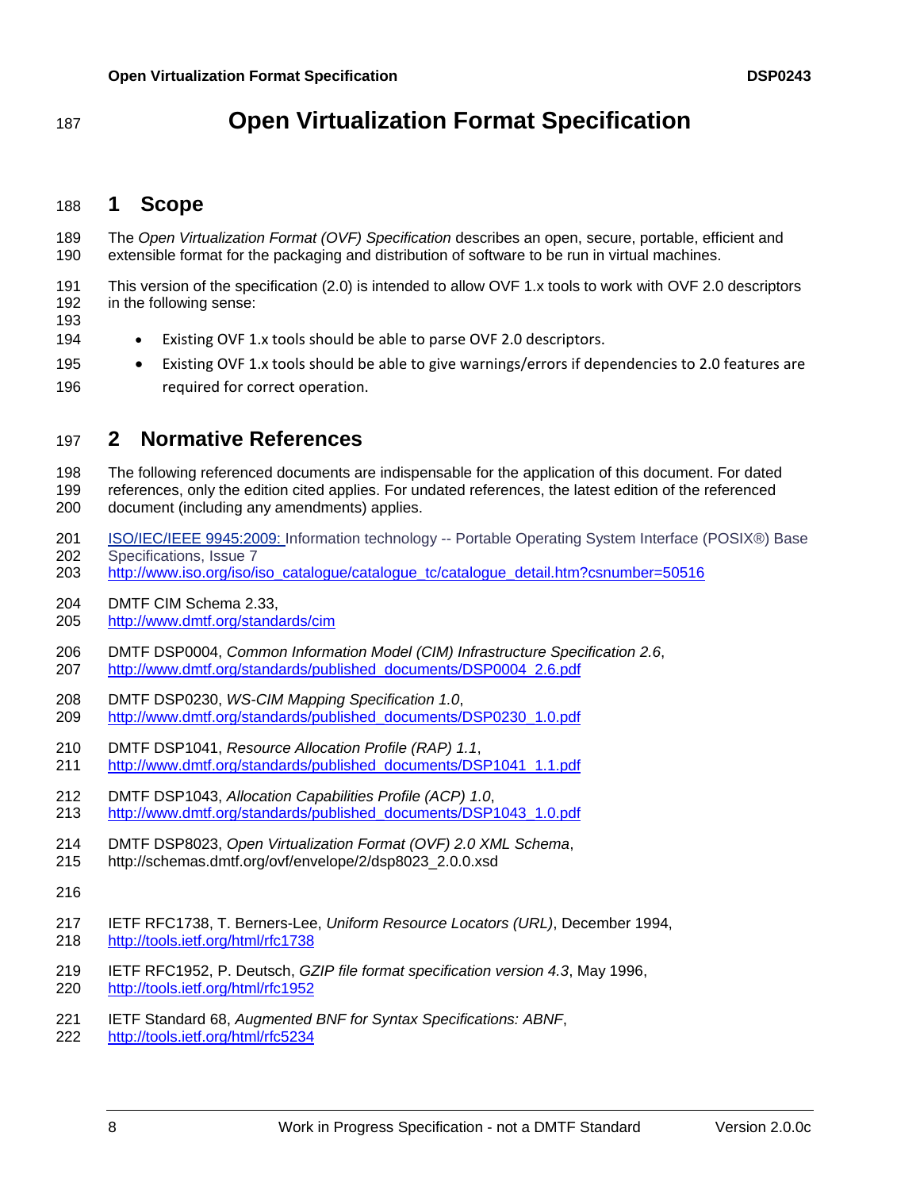# Open Virtualization Format Specification

## 1 Scope

The *Open Virtualization Format (OVF) Specification* describes an open, secure, portable, efficient and extensible format for the packaging and distribution of software to be run in virtual machines.

This version of the specification (2.0) is intended to allow OVF 1.x tools to work with OVF 2.0 descriptors in the following sense:

- Existing OVF 1.x tools should be able to parse OVF 2.0 descriptors.
- Existing OVF 1.x tools should be able to give warnings/errors if dependencies to 2.0 features are required for correct operation.

## 2 Normative References

The following referenced documents are indispensable for the application of this document. For dated references, only the edition cited applies. For undated references, the latest edition of the referenced document (including any amendments) applies.

ISO/IEC/IEEE 9945:2009: Information technology -- Portable Operating System Interface (POSIX®) Base Specifications, Issue 7
http://www.iso.org/iso/iso_catalogue/catalogue_tc/catalogue_detail.htm?csnumber=50516

DMTF CIM Schema 2.33,
http://www.dmtf.org/standards/cim

DMTF DSP0004, *Common Information Model (CIM) Infrastructure Specification 2.6*,
http://www.dmtf.org/standards/published_documents/DSP0004_2.6.pdf

DMTF DSP0230, *WS-CIM Mapping Specification 1.0*,
http://www.dmtf.org/standards/published_documents/DSP0230_1.0.pdf

DMTF DSP1041, *Resource Allocation Profile (RAP) 1.1*,
http://www.dmtf.org/standards/published_documents/DSP1041_1.1.pdf

DMTF DSP1043, *Allocation Capabilities Profile (ACP) 1.0*,
http://www.dmtf.org/standards/published_documents/DSP1043_1.0.pdf

DMTF DSP8023, *Open Virtualization Format (OVF) 2.0 XML Schema*,
http://schemas.dmtf.org/ovf/envelope/2/dsp8023_2.0.0.xsd

IETF RFC1738, T. Berners-Lee, *Uniform Resource Locators (URL)*, December 1994,
http://tools.ietf.org/html/rfc1738

IETF RFC1952, P. Deutsch, *GZIP file format specification version 4.3*, May 1996,
http://tools.ietf.org/html/rfc1952

IETF Standard 68, *Augmented BNF for Syntax Specifications: ABNF*,
http://tools.ietf.org/html/rfc5234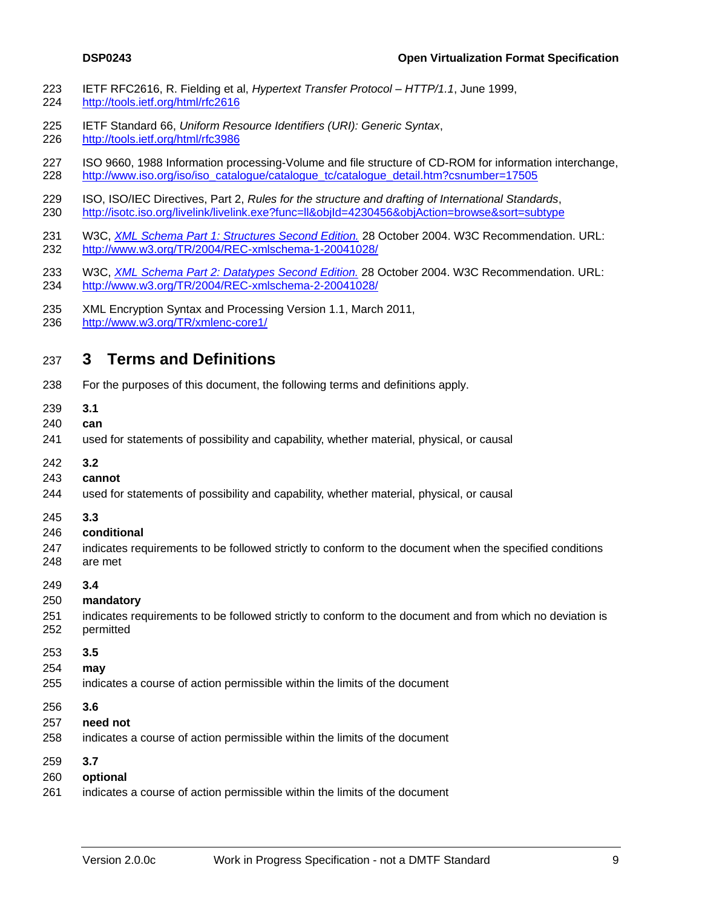IETF RFC2616, R. Fielding et al, *Hypertext Transfer Protocol – HTTP/1.1*, June 1999, http://tools.ietf.org/html/rfc2616

IETF Standard 66, *Uniform Resource Identifiers (URI): Generic Syntax*, http://tools.ietf.org/html/rfc3986

ISO 9660, 1988 Information processing-Volume and file structure of CD-ROM for information interchange, http://www.iso.org/iso/iso_catalogue/catalogue_tc/catalogue_detail.htm?csnumber=17505

ISO, ISO/IEC Directives, Part 2, *Rules for the structure and drafting of International Standards*, http://isotc.iso.org/livelink/livelink.exe?func=ll&objId=4230456&objAction=browse&sort=subtype

W3C, *XML Schema Part 1: Structures Second Edition.* 28 October 2004. W3C Recommendation. URL: http://www.w3.org/TR/2004/REC-xmlschema-1-20041028/

W3C, *XML Schema Part 2: Datatypes Second Edition.* 28 October 2004. W3C Recommendation. URL: http://www.w3.org/TR/2004/REC-xmlschema-2-20041028/

XML Encryption Syntax and Processing Version 1.1, March 2011, http://www.w3.org/TR/xmlenc-core1/

# 3 Terms and Definitions

For the purposes of this document, the following terms and definitions apply.

**3.1**
**can**
used for statements of possibility and capability, whether material, physical, or causal

**3.2**
**cannot**
used for statements of possibility and capability, whether material, physical, or causal

**3.3**
**conditional**
indicates requirements to be followed strictly to conform to the document when the specified conditions are met

**3.4**
**mandatory**
indicates requirements to be followed strictly to conform to the document and from which no deviation is permitted

**3.5**
**may**
indicates a course of action permissible within the limits of the document

**3.6**
**need not**
indicates a course of action permissible within the limits of the document

**3.7**
**optional**
indicates a course of action permissible within the limits of the document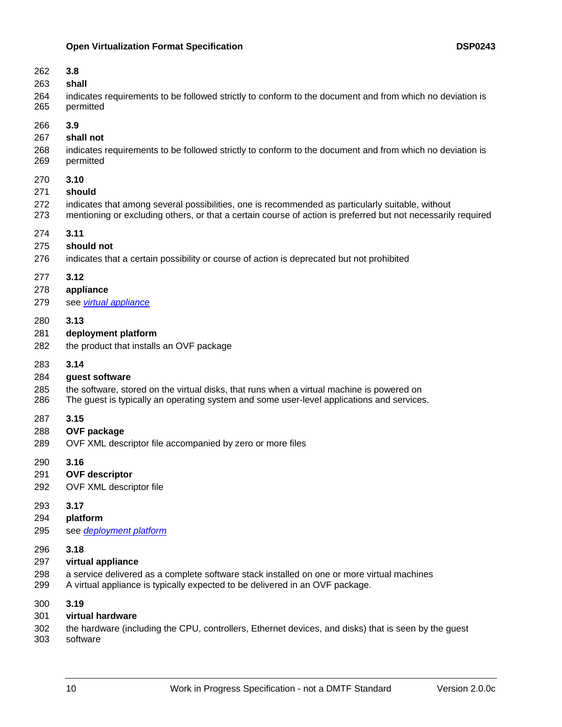**3.8**

**shall**

indicates requirements to be followed strictly to conform to the document and from which no deviation is permitted

**3.9**

**shall not**

indicates requirements to be followed strictly to conform to the document and from which no deviation is permitted

**3.10**

**should**

indicates that among several possibilities, one is recommended as particularly suitable, without mentioning or excluding others, or that a certain course of action is preferred but not necessarily required

**3.11**

**should not**

indicates that a certain possibility or course of action is deprecated but not prohibited

**3.12**

**appliance**

see *virtual appliance*

**3.13**

**deployment platform**

the product that installs an OVF package

**3.14**

**guest software**

the software, stored on the virtual disks, that runs when a virtual machine is powered on
The guest is typically an operating system and some user-level applications and services.

**3.15**

**OVF package**

OVF XML descriptor file accompanied by zero or more files

**3.16**

**OVF descriptor**

OVF XML descriptor file

**3.17**

**platform**

see *deployment platform*

**3.18**

**virtual appliance**

a service delivered as a complete software stack installed on one or more virtual machines
A virtual appliance is typically expected to be delivered in an OVF package.

**3.19**

**virtual hardware**

the hardware (including the CPU, controllers, Ethernet devices, and disks) that is seen by the guest software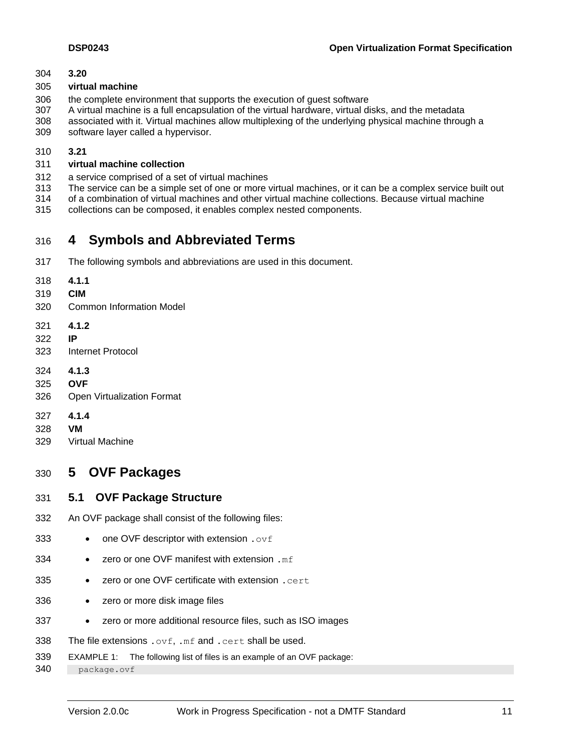**3.20**

**virtual machine**

the complete environment that supports the execution of guest software
A virtual machine is a full encapsulation of the virtual hardware, virtual disks, and the metadata associated with it. Virtual machines allow multiplexing of the underlying physical machine through a software layer called a hypervisor.

**3.21**

**virtual machine collection**

a service comprised of a set of virtual machines
The service can be a simple set of one or more virtual machines, or it can be a complex service built out of a combination of virtual machines and other virtual machine collections. Because virtual machine collections can be composed, it enables complex nested components.

# 4 Symbols and Abbreviated Terms

The following symbols and abbreviations are used in this document.

**4.1.1**

**CIM**

Common Information Model

**4.1.2**

**IP**

Internet Protocol

**4.1.3**

**OVF**

Open Virtualization Format

**4.1.4**

**VM**

Virtual Machine

# 5 OVF Packages

## 5.1 OVF Package Structure

An OVF package shall consist of the following files:

- one OVF descriptor with extension `.ovf`
- zero or one OVF manifest with extension `.mf`
- zero or one OVF certificate with extension `.cert`
- zero or more disk image files
- zero or more additional resource files, such as ISO images

The file extensions `.ovf`, `.mf` and `.cert` shall be used.

EXAMPLE 1: The following list of files is an example of an OVF package:

```
package.ovf
```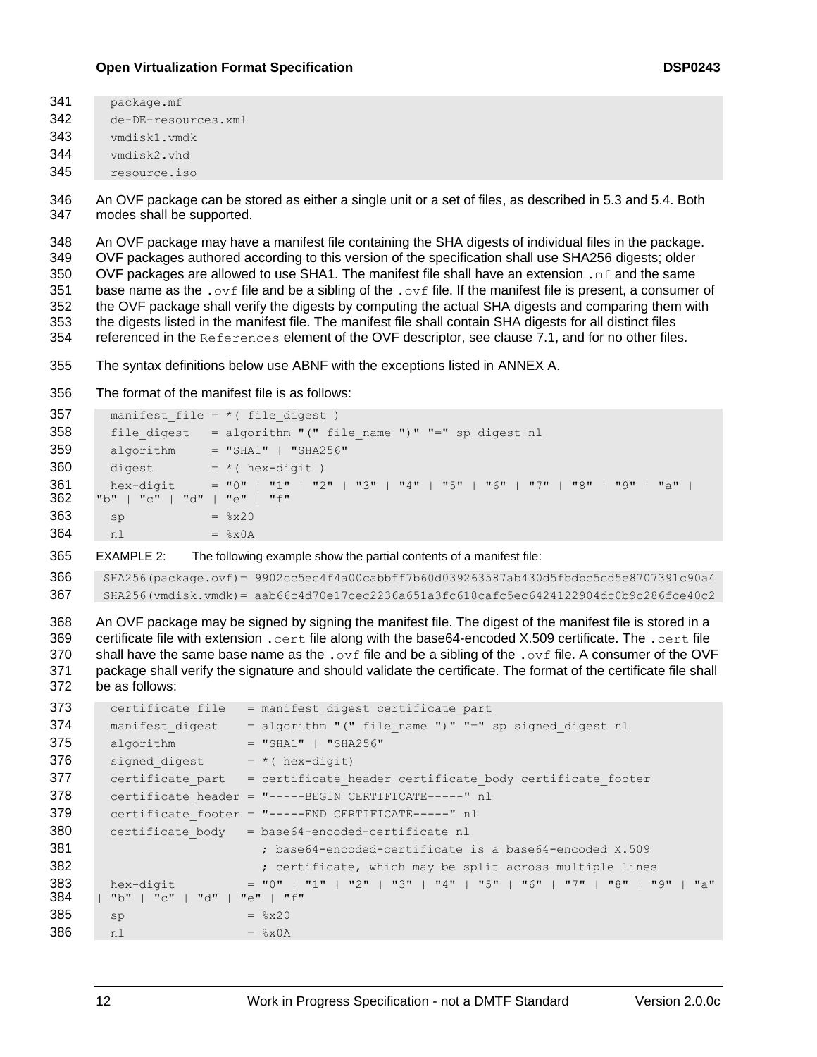```
package.mf
de-DE-resources.xml
vmdisk1.vmdk
vmdisk2.vhd
resource.iso
```

An OVF package can be stored as either a single unit or a set of files, as described in 5.3 and 5.4. Both modes shall be supported.

An OVF package may have a manifest file containing the SHA digests of individual files in the package. OVF packages authored according to this version of the specification shall use SHA256 digests; older OVF packages are allowed to use SHA1. The manifest file shall have an extension `.mf` and the same base name as the `.ovf` file and be a sibling of the `.ovf` file. If the manifest file is present, a consumer of the OVF package shall verify the digests by computing the actual SHA digests and comparing them with the digests listed in the manifest file. The manifest file shall contain SHA digests for all distinct files referenced in the `References` element of the OVF descriptor, see clause 7.1, and for no other files.

The syntax definitions below use ABNF with the exceptions listed in ANNEX A.

The format of the manifest file is as follows:

```
manifest_file = *( file_digest )
file_digest   = algorithm "(" file_name ")" "=" sp digest nl
algorithm     = "SHA1" | "SHA256"
digest        = *( hex-digit )
hex-digit     = "0" | "1" | "2" | "3" | "4" | "5" | "6" | "7" | "8" | "9" | "a" |
"b" | "c" | "d" | "e" | "f"
sp            = %x20
nl            = %x0A
```

EXAMPLE 2: The following example show the partial contents of a manifest file:

```
SHA256(package.ovf)= 9902cc5ec4f4a00cabbff7b60d039263587ab430d5fbdbc5cd5e8707391c90a4
SHA256(vmdisk.vmdk)= aab66c4d70e17cec2236a651a3fc618cafc5ec6424122904dc0b9c286fce40c2
```

An OVF package may be signed by signing the manifest file. The digest of the manifest file is stored in a certificate file with extension `.cert` file along with the base64-encoded X.509 certificate. The `.cert` file shall have the same base name as the `.ovf` file and be a sibling of the `.ovf` file. A consumer of the OVF package shall verify the signature and should validate the certificate. The format of the certificate file shall be as follows:

```
certificate_file   = manifest_digest certificate_part
manifest_digest    = algorithm "(" file_name ")" "=" sp signed_digest nl
algorithm          = "SHA1" | "SHA256"
signed_digest      = *( hex-digit)
certificate_part   = certificate_header certificate_body certificate_footer
certificate_header = "-----BEGIN CERTIFICATE-----" nl
certificate_footer = "-----END CERTIFICATE-----" nl
certificate_body   = base64-encoded-certificate nl
                     ; base64-encoded-certificate is a base64-encoded X.509
                     ; certificate, which may be split across multiple lines
hex-digit          = "0" | "1" | "2" | "3" | "4" | "5" | "6" | "7" | "8" | "9" | "a"
| "b" | "c" | "d" | "e" | "f"
sp                 = %x20
nl                 = %x0A
```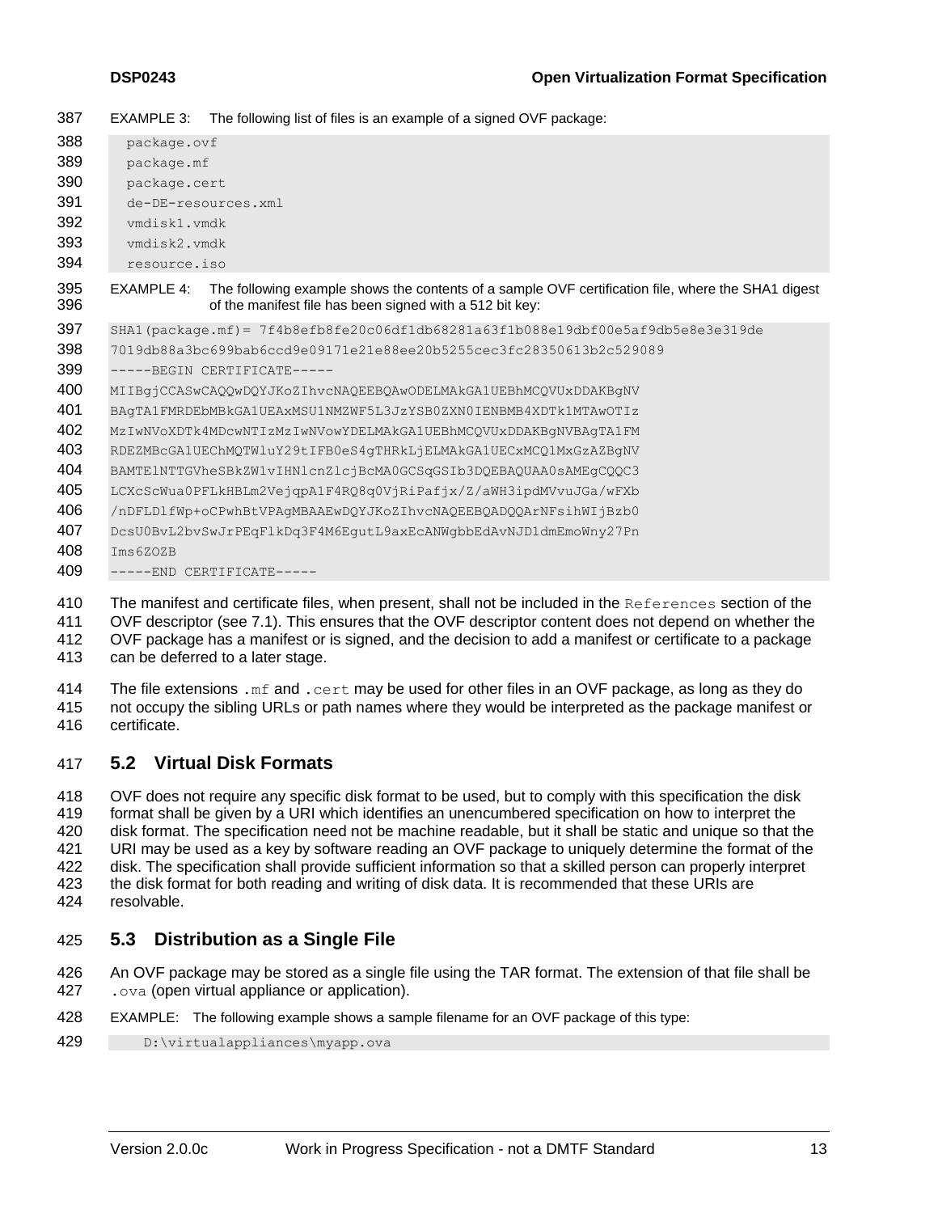EXAMPLE 3: The following list of files is an example of a signed OVF package:

```
package.ovf
package.mf
package.cert
de-DE-resources.xml
vmdisk1.vmdk
vmdisk2.vmdk
resource.iso
```

EXAMPLE 4: The following example shows the contents of a sample OVF certification file, where the SHA1 digest of the manifest file has been signed with a 512 bit key:

```
SHA1(package.mf)= 7f4b8efb8fe20c06df1db68281a63f1b088e19dbf00e5af9db5e8e3e319de
7019db88a3bc699bab6ccd9e09171e21e88ee20b5255cec3fc28350613b2c529089
-----BEGIN CERTIFICATE-----
MIIBgjCCASwCAQQwDQYJKoZIhvcNAQEEBQAwODELMAkGA1UEBhMCQVUxDDAKBgNV
BAgTA1FMRDEbMBkGA1UEAxMSU1NMZWF5L3JzYSB0ZXN0IENBMB4XDTk1MTAwOTIz
MzIwNVoXDTk4MDcwNTIzMzIwNVowYDELMAkGA1UEBhMCQVUxDDAKBgNVBAgTA1FM
RDEZMBcGA1UEChMQTWluY29tIFB0eS4gTHRkLjELMAkGA1UECxMCQ1MxGzAZBgNV
BAMTElNTTGVheSBkZW1vIHNlcnZlcjBcMA0GCSqGSIb3DQEBAQUAA0sAMEgCQQC3
LCXcScWua0PFLkHBLm2VejqpA1F4RQ8q0VjRiPafjx/Z/aWH3ipdMVvuJGa/wFXb
/nDFLDlfWp+oCPwhBtVPAgMBAAEwDQYJKoZIhvcNAQEEBQADQQArNFsihWIjBzb0
DcsU0BvL2bvSwJrPEqFlkDq3F4M6EgutL9axEcANWgbbEdAvNJD1dmEmoWny27Pn
Ims6ZOZB
-----END CERTIFICATE-----
```

The manifest and certificate files, when present, shall not be included in the `References` section of the OVF descriptor (see 7.1). This ensures that the OVF descriptor content does not depend on whether the OVF package has a manifest or is signed, and the decision to add a manifest or certificate to a package can be deferred to a later stage.

The file extensions `.mf` and `.cert` may be used for other files in an OVF package, as long as they do not occupy the sibling URLs or path names where they would be interpreted as the package manifest or certificate.

## 5.2 Virtual Disk Formats

OVF does not require any specific disk format to be used, but to comply with this specification the disk format shall be given by a URI which identifies an unencumbered specification on how to interpret the disk format. The specification need not be machine readable, but it shall be static and unique so that the URI may be used as a key by software reading an OVF package to uniquely determine the format of the disk. The specification shall provide sufficient information so that a skilled person can properly interpret the disk format for both reading and writing of disk data. It is recommended that these URIs are resolvable.

## 5.3 Distribution as a Single File

An OVF package may be stored as a single file using the TAR format. The extension of that file shall be `.ova` (open virtual appliance or application).

EXAMPLE: The following example shows a sample filename for an OVF package of this type:

```
D:\virtualappliances\myapp.ova
```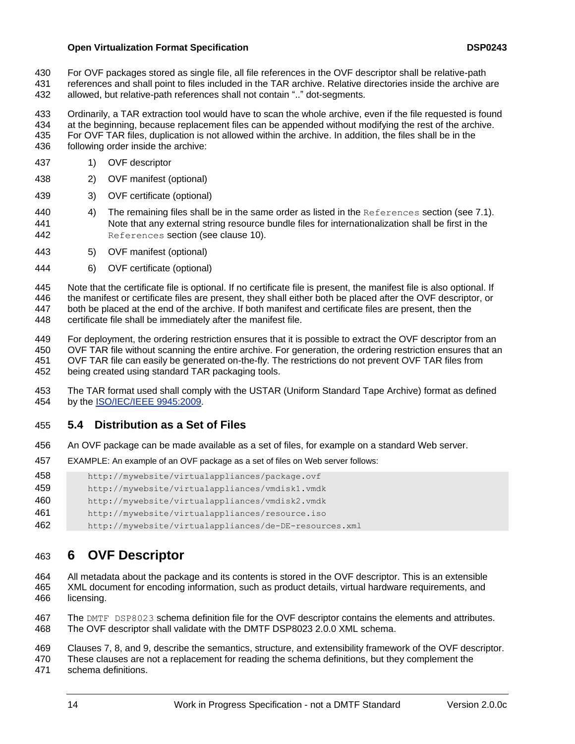For OVF packages stored as single file, all file references in the OVF descriptor shall be relative-path references and shall point to files included in the TAR archive. Relative directories inside the archive are allowed, but relative-path references shall not contain ".." dot-segments.

Ordinarily, a TAR extraction tool would have to scan the whole archive, even if the file requested is found at the beginning, because replacement files can be appended without modifying the rest of the archive. For OVF TAR files, duplication is not allowed within the archive. In addition, the files shall be in the following order inside the archive:

1) OVF descriptor
2) OVF manifest (optional)
3) OVF certificate (optional)
4) The remaining files shall be in the same order as listed in the `References` section (see 7.1). Note that any external string resource bundle files for internationalization shall be first in the `References` section (see clause 10).
5) OVF manifest (optional)
6) OVF certificate (optional)

Note that the certificate file is optional. If no certificate file is present, the manifest file is also optional. If the manifest or certificate files are present, they shall either both be placed after the OVF descriptor, or both be placed at the end of the archive. If both manifest and certificate files are present, then the certificate file shall be immediately after the manifest file.

For deployment, the ordering restriction ensures that it is possible to extract the OVF descriptor from an OVF TAR file without scanning the entire archive. For generation, the ordering restriction ensures that an OVF TAR file can easily be generated on-the-fly. The restrictions do not prevent OVF TAR files from being created using standard TAR packaging tools.

The TAR format used shall comply with the USTAR (Uniform Standard Tape Archive) format as defined by the ISO/IEC/IEEE 9945:2009.

## 5.4 Distribution as a Set of Files

An OVF package can be made available as a set of files, for example on a standard Web server.

EXAMPLE: An example of an OVF package as a set of files on Web server follows:

```
http://mywebsite/virtualappliances/package.ovf
http://mywebsite/virtualappliances/vmdisk1.vmdk
http://mywebsite/virtualappliances/vmdisk2.vmdk
http://mywebsite/virtualappliances/resource.iso
http://mywebsite/virtualappliances/de-DE-resources.xml
```

# 6 OVF Descriptor

All metadata about the package and its contents is stored in the OVF descriptor. This is an extensible XML document for encoding information, such as product details, virtual hardware requirements, and licensing.

The `DMTF DSP8023` schema definition file for the OVF descriptor contains the elements and attributes. The OVF descriptor shall validate with the DMTF DSP8023 2.0.0 XML schema.

Clauses 7, 8, and 9, describe the semantics, structure, and extensibility framework of the OVF descriptor. These clauses are not a replacement for reading the schema definitions, but they complement the schema definitions.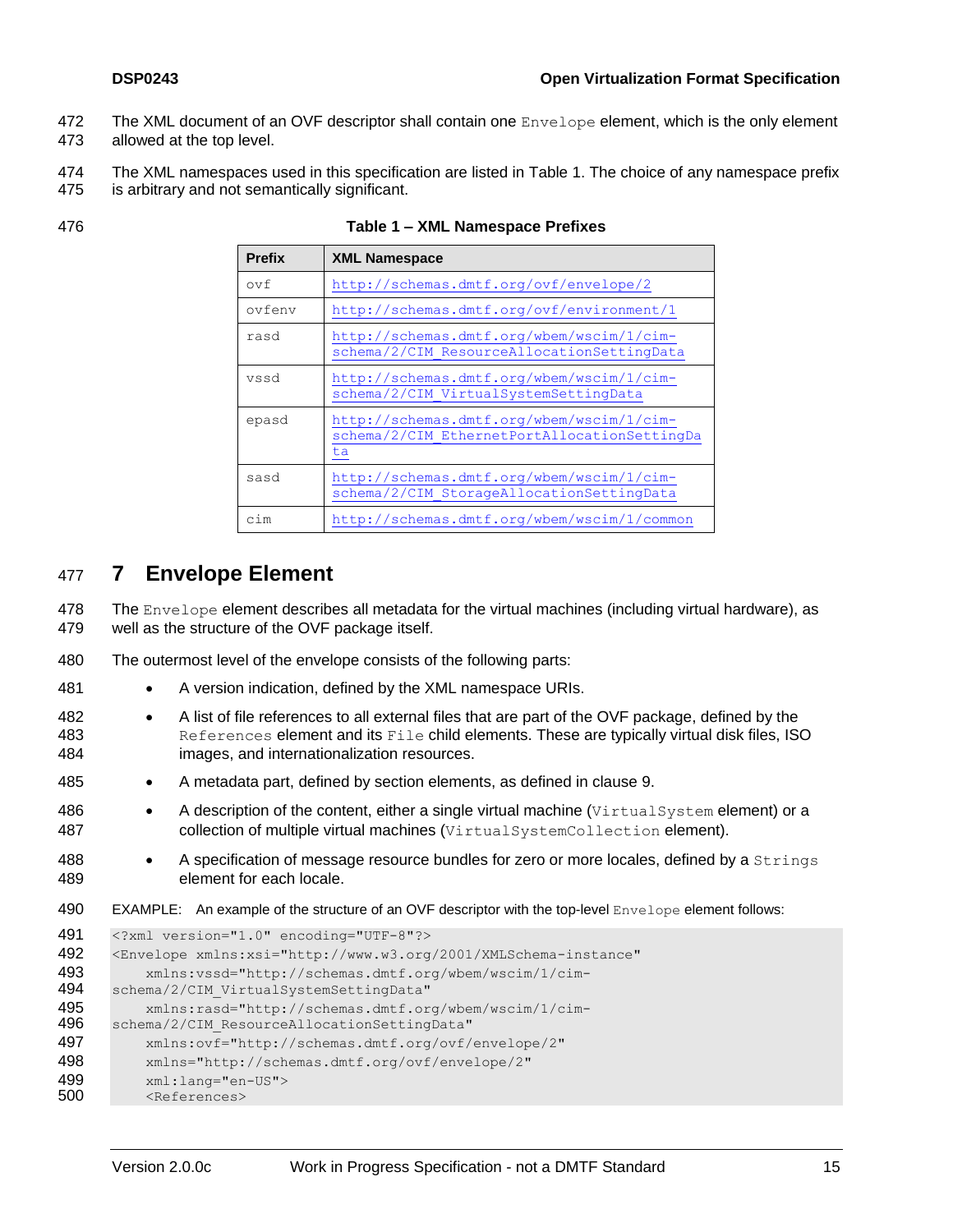The XML document of an OVF descriptor shall contain one `Envelope` element, which is the only element allowed at the top level.

The XML namespaces used in this specification are listed in Table 1. The choice of any namespace prefix is arbitrary and not semantically significant.

**Table 1 – XML Namespace Prefixes**

| Prefix | XML Namespace |
|---|---|
| `ovf` | http://schemas.dmtf.org/ovf/envelope/2 |
| `ovfenv` | http://schemas.dmtf.org/ovf/environment/1 |
| `rasd` | http://schemas.dmtf.org/wbem/wscim/1/cim-schema/2/CIM_ResourceAllocationSettingData |
| `vssd` | http://schemas.dmtf.org/wbem/wscim/1/cim-schema/2/CIM_VirtualSystemSettingData |
| `epasd` | http://schemas.dmtf.org/wbem/wscim/1/cim-schema/2/CIM_EthernetPortAllocationSettingData |
| `sasd` | http://schemas.dmtf.org/wbem/wscim/1/cim-schema/2/CIM_StorageAllocationSettingData |
| `cim` | http://schemas.dmtf.org/wbem/wscim/1/common |

# 7 Envelope Element

The `Envelope` element describes all metadata for the virtual machines (including virtual hardware), as well as the structure of the OVF package itself.

The outermost level of the envelope consists of the following parts:

- A version indication, defined by the XML namespace URIs.
- A list of file references to all external files that are part of the OVF package, defined by the `References` element and its `File` child elements. These are typically virtual disk files, ISO images, and internationalization resources.
- A metadata part, defined by section elements, as defined in clause 9.
- A description of the content, either a single virtual machine (`VirtualSystem` element) or a collection of multiple virtual machines (`VirtualSystemCollection` element).
- A specification of message resource bundles for zero or more locales, defined by a `Strings` element for each locale.

EXAMPLE: An example of the structure of an OVF descriptor with the top-level `Envelope` element follows:

```
<?xml version="1.0" encoding="UTF-8"?>
<Envelope xmlns:xsi="http://www.w3.org/2001/XMLSchema-instance"
    xmlns:vssd="http://schemas.dmtf.org/wbem/wscim/1/cim-
schema/2/CIM_VirtualSystemSettingData"
    xmlns:rasd="http://schemas.dmtf.org/wbem/wscim/1/cim-
schema/2/CIM_ResourceAllocationSettingData"
    xmlns:ovf="http://schemas.dmtf.org/ovf/envelope/2"
    xmlns="http://schemas.dmtf.org/ovf/envelope/2"
    xml:lang="en-US">
    <References>
```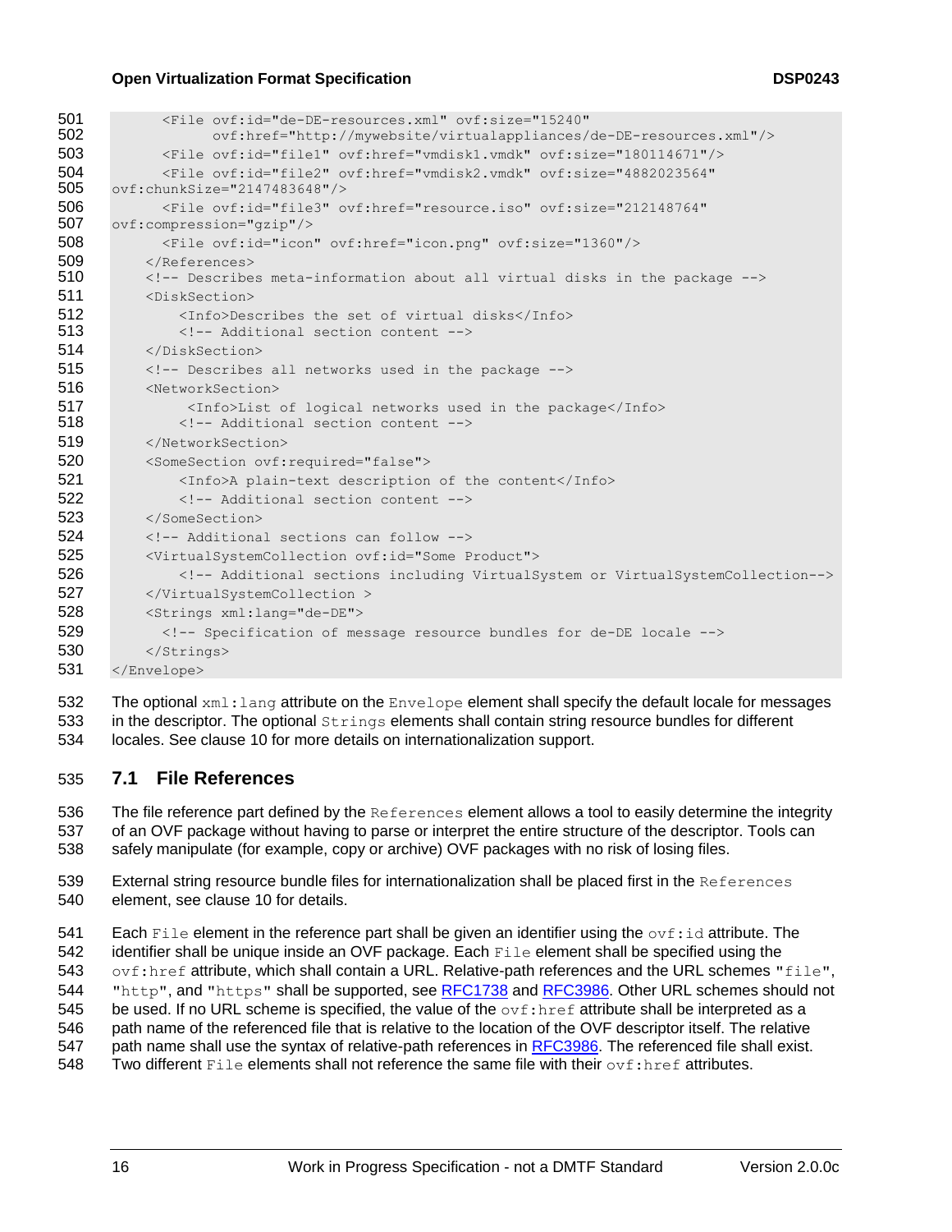```
      <File ovf:id="de-DE-resources.xml" ovf:size="15240"
            ovf:href="http://mywebsite/virtualappliances/de-DE-resources.xml"/>
      <File ovf:id="file1" ovf:href="vmdisk1.vmdk" ovf:size="180114671"/>
      <File ovf:id="file2" ovf:href="vmdisk2.vmdk" ovf:size="4882023564"
ovf:chunkSize="2147483648"/>
      <File ovf:id="file3" ovf:href="resource.iso" ovf:size="212148764"
ovf:compression="gzip"/>
      <File ovf:id="icon" ovf:href="icon.png" ovf:size="1360"/>
    </References>
    <!-- Describes meta-information about all virtual disks in the package -->
    <DiskSection>
        <Info>Describes the set of virtual disks</Info>
        <!-- Additional section content -->
    </DiskSection>
    <!-- Describes all networks used in the package -->
    <NetworkSection>
         <Info>List of logical networks used in the package</Info>
        <!-- Additional section content -->
    </NetworkSection>
    <SomeSection ovf:required="false">
        <Info>A plain-text description of the content</Info>
        <!-- Additional section content -->
    </SomeSection>
    <!-- Additional sections can follow -->
    <VirtualSystemCollection ovf:id="Some Product">
        <!-- Additional sections including VirtualSystem or VirtualSystemCollection-->
    </VirtualSystemCollection >
    <Strings xml:lang="de-DE">
      <!-- Specification of message resource bundles for de-DE locale -->
    </Strings>
</Envelope>
```

The optional `xml:lang` attribute on the `Envelope` element shall specify the default locale for messages in the descriptor. The optional `Strings` elements shall contain string resource bundles for different locales. See clause 10 for more details on internationalization support.

## 7.1 File References

The file reference part defined by the `References` element allows a tool to easily determine the integrity of an OVF package without having to parse or interpret the entire structure of the descriptor. Tools can safely manipulate (for example, copy or archive) OVF packages with no risk of losing files.

External string resource bundle files for internationalization shall be placed first in the `References` element, see clause 10 for details.

Each `File` element in the reference part shall be given an identifier using the `ovf:id` attribute. The identifier shall be unique inside an OVF package. Each `File` element shall be specified using the `ovf:href` attribute, which shall contain a URL. Relative-path references and the URL schemes `"file"`, `"http"`, and `"https"` shall be supported, see RFC1738 and RFC3986. Other URL schemes should not be used. If no URL scheme is specified, the value of the `ovf:href` attribute shall be interpreted as a path name of the referenced file that is relative to the location of the OVF descriptor itself. The relative path name shall use the syntax of relative-path references in RFC3986. The referenced file shall exist. Two different `File` elements shall not reference the same file with their `ovf:href` attributes.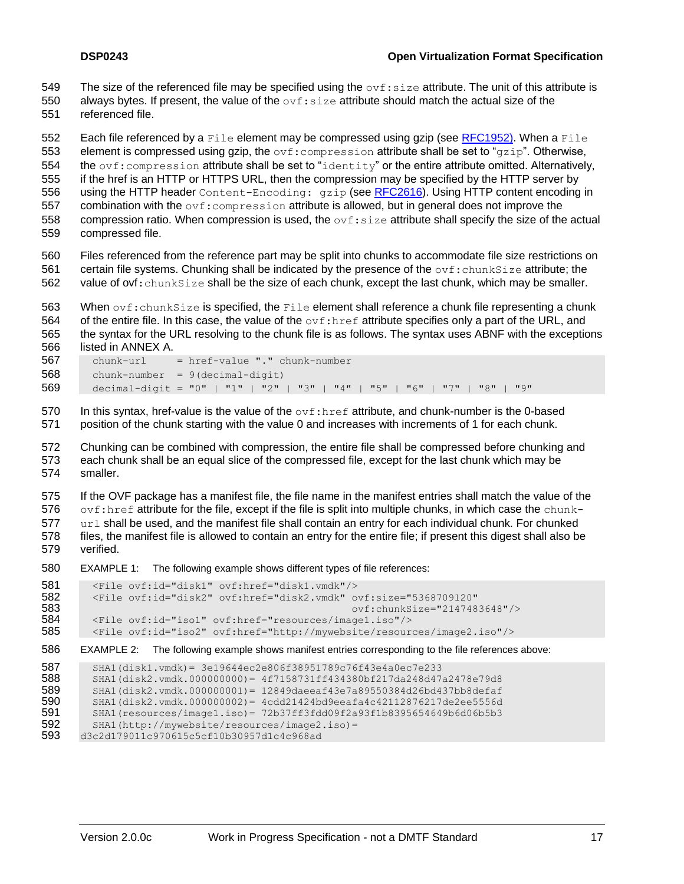The size of the referenced file may be specified using the `ovf:size` attribute. The unit of this attribute is always bytes. If present, the value of the `ovf:size` attribute should match the actual size of the referenced file.

Each file referenced by a `File` element may be compressed using gzip (see RFC1952). When a `File` element is compressed using gzip, the `ovf:compression` attribute shall be set to "`gzip`". Otherwise, the `ovf:compression` attribute shall be set to "`identity`" or the entire attribute omitted. Alternatively, if the href is an HTTP or HTTPS URL, then the compression may be specified by the HTTP server by using the HTTP header `Content-Encoding: gzip` (see RFC2616). Using HTTP content encoding in combination with the `ovf:compression` attribute is allowed, but in general does not improve the compression ratio. When compression is used, the `ovf:size` attribute shall specify the size of the actual compressed file.

Files referenced from the reference part may be split into chunks to accommodate file size restrictions on certain file systems. Chunking shall be indicated by the presence of the `ovf:chunkSize` attribute; the value of ovf:`chunkSize` shall be the size of each chunk, except the last chunk, which may be smaller.

When `ovf:chunkSize` is specified, the `File` element shall reference a chunk file representing a chunk of the entire file. In this case, the value of the `ovf:href` attribute specifies only a part of the URL, and the syntax for the URL resolving to the chunk file is as follows. The syntax uses ABNF with the exceptions listed in ANNEX A.

```
chunk-url     = href-value "." chunk-number
chunk-number  = 9(decimal-digit)
decimal-digit = "0" | "1" | "2" | "3" | "4" | "5" | "6" | "7" | "8" | "9"
```

In this syntax, href-value is the value of the `ovf:href` attribute, and chunk-number is the 0-based position of the chunk starting with the value 0 and increases with increments of 1 for each chunk.

Chunking can be combined with compression, the entire file shall be compressed before chunking and each chunk shall be an equal slice of the compressed file, except for the last chunk which may be smaller.

If the OVF package has a manifest file, the file name in the manifest entries shall match the value of the `ovf:href` attribute for the file, except if the file is split into multiple chunks, in which case the `chunk-url` shall be used, and the manifest file shall contain an entry for each individual chunk. For chunked files, the manifest file is allowed to contain an entry for the entire file; if present this digest shall also be verified.

EXAMPLE 1: The following example shows different types of file references:

```
<File ovf:id="disk1" ovf:href="disk1.vmdk"/>
<File ovf:id="disk2" ovf:href="disk2.vmdk" ovf:size="5368709120"
                                           ovf:chunkSize="2147483648"/>
<File ovf:id="iso1" ovf:href="resources/image1.iso"/>
<File ovf:id="iso2" ovf:href="http://mywebsite/resources/image2.iso"/>
```

EXAMPLE 2: The following example shows manifest entries corresponding to the file references above:

```
SHA1(disk1.vmdk)= 3e19644ec2e806f38951789c76f43e4a0ec7e233
SHA1(disk2.vmdk.000000000)= 4f7158731ff434380bf217da248d47a2478e79d8
SHA1(disk2.vmdk.000000001)= 12849daeeaf43e7a89550384d26bd437bb8defaf
SHA1(disk2.vmdk.000000002)= 4cdd21424bd9eeafa4c42112876217de2ee5556d
SHA1(resources/image1.iso)= 72b37ff3fdd09f2a93f1b8395654649b6d06b5b3
SHA1(http://mywebsite/resources/image2.iso)=
d3c2d179011c970615c5cf10b30957d1c4c968ad
```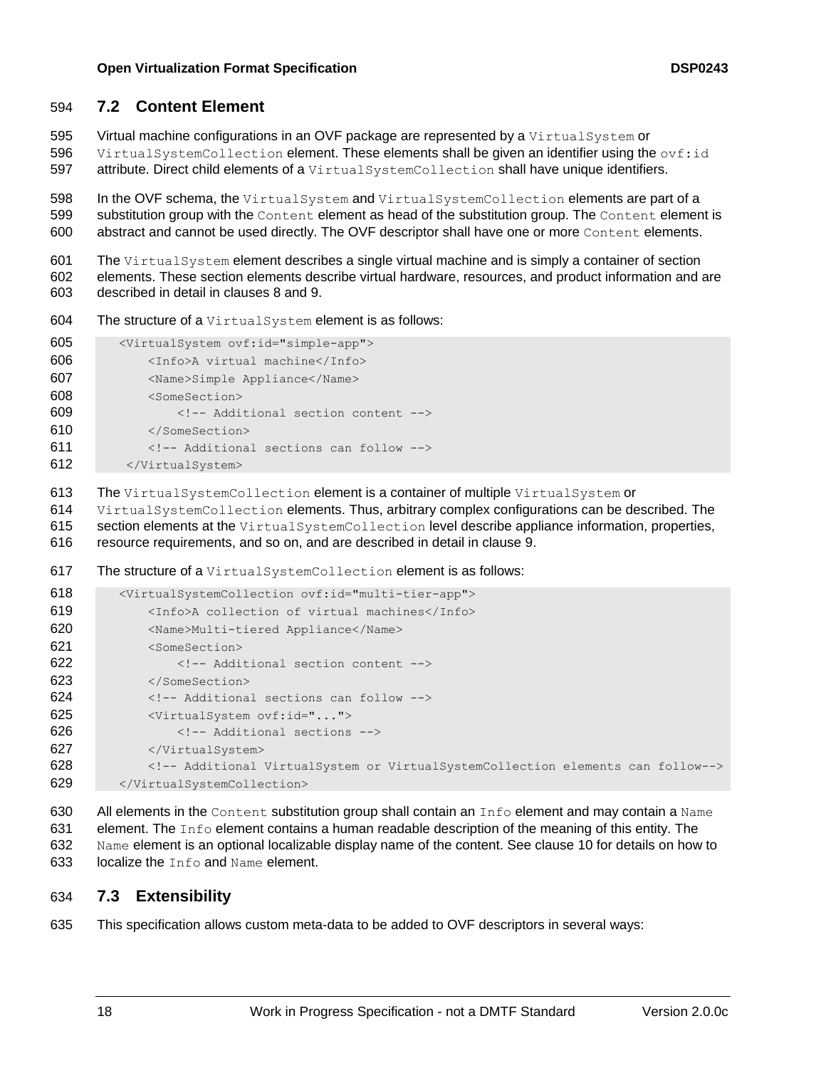## 7.2 Content Element

Virtual machine configurations in an OVF package are represented by a `VirtualSystem` or `VirtualSystemCollection` element. These elements shall be given an identifier using the `ovf:id` attribute. Direct child elements of a `VirtualSystemCollection` shall have unique identifiers.

In the OVF schema, the `VirtualSystem` and `VirtualSystemCollection` elements are part of a substitution group with the `Content` element as head of the substitution group. The `Content` element is abstract and cannot be used directly. The OVF descriptor shall have one or more `Content` elements.

The `VirtualSystem` element describes a single virtual machine and is simply a container of section elements. These section elements describe virtual hardware, resources, and product information and are described in detail in clauses 8 and 9.

The structure of a `VirtualSystem` element is as follows:

```
<VirtualSystem ovf:id="simple-app">
    <Info>A virtual machine</Info>
    <Name>Simple Appliance</Name>
    <SomeSection>
        <!-- Additional section content -->
    </SomeSection>
    <!-- Additional sections can follow -->
</VirtualSystem>
```

The `VirtualSystemCollection` element is a container of multiple `VirtualSystem` or `VirtualSystemCollection` elements. Thus, arbitrary complex configurations can be described. The section elements at the `VirtualSystemCollection` level describe appliance information, properties, resource requirements, and so on, and are described in detail in clause 9.

The structure of a `VirtualSystemCollection` element is as follows:

```
<VirtualSystemCollection ovf:id="multi-tier-app">
    <Info>A collection of virtual machines</Info>
    <Name>Multi-tiered Appliance</Name>
    <SomeSection>
        <!-- Additional section content -->
    </SomeSection>
    <!-- Additional sections can follow -->
    <VirtualSystem ovf:id="...">
        <!-- Additional sections -->
    </VirtualSystem>
    <!-- Additional VirtualSystem or VirtualSystemCollection elements can follow-->
</VirtualSystemCollection>
```

All elements in the `Content` substitution group shall contain an `Info` element and may contain a `Name` element. The `Info` element contains a human readable description of the meaning of this entity. The `Name` element is an optional localizable display name of the content. See clause 10 for details on how to localize the `Info` and `Name` element.

## 7.3 Extensibility

This specification allows custom meta-data to be added to OVF descriptors in several ways: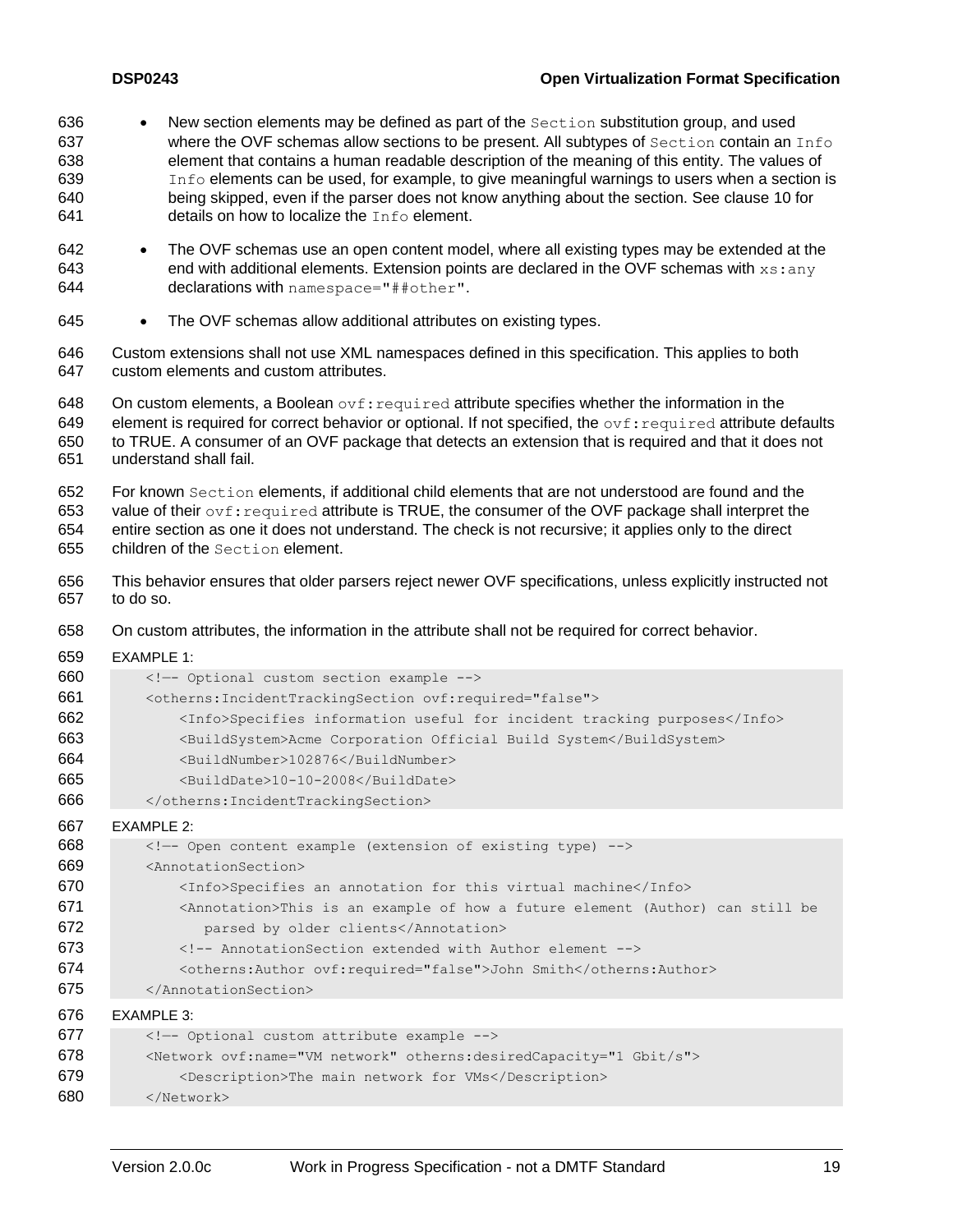- New section elements may be defined as part of the `Section` substitution group, and used where the OVF schemas allow sections to be present. All subtypes of `Section` contain an `Info` element that contains a human readable description of the meaning of this entity. The values of `Info` elements can be used, for example, to give meaningful warnings to users when a section is being skipped, even if the parser does not know anything about the section. See clause 10 for details on how to localize the `Info` element.
- The OVF schemas use an open content model, where all existing types may be extended at the end with additional elements. Extension points are declared in the OVF schemas with `xs:any` declarations with `namespace="##other"`.
- The OVF schemas allow additional attributes on existing types.

Custom extensions shall not use XML namespaces defined in this specification. This applies to both custom elements and custom attributes.

On custom elements, a Boolean `ovf:required` attribute specifies whether the information in the element is required for correct behavior or optional. If not specified, the `ovf:required` attribute defaults to TRUE. A consumer of an OVF package that detects an extension that is required and that it does not understand shall fail.

For known `Section` elements, if additional child elements that are not understood are found and the value of their `ovf:required` attribute is TRUE, the consumer of the OVF package shall interpret the entire section as one it does not understand. The check is not recursive; it applies only to the direct children of the `Section` element.

This behavior ensures that older parsers reject newer OVF specifications, unless explicitly instructed not to do so.

On custom attributes, the information in the attribute shall not be required for correct behavior.

EXAMPLE 1:

```
<!—- Optional custom section example -->
<otherns:IncidentTrackingSection ovf:required="false">
    <Info>Specifies information useful for incident tracking purposes</Info>
    <BuildSystem>Acme Corporation Official Build System</BuildSystem>
    <BuildNumber>102876</BuildNumber>
    <BuildDate>10-10-2008</BuildDate>
</otherns:IncidentTrackingSection>
```

EXAMPLE 2:

```
<!—- Open content example (extension of existing type) -->
<AnnotationSection>
    <Info>Specifies an annotation for this virtual machine</Info>
    <Annotation>This is an example of how a future element (Author) can still be
       parsed by older clients</Annotation>
    <!-- AnnotationSection extended with Author element -->
    <otherns:Author ovf:required="false">John Smith</otherns:Author>
</AnnotationSection>
```

EXAMPLE 3:

```
<!—- Optional custom attribute example -->
<Network ovf:name="VM network" otherns:desiredCapacity="1 Gbit/s">
    <Description>The main network for VMs</Description>
</Network>
```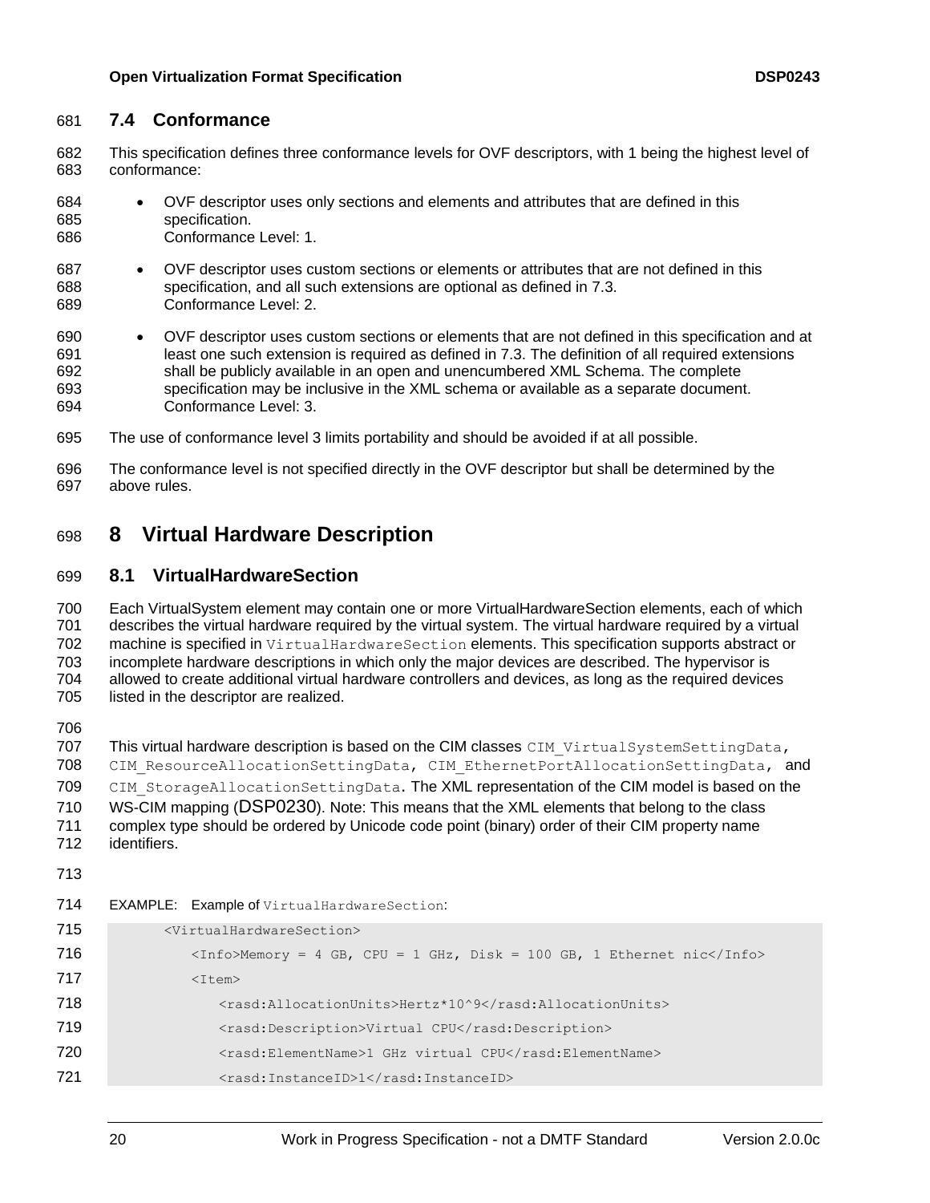### 7.4 Conformance

This specification defines three conformance levels for OVF descriptors, with 1 being the highest level of conformance:

- OVF descriptor uses only sections and elements and attributes that are defined in this specification.
  Conformance Level: 1.
- OVF descriptor uses custom sections or elements or attributes that are not defined in this specification, and all such extensions are optional as defined in 7.3.
  Conformance Level: 2.
- OVF descriptor uses custom sections or elements that are not defined in this specification and at least one such extension is required as defined in 7.3. The definition of all required extensions shall be publicly available in an open and unencumbered XML Schema. The complete specification may be inclusive in the XML schema or available as a separate document.
  Conformance Level: 3.

The use of conformance level 3 limits portability and should be avoided if at all possible.

The conformance level is not specified directly in the OVF descriptor but shall be determined by the above rules.

## 8 Virtual Hardware Description

### 8.1 VirtualHardwareSection

Each VirtualSystem element may contain one or more VirtualHardwareSection elements, each of which describes the virtual hardware required by the virtual system. The virtual hardware required by a virtual machine is specified in `VirtualHardwareSection` elements. This specification supports abstract or incomplete hardware descriptions in which only the major devices are described. The hypervisor is allowed to create additional virtual hardware controllers and devices, as long as the required devices listed in the descriptor are realized.

This virtual hardware description is based on the CIM classes `CIM_VirtualSystemSettingData`, `CIM_ResourceAllocationSettingData`, `CIM_EthernetPortAllocationSettingData`, and `CIM_StorageAllocationSettingData`. The XML representation of the CIM model is based on the WS-CIM mapping (DSP0230). Note: This means that the XML elements that belong to the class complex type should be ordered by Unicode code point (binary) order of their CIM property name identifiers.

EXAMPLE: Example of `VirtualHardwareSection`:

```
<VirtualHardwareSection>
   <Info>Memory = 4 GB, CPU = 1 GHz, Disk = 100 GB, 1 Ethernet nic</Info>
   <Item>
      <rasd:AllocationUnits>Hertz*10^9</rasd:AllocationUnits>
      <rasd:Description>Virtual CPU</rasd:Description>
      <rasd:ElementName>1 GHz virtual CPU</rasd:ElementName>
      <rasd:InstanceID>1</rasd:InstanceID>
```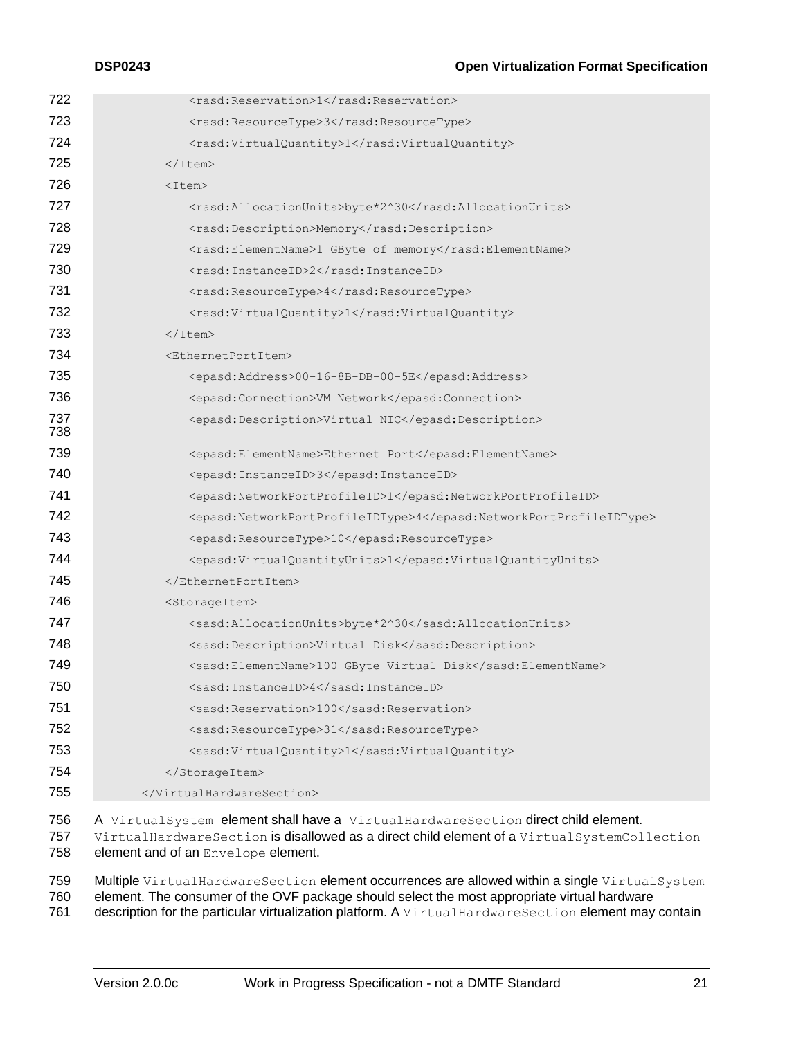```
            <rasd:Reservation>1</rasd:Reservation>
            <rasd:ResourceType>3</rasd:ResourceType>
            <rasd:VirtualQuantity>1</rasd:VirtualQuantity>
         </Item>
         <Item>
            <rasd:AllocationUnits>byte*2^30</rasd:AllocationUnits>
            <rasd:Description>Memory</rasd:Description>
            <rasd:ElementName>1 GByte of memory</rasd:ElementName>
            <rasd:InstanceID>2</rasd:InstanceID>
            <rasd:ResourceType>4</rasd:ResourceType>
            <rasd:VirtualQuantity>1</rasd:VirtualQuantity>
         </Item>
         <EthernetPortItem>
            <epasd:Address>00-16-8B-DB-00-5E</epasd:Address>
            <epasd:Connection>VM Network</epasd:Connection>
            <epasd:Description>Virtual NIC</epasd:Description>

            <epasd:ElementName>Ethernet Port</epasd:ElementName>
            <epasd:InstanceID>3</epasd:InstanceID>
            <epasd:NetworkPortProfileID>1</epasd:NetworkPortProfileID>
            <epasd:NetworkPortProfileIDType>4</epasd:NetworkPortProfileIDType>
            <epasd:ResourceType>10</epasd:ResourceType>
            <epasd:VirtualQuantityUnits>1</epasd:VirtualQuantityUnits>
         </EthernetPortItem>
         <StorageItem>
            <sasd:AllocationUnits>byte*2^30</sasd:AllocationUnits>
            <sasd:Description>Virtual Disk</sasd:Description>
            <sasd:ElementName>100 GByte Virtual Disk</sasd:ElementName>
            <sasd:InstanceID>4</sasd:InstanceID>
            <sasd:Reservation>100</sasd:Reservation>
            <sasd:ResourceType>31</sasd:ResourceType>
            <sasd:VirtualQuantity>1</sasd:VirtualQuantity>
         </StorageItem>
      </VirtualHardwareSection>
```

A `VirtualSystem` element shall have a `VirtualHardwareSection` direct child element. `VirtualHardwareSection` is disallowed as a direct child element of a `VirtualSystemCollection` element and of an `Envelope` element.

Multiple `VirtualHardwareSection` element occurrences are allowed within a single `VirtualSystem` element. The consumer of the OVF package should select the most appropriate virtual hardware description for the particular virtualization platform. A `VirtualHardwareSection` element may contain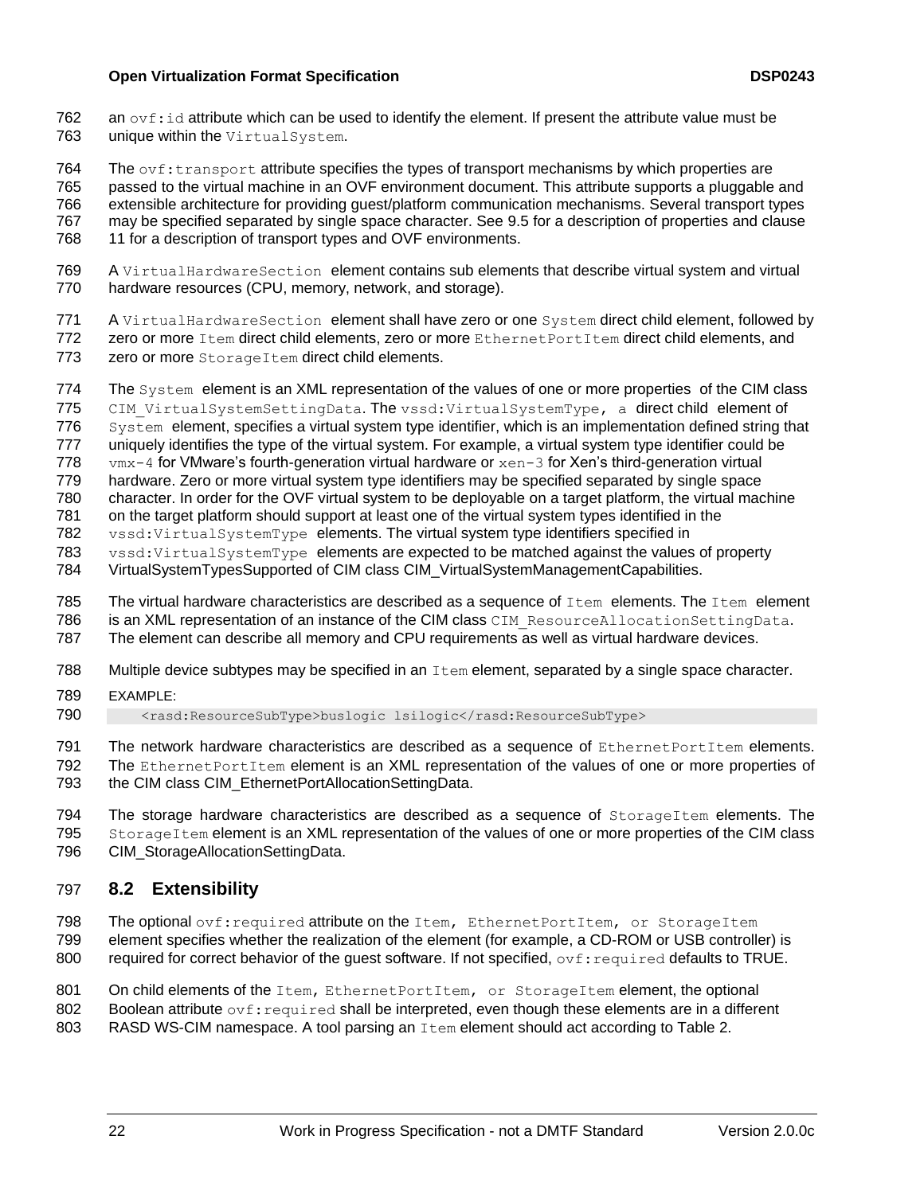an `ovf:id` attribute which can be used to identify the element. If present the attribute value must be unique within the `VirtualSystem`.

The `ovf:transport` attribute specifies the types of transport mechanisms by which properties are passed to the virtual machine in an OVF environment document. This attribute supports a pluggable and extensible architecture for providing guest/platform communication mechanisms. Several transport types may be specified separated by single space character. See 9.5 for a description of properties and clause 11 for a description of transport types and OVF environments.

A `VirtualHardwareSection` element contains sub elements that describe virtual system and virtual hardware resources (CPU, memory, network, and storage).

A `VirtualHardwareSection` element shall have zero or one `System` direct child element, followed by zero or more `Item` direct child elements, zero or more `EthernetPortItem` direct child elements, and zero or more `StorageItem` direct child elements.

The `System` element is an XML representation of the values of one or more properties of the CIM class `CIM_VirtualSystemSettingData`. The `vssd:VirtualSystemType, a` direct child element of `System` element, specifies a virtual system type identifier, which is an implementation defined string that uniquely identifies the type of the virtual system. For example, a virtual system type identifier could be `vmx-4` for VMware's fourth-generation virtual hardware or `xen-3` for Xen's third-generation virtual hardware. Zero or more virtual system type identifiers may be specified separated by single space character. In order for the OVF virtual system to be deployable on a target platform, the virtual machine on the target platform should support at least one of the virtual system types identified in the `vssd:VirtualSystemType` elements. The virtual system type identifiers specified in `vssd:VirtualSystemType` elements are expected to be matched against the values of property VirtualSystemTypesSupported of CIM class CIM_VirtualSystemManagementCapabilities.

The virtual hardware characteristics are described as a sequence of `Item` elements. The `Item` element is an XML representation of an instance of the CIM class `CIM_ResourceAllocationSettingData`. The element can describe all memory and CPU requirements as well as virtual hardware devices.

Multiple device subtypes may be specified in an `Item` element, separated by a single space character.

EXAMPLE:

```
<rasd:ResourceSubType>buslogic lsilogic</rasd:ResourceSubType>
```

The network hardware characteristics are described as a sequence of `EthernetPortItem` elements. The `EthernetPortItem` element is an XML representation of the values of one or more properties of the CIM class CIM_EthernetPortAllocationSettingData.

The storage hardware characteristics are described as a sequence of `StorageItem` elements. The `StorageItem` element is an XML representation of the values of one or more properties of the CIM class CIM_StorageAllocationSettingData.

## 8.2 Extensibility

The optional `ovf:required` attribute on the `Item, EthernetPortItem, or StorageItem` element specifies whether the realization of the element (for example, a CD-ROM or USB controller) is required for correct behavior of the guest software. If not specified, `ovf:required` defaults to TRUE.

On child elements of the `Item, EthernetPortItem, or StorageItem` element, the optional Boolean attribute `ovf:required` shall be interpreted, even though these elements are in a different RASD WS-CIM namespace. A tool parsing an `Item` element should act according to Table 2.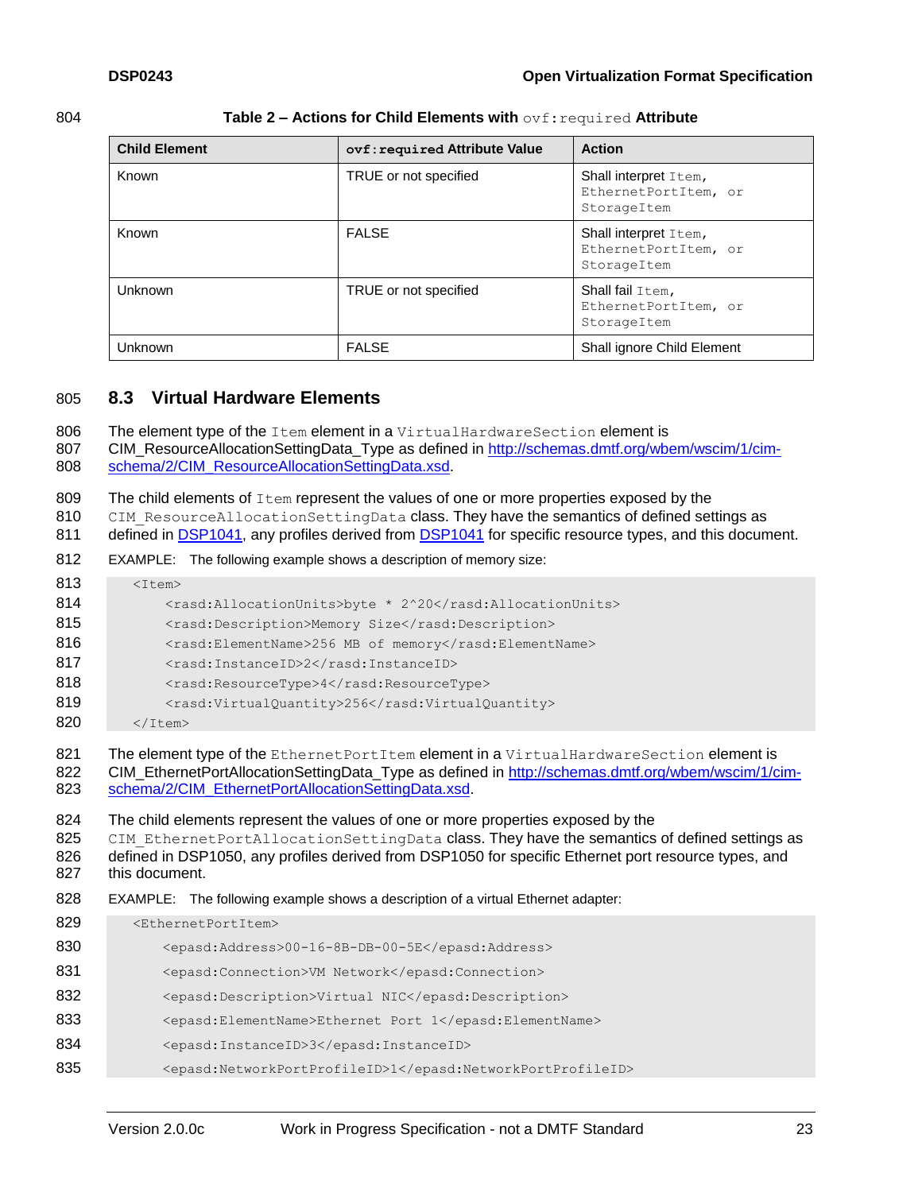Table 2 – Actions for Child Elements with `ovf:required` Attribute

| Child Element | `ovf:required` Attribute Value | Action |
|---|---|---|
| Known | TRUE or not specified | Shall interpret `Item`, `EthernetPortItem`, or `StorageItem` |
| Known | FALSE | Shall interpret `Item`, `EthernetPortItem`, or `StorageItem` |
| Unknown | TRUE or not specified | Shall fail `Item`, `EthernetPortItem`, or `StorageItem` |
| Unknown | FALSE | Shall ignore Child Element |

## 8.3 Virtual Hardware Elements

The element type of the `Item` element in a `VirtualHardwareSection` element is CIM_ResourceAllocationSettingData_Type as defined in http://schemas.dmtf.org/wbem/wscim/1/cim-schema/2/CIM_ResourceAllocationSettingData.xsd.

The child elements of `Item` represent the values of one or more properties exposed by the `CIM_ResourceAllocationSettingData` class. They have the semantics of defined settings as defined in DSP1041, any profiles derived from DSP1041 for specific resource types, and this document.

EXAMPLE: The following example shows a description of memory size:

```
<Item>
    <rasd:AllocationUnits>byte * 2^20</rasd:AllocationUnits>
    <rasd:Description>Memory Size</rasd:Description>
    <rasd:ElementName>256 MB of memory</rasd:ElementName>
    <rasd:InstanceID>2</rasd:InstanceID>
    <rasd:ResourceType>4</rasd:ResourceType>
    <rasd:VirtualQuantity>256</rasd:VirtualQuantity>
</Item>
```

The element type of the `EthernetPortItem` element in a `VirtualHardwareSection` element is CIM_EthernetPortAllocationSettingData_Type as defined in http://schemas.dmtf.org/wbem/wscim/1/cim-schema/2/CIM_EthernetPortAllocationSettingData.xsd.

The child elements represent the values of one or more properties exposed by the `CIM_EthernetPortAllocationSettingData` class. They have the semantics of defined settings as defined in DSP1050, any profiles derived from DSP1050 for specific Ethernet port resource types, and this document.

EXAMPLE: The following example shows a description of a virtual Ethernet adapter:

```
<EthernetPortItem>
    <epasd:Address>00-16-8B-DB-00-5E</epasd:Address>
    <epasd:Connection>VM Network</epasd:Connection>
    <epasd:Description>Virtual NIC</epasd:Description>
    <epasd:ElementName>Ethernet Port 1</epasd:ElementName>
    <epasd:InstanceID>3</epasd:InstanceID>
    <epasd:NetworkPortProfileID>1</epasd:NetworkPortProfileID>
```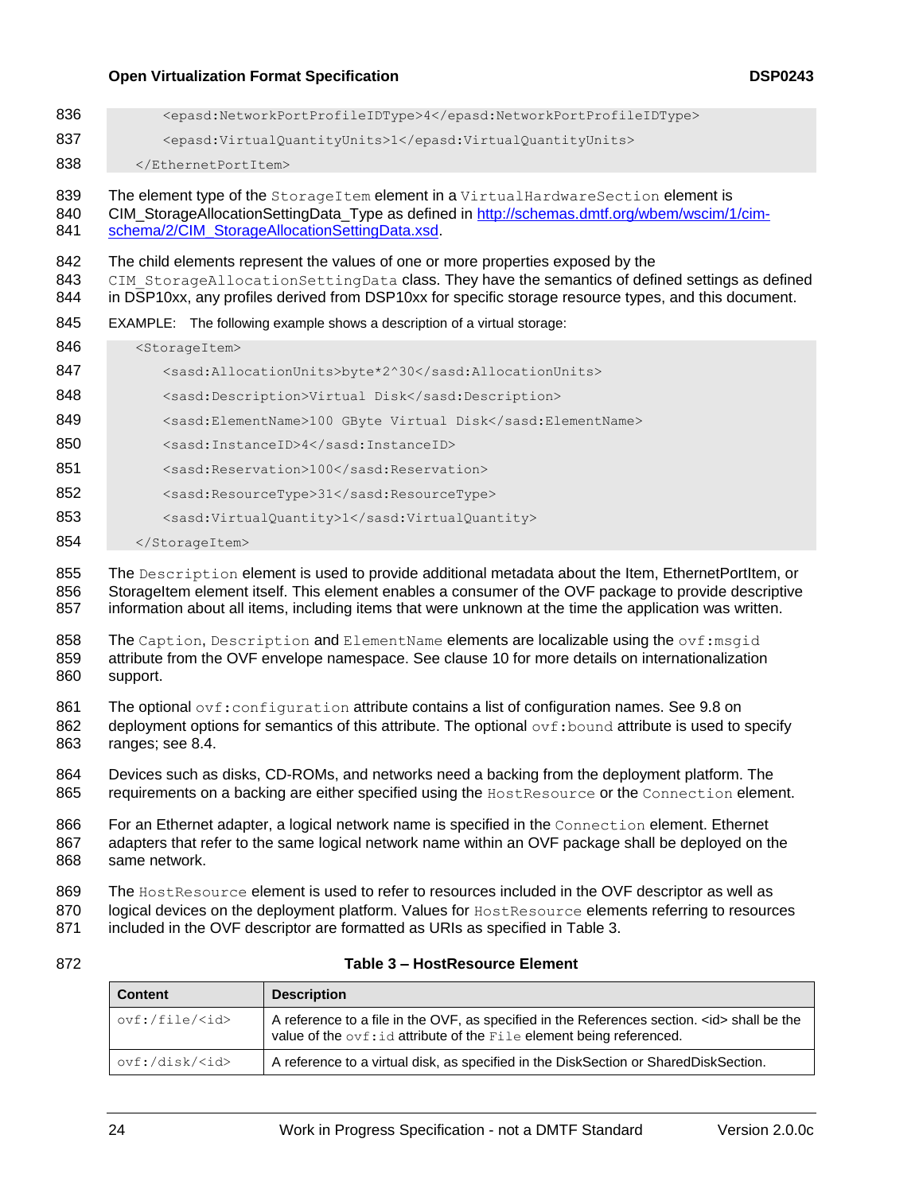```
        <epasd:NetworkPortProfileIDType>4</epasd:NetworkPortProfileIDType>
        <epasd:VirtualQuantityUnits>1</epasd:VirtualQuantityUnits>
    </EthernetPortItem>
```

The element type of the `StorageItem` element in a `VirtualHardwareSection` element is CIM_StorageAllocationSettingData_Type as defined in [http://schemas.dmtf.org/wbem/wscim/1/cim-schema/2/CIM_StorageAllocationSettingData.xsd](http://schemas.dmtf.org/wbem/wscim/1/cim-schema/2/CIM_StorageAllocationSettingData.xsd).

The child elements represent the values of one or more properties exposed by the `CIM_StorageAllocationSettingData` class. They have the semantics of defined settings as defined in DSP10xx, any profiles derived from DSP10xx for specific storage resource types, and this document.

EXAMPLE: The following example shows a description of a virtual storage:

```
    <StorageItem>
        <sasd:AllocationUnits>byte*2^30</sasd:AllocationUnits>
        <sasd:Description>Virtual Disk</sasd:Description>
        <sasd:ElementName>100 GByte Virtual Disk</sasd:ElementName>
        <sasd:InstanceID>4</sasd:InstanceID>
        <sasd:Reservation>100</sasd:Reservation>
        <sasd:ResourceType>31</sasd:ResourceType>
        <sasd:VirtualQuantity>1</sasd:VirtualQuantity>
    </StorageItem>
```

The `Description` element is used to provide additional metadata about the Item, EthernetPortItem, or StorageItem element itself. This element enables a consumer of the OVF package to provide descriptive information about all items, including items that were unknown at the time the application was written.

The `Caption`, `Description` and `ElementName` elements are localizable using the `ovf:msgid` attribute from the OVF envelope namespace. See clause 10 for more details on internationalization support.

The optional `ovf:configuration` attribute contains a list of configuration names. See 9.8 on deployment options for semantics of this attribute. The optional `ovf:bound` attribute is used to specify ranges; see 8.4.

Devices such as disks, CD-ROMs, and networks need a backing from the deployment platform. The requirements on a backing are either specified using the `HostResource` or the `Connection` element.

For an Ethernet adapter, a logical network name is specified in the `Connection` element. Ethernet adapters that refer to the same logical network name within an OVF package shall be deployed on the same network.

The `HostResource` element is used to refer to resources included in the OVF descriptor as well as logical devices on the deployment platform. Values for `HostResource` elements referring to resources included in the OVF descriptor are formatted as URIs as specified in Table 3.

**Table 3 – HostResource Element**

| Content | Description |
|---|---|
| `ovf:/file/<id>` | A reference to a file in the OVF, as specified in the References section. <id> shall be the value of the `ovf:id` attribute of the `File` element being referenced. |
| `ovf:/disk/<id>` | A reference to a virtual disk, as specified in the DiskSection or SharedDiskSection. |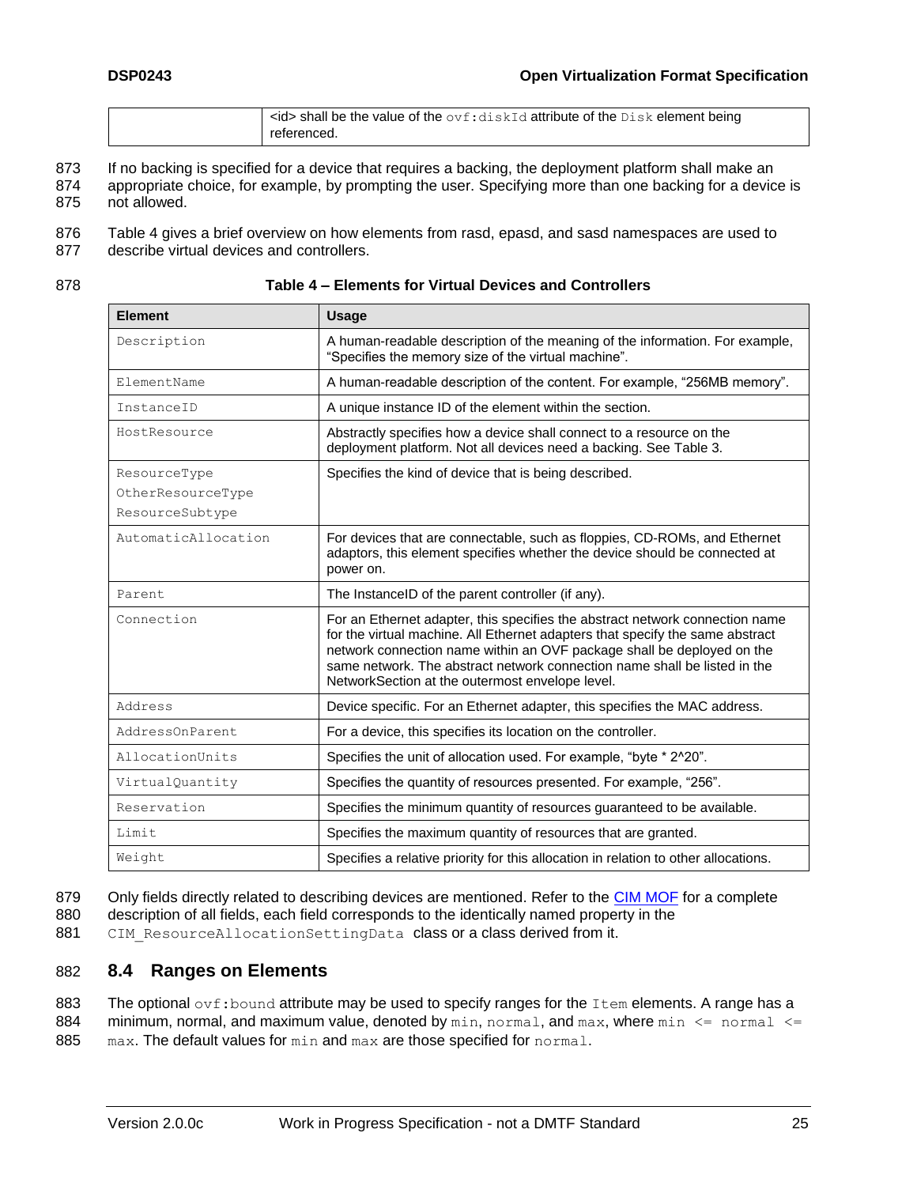| | |
|---|---|
| | <id> shall be the value of the ovf:diskId attribute of the Disk element being referenced. |

If no backing is specified for a device that requires a backing, the deployment platform shall make an appropriate choice, for example, by prompting the user. Specifying more than one backing for a device is not allowed.

Table 4 gives a brief overview on how elements from rasd, epasd, and sasd namespaces are used to describe virtual devices and controllers.

**Table 4 – Elements for Virtual Devices and Controllers**

| Element | Usage |
|---|---|
| Description | A human-readable description of the meaning of the information. For example, "Specifies the memory size of the virtual machine". |
| ElementName | A human-readable description of the content. For example, "256MB memory". |
| InstanceID | A unique instance ID of the element within the section. |
| HostResource | Abstractly specifies how a device shall connect to a resource on the deployment platform. Not all devices need a backing. See Table 3. |
| ResourceType<br>OtherResourceType<br>ResourceSubtype | Specifies the kind of device that is being described. |
| AutomaticAllocation | For devices that are connectable, such as floppies, CD-ROMs, and Ethernet adaptors, this element specifies whether the device should be connected at power on. |
| Parent | The InstanceID of the parent controller (if any). |
| Connection | For an Ethernet adapter, this specifies the abstract network connection name for the virtual machine. All Ethernet adapters that specify the same abstract network connection name within an OVF package shall be deployed on the same network. The abstract network connection name shall be listed in the NetworkSection at the outermost envelope level. |
| Address | Device specific. For an Ethernet adapter, this specifies the MAC address. |
| AddressOnParent | For a device, this specifies its location on the controller. |
| AllocationUnits | Specifies the unit of allocation used. For example, "byte * 2^20". |
| VirtualQuantity | Specifies the quantity of resources presented. For example, "256". |
| Reservation | Specifies the minimum quantity of resources guaranteed to be available. |
| Limit | Specifies the maximum quantity of resources that are granted. |
| Weight | Specifies a relative priority for this allocation in relation to other allocations. |

Only fields directly related to describing devices are mentioned. Refer to the CIM MOF for a complete description of all fields, each field corresponds to the identically named property in the CIM_ResourceAllocationSettingData class or a class derived from it.

## 8.4 Ranges on Elements

The optional ovf:bound attribute may be used to specify ranges for the Item elements. A range has a minimum, normal, and maximum value, denoted by min, normal, and max, where min <= normal <= max. The default values for min and max are those specified for normal.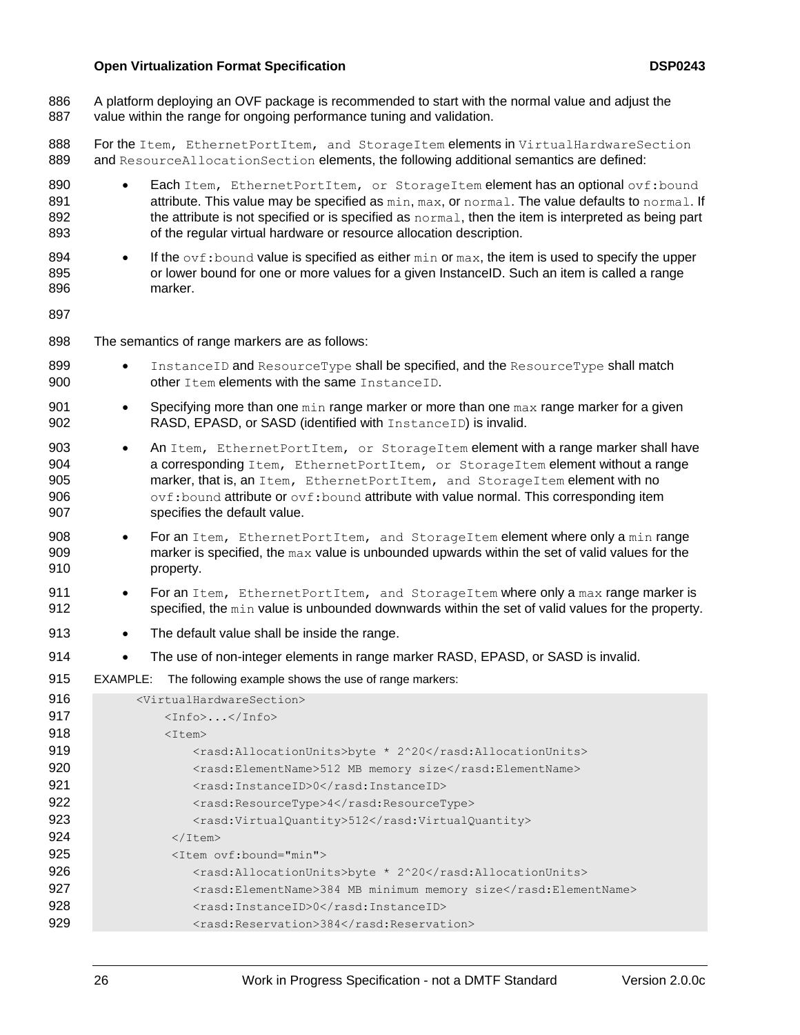A platform deploying an OVF package is recommended to start with the normal value and adjust the value within the range for ongoing performance tuning and validation.

For the `Item, EthernetPortItem, and StorageItem` elements in `VirtualHardwareSection` and `ResourceAllocationSection` elements, the following additional semantics are defined:

- Each `Item, EthernetPortItem, or StorageItem` element has an optional `ovf:bound` attribute. This value may be specified as `min`, `max`, or `normal`. The value defaults to `normal`. If the attribute is not specified or is specified as `normal`, then the item is interpreted as being part of the regular virtual hardware or resource allocation description.
- If the `ovf:bound` value is specified as either `min` or `max`, the item is used to specify the upper or lower bound for one or more values for a given InstanceID. Such an item is called a range marker.

The semantics of range markers are as follows:

- `InstanceID` and `ResourceType` shall be specified, and the `ResourceType` shall match other `Item` elements with the same `InstanceID`.
- Specifying more than one `min` range marker or more than one `max` range marker for a given RASD, EPASD, or SASD (identified with `InstanceID`) is invalid.
- An `Item, EthernetPortItem, or StorageItem` element with a range marker shall have a corresponding `Item, EthernetPortItem, or StorageItem` element without a range marker, that is, an `Item, EthernetPortItem, and StorageItem` element with no `ovf:bound` attribute or `ovf:bound` attribute with value normal. This corresponding item specifies the default value.
- For an `Item, EthernetPortItem, and StorageItem` element where only a `min` range marker is specified, the `max` value is unbounded upwards within the set of valid values for the property.
- For an `Item, EthernetPortItem, and StorageItem` where only a `max` range marker is specified, the `min` value is unbounded downwards within the set of valid values for the property.
- The default value shall be inside the range.
- The use of non-integer elements in range marker RASD, EPASD, or SASD is invalid.

EXAMPLE: The following example shows the use of range markers:

```
<VirtualHardwareSection>
    <Info>...</Info>
    <Item>
        <rasd:AllocationUnits>byte * 2^20</rasd:AllocationUnits>
        <rasd:ElementName>512 MB memory size</rasd:ElementName>
        <rasd:InstanceID>0</rasd:InstanceID>
        <rasd:ResourceType>4</rasd:ResourceType>
        <rasd:VirtualQuantity>512</rasd:VirtualQuantity>
     </Item>
     <Item ovf:bound="min">
        <rasd:AllocationUnits>byte * 2^20</rasd:AllocationUnits>
        <rasd:ElementName>384 MB minimum memory size</rasd:ElementName>
        <rasd:InstanceID>0</rasd:InstanceID>
        <rasd:Reservation>384</rasd:Reservation>
```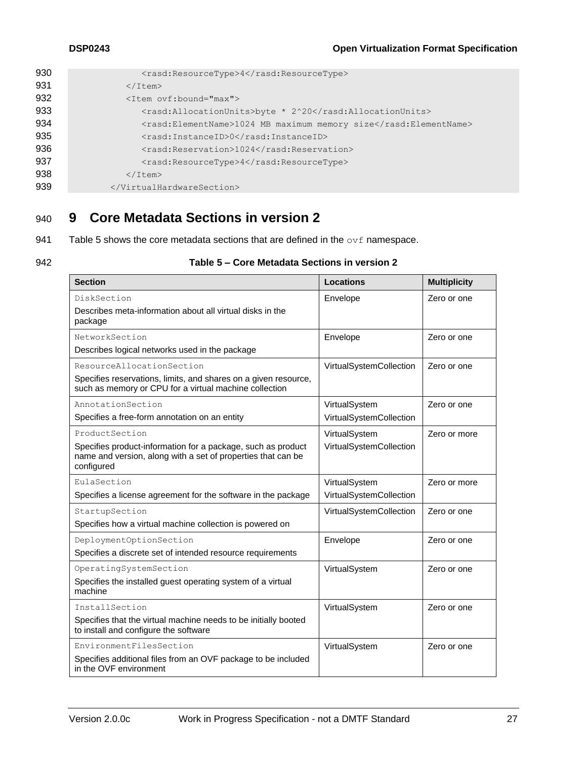```
                <rasd:ResourceType>4</rasd:ResourceType>
            </Item>
            <Item ovf:bound="max">
                <rasd:AllocationUnits>byte * 2^20</rasd:AllocationUnits>
                <rasd:ElementName>1024 MB maximum memory size</rasd:ElementName>
                <rasd:InstanceID>0</rasd:InstanceID>
                <rasd:Reservation>1024</rasd:Reservation>
                <rasd:ResourceType>4</rasd:ResourceType>
            </Item>
        </VirtualHardwareSection>
```

# 9 Core Metadata Sections in version 2

Table 5 shows the core metadata sections that are defined in the `ovf` namespace.

**Table 5 – Core Metadata Sections in version 2**

| Section | Locations | Multiplicity |
|---|---|---|
| `DiskSection`<br>Describes meta-information about all virtual disks in the package | Envelope | Zero or one |
| `NetworkSection`<br>Describes logical networks used in the package | Envelope | Zero or one |
| `ResourceAllocationSection`<br>Specifies reservations, limits, and shares on a given resource, such as memory or CPU for a virtual machine collection | VirtualSystemCollection | Zero or one |
| `AnnotationSection`<br>Specifies a free-form annotation on an entity | VirtualSystem<br>VirtualSystemCollection | Zero or one |
| `ProductSection`<br>Specifies product-information for a package, such as product name and version, along with a set of properties that can be configured | VirtualSystem<br>VirtualSystemCollection | Zero or more |
| `EulaSection`<br>Specifies a license agreement for the software in the package | VirtualSystem<br>VirtualSystemCollection | Zero or more |
| `StartupSection`<br>Specifies how a virtual machine collection is powered on | VirtualSystemCollection | Zero or one |
| `DeploymentOptionSection`<br>Specifies a discrete set of intended resource requirements | Envelope | Zero or one |
| `OperatingSystemSection`<br>Specifies the installed guest operating system of a virtual machine | VirtualSystem | Zero or one |
| `InstallSection`<br>Specifies that the virtual machine needs to be initially booted to install and configure the software | VirtualSystem | Zero or one |
| `EnvironmentFilesSection`<br>Specifies additional files from an OVF package to be included in the OVF environment | VirtualSystem | Zero or one |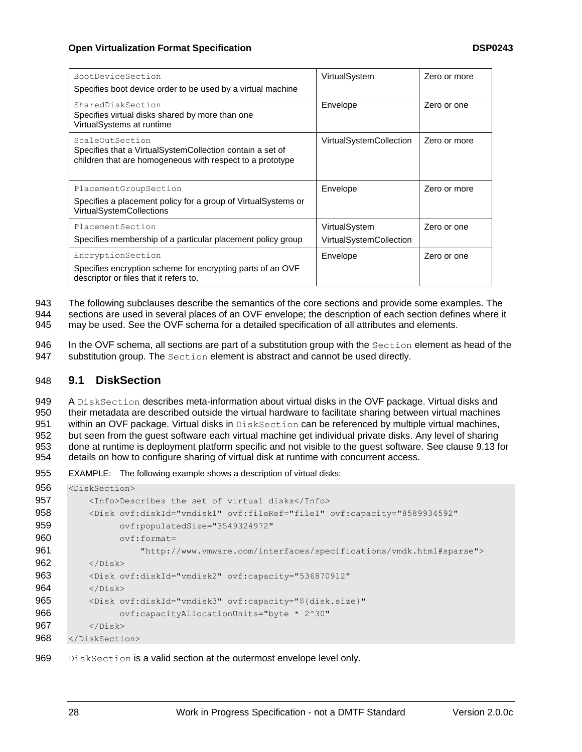| | | |
|---|---|---|
| `BootDeviceSection`<br>Specifies boot device order to be used by a virtual machine | VirtualSystem | Zero or more |
| `SharedDiskSection`<br>Specifies virtual disks shared by more than one VirtualSystems at runtime | Envelope | Zero or one |
| `ScaleOutSection`<br>Specifies that a VirtualSystemCollection contain a set of children that are homogeneous with respect to a prototype | VirtualSystemCollection | Zero or more |
| `PlacementGroupSection`<br>Specifies a placement policy for a group of VirtualSystems or VirtualSystemCollections | Envelope | Zero or more |
| `PlacementSection`<br>Specifies membership of a particular placement policy group | VirtualSystem<br>VirtualSystemCollection | Zero or one |
| `EncryptionSection`<br>Specifies encryption scheme for encrypting parts of an OVF descriptor or files that it refers to. | Envelope | Zero or one |

The following subclauses describe the semantics of the core sections and provide some examples. The sections are used in several places of an OVF envelope; the description of each section defines where it may be used. See the OVF schema for a detailed specification of all attributes and elements.

In the OVF schema, all sections are part of a substitution group with the `Section` element as head of the substitution group. The `Section` element is abstract and cannot be used directly.

## 9.1 DiskSection

A `DiskSection` describes meta-information about virtual disks in the OVF package. Virtual disks and their metadata are described outside the virtual hardware to facilitate sharing between virtual machines within an OVF package. Virtual disks in `DiskSection` can be referenced by multiple virtual machines, but seen from the guest software each virtual machine get individual private disks. Any level of sharing done at runtime is deployment platform specific and not visible to the guest software. See clause 9.13 for details on how to configure sharing of virtual disk at runtime with concurrent access.

EXAMPLE: The following example shows a description of virtual disks:

```
<DiskSection>
    <Info>Describes the set of virtual disks</Info>
    <Disk ovf:diskId="vmdisk1" ovf:fileRef="file1" ovf:capacity="8589934592"
          ovf:populatedSize="3549324972"
          ovf:format=
              "http://www.vmware.com/interfaces/specifications/vmdk.html#sparse">
    </Disk>
    <Disk ovf:diskId="vmdisk2" ovf:capacity="536870912"
    </Disk>
    <Disk ovf:diskId="vmdisk3" ovf:capacity="${disk.size}"
          ovf:capacityAllocationUnits="byte * 2^30"
    </Disk>
</DiskSection>
```

`DiskSection` is a valid section at the outermost envelope level only.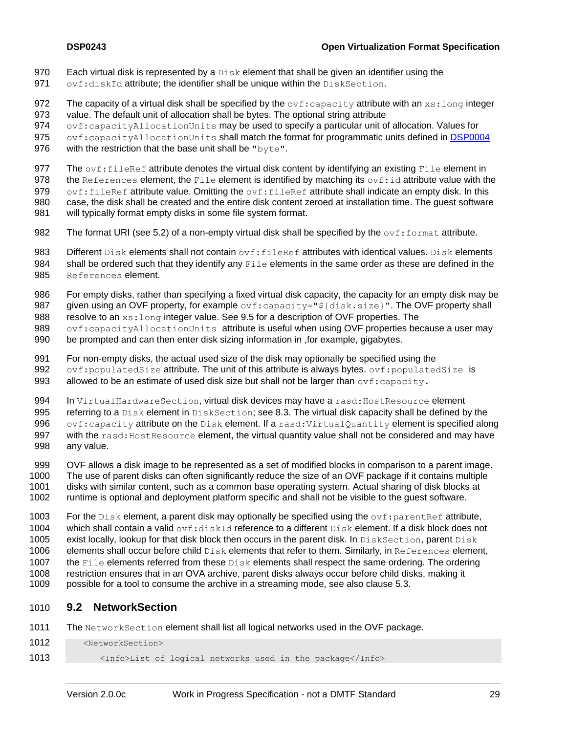Each virtual disk is represented by a `Disk` element that shall be given an identifier using the `ovf:diskId` attribute; the identifier shall be unique within the `DiskSection`.

The capacity of a virtual disk shall be specified by the `ovf:capacity` attribute with an `xs:long` integer value. The default unit of allocation shall be bytes. The optional string attribute `ovf:capacityAllocationUnits` may be used to specify a particular unit of allocation. Values for `ovf:capacityAllocationUnits` shall match the format for programmatic units defined in DSP0004 with the restriction that the base unit shall be `"byte"`.

The `ovf:fileRef` attribute denotes the virtual disk content by identifying an existing `File` element in the `References` element, the `File` element is identified by matching its `ovf:id` attribute value with the `ovf:fileRef` attribute value. Omitting the `ovf:fileRef` attribute shall indicate an empty disk. In this case, the disk shall be created and the entire disk content zeroed at installation time. The guest software will typically format empty disks in some file system format.

The format URI (see 5.2) of a non-empty virtual disk shall be specified by the `ovf:format` attribute.

Different `Disk` elements shall not contain `ovf:fileRef` attributes with identical values. `Disk` elements shall be ordered such that they identify any `File` elements in the same order as these are defined in the `References` element.

For empty disks, rather than specifying a fixed virtual disk capacity, the capacity for an empty disk may be given using an OVF property, for example `ovf:capacity="${disk.size}"`. The OVF property shall resolve to an `xs:long` integer value. See 9.5 for a description of OVF properties. The `ovf:capacityAllocationUnits` attribute is useful when using OVF properties because a user may be prompted and can then enter disk sizing information in ,for example, gigabytes.

For non-empty disks, the actual used size of the disk may optionally be specified using the `ovf:populatedSize` attribute. The unit of this attribute is always bytes. `ovf:populatedSize` is allowed to be an estimate of used disk size but shall not be larger than `ovf:capacity.`

In `VirtualHardwareSection`, virtual disk devices may have a `rasd:HostResource` element referring to a `Disk` element in `DiskSection`; see 8.3. The virtual disk capacity shall be defined by the `ovf:capacity` attribute on the `Disk` element. If a `rasd:VirtualQuantity` element is specified along with the `rasd:HostResource` element, the virtual quantity value shall not be considered and may have any value.

OVF allows a disk image to be represented as a set of modified blocks in comparison to a parent image. The use of parent disks can often significantly reduce the size of an OVF package if it contains multiple disks with similar content, such as a common base operating system. Actual sharing of disk blocks at runtime is optional and deployment platform specific and shall not be visible to the guest software.

For the `Disk` element, a parent disk may optionally be specified using the `ovf:parentRef` attribute, which shall contain a valid `ovf:diskId` reference to a different `Disk` element. If a disk block does not exist locally, lookup for that disk block then occurs in the parent disk. In `DiskSection`, parent `Disk` elements shall occur before child `Disk` elements that refer to them. Similarly, in `References` element, the `File` elements referred from these `Disk` elements shall respect the same ordering. The ordering restriction ensures that in an OVA archive, parent disks always occur before child disks, making it possible for a tool to consume the archive in a streaming mode, see also clause 5.3.

## 9.2 NetworkSection

The `NetworkSection` element shall list all logical networks used in the OVF package.

```
<NetworkSection>
    <Info>List of logical networks used in the package</Info>
```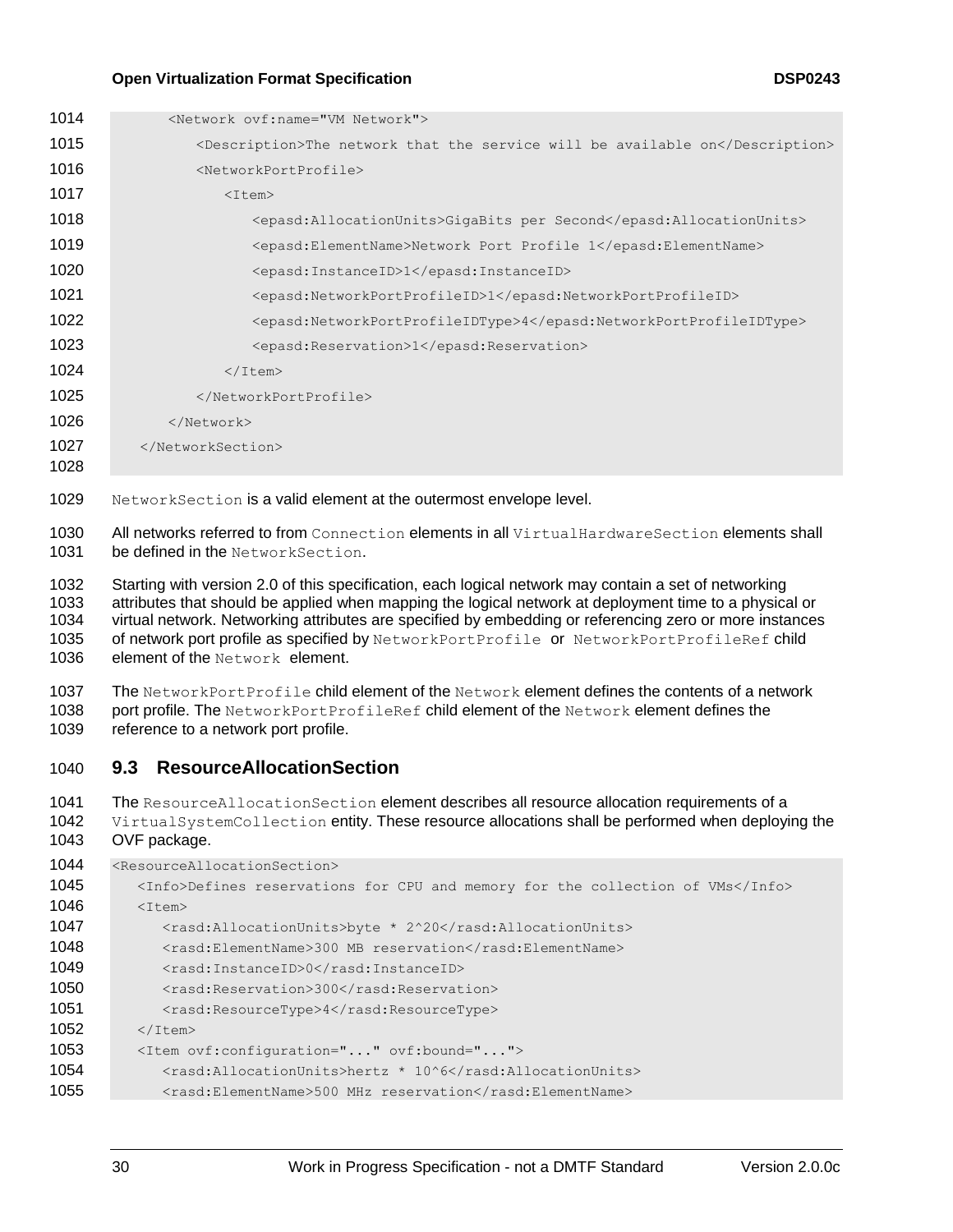```
        <Network ovf:name="VM Network">
            <Description>The network that the service will be available on</Description>
            <NetworkPortProfile>
                <Item>
                    <epasd:AllocationUnits>GigaBits per Second</epasd:AllocationUnits>
                    <epasd:ElementName>Network Port Profile 1</epasd:ElementName>
                    <epasd:InstanceID>1</epasd:InstanceID>
                    <epasd:NetworkPortProfileID>1</epasd:NetworkPortProfileID>
                    <epasd:NetworkPortProfileIDType>4</epasd:NetworkPortProfileIDType>
                    <epasd:Reservation>1</epasd:Reservation>
                </Item>
            </NetworkPortProfile>
        </Network>
    </NetworkSection>
```

`NetworkSection` is a valid element at the outermost envelope level.

All networks referred to from `Connection` elements in all `VirtualHardwareSection` elements shall be defined in the `NetworkSection`.

Starting with version 2.0 of this specification, each logical network may contain a set of networking attributes that should be applied when mapping the logical network at deployment time to a physical or virtual network. Networking attributes are specified by embedding or referencing zero or more instances of network port profile as specified by `NetworkPortProfile` or `NetworkPortProfileRef` child element of the `Network` element.

The `NetworkPortProfile` child element of the `Network` element defines the contents of a network port profile. The `NetworkPortProfileRef` child element of the `Network` element defines the reference to a network port profile.

## 9.3 ResourceAllocationSection

The `ResourceAllocationSection` element describes all resource allocation requirements of a `VirtualSystemCollection` entity. These resource allocations shall be performed when deploying the OVF package.

```
<ResourceAllocationSection>
    <Info>Defines reservations for CPU and memory for the collection of VMs</Info>
    <Item>
        <rasd:AllocationUnits>byte * 2^20</rasd:AllocationUnits>
        <rasd:ElementName>300 MB reservation</rasd:ElementName>
        <rasd:InstanceID>0</rasd:InstanceID>
        <rasd:Reservation>300</rasd:Reservation>
        <rasd:ResourceType>4</rasd:ResourceType>
    </Item>
    <Item ovf:configuration="..." ovf:bound="...">
        <rasd:AllocationUnits>hertz * 10^6</rasd:AllocationUnits>
        <rasd:ElementName>500 MHz reservation</rasd:ElementName>
```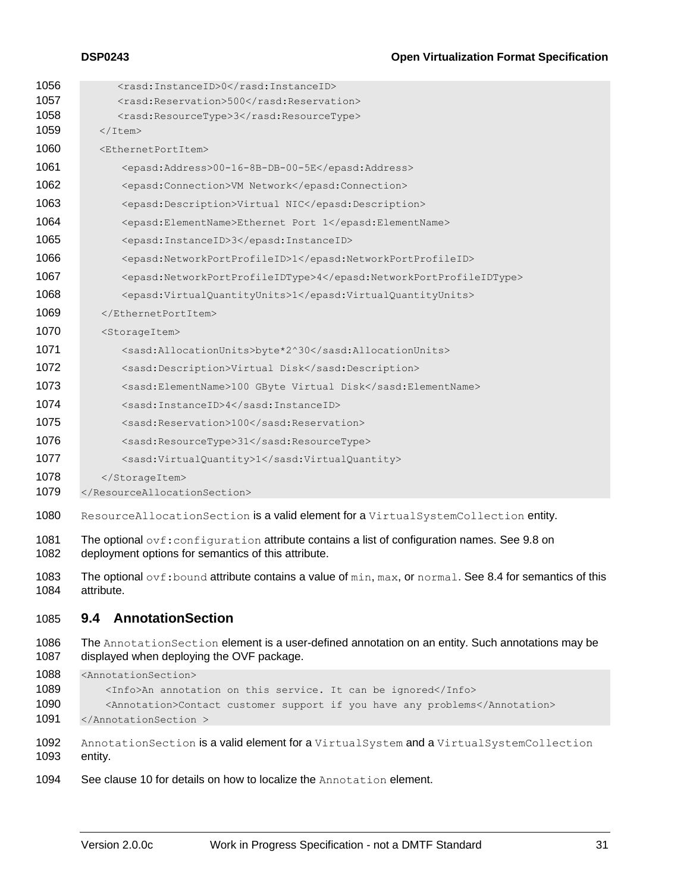```
        <rasd:InstanceID>0</rasd:InstanceID>
        <rasd:Reservation>500</rasd:Reservation>
        <rasd:ResourceType>3</rasd:ResourceType>
    </Item>
    <EthernetPortItem>
        <epasd:Address>00-16-8B-DB-00-5E</epasd:Address>
        <epasd:Connection>VM Network</epasd:Connection>
        <epasd:Description>Virtual NIC</epasd:Description>
        <epasd:ElementName>Ethernet Port 1</epasd:ElementName>
        <epasd:InstanceID>3</epasd:InstanceID>
        <epasd:NetworkPortProfileID>1</epasd:NetworkPortProfileID>
        <epasd:NetworkPortProfileIDType>4</epasd:NetworkPortProfileIDType>
        <epasd:VirtualQuantityUnits>1</epasd:VirtualQuantityUnits>
    </EthernetPortItem>
    <StorageItem>
        <sasd:AllocationUnits>byte*2^30</sasd:AllocationUnits>
        <sasd:Description>Virtual Disk</sasd:Description>
        <sasd:ElementName>100 GByte Virtual Disk</sasd:ElementName>
        <sasd:InstanceID>4</sasd:InstanceID>
        <sasd:Reservation>100</sasd:Reservation>
        <sasd:ResourceType>31</sasd:ResourceType>
        <sasd:VirtualQuantity>1</sasd:VirtualQuantity>
    </StorageItem>
</ResourceAllocationSection>
```

`ResourceAllocationSection` is a valid element for a `VirtualSystemCollection` entity.

The optional `ovf:configuration` attribute contains a list of configuration names. See 9.8 on deployment options for semantics of this attribute.

The optional `ovf:bound` attribute contains a value of `min`, `max`, or `normal`. See 8.4 for semantics of this attribute.

## 9.4 AnnotationSection

The `AnnotationSection` element is a user-defined annotation on an entity. Such annotations may be displayed when deploying the OVF package.

```
<AnnotationSection>
    <Info>An annotation on this service. It can be ignored</Info>
    <Annotation>Contact customer support if you have any problems</Annotation>
</AnnotationSection >
```

`AnnotationSection` is a valid element for a `VirtualSystem` and a `VirtualSystemCollection` entity.

See clause 10 for details on how to localize the `Annotation` element.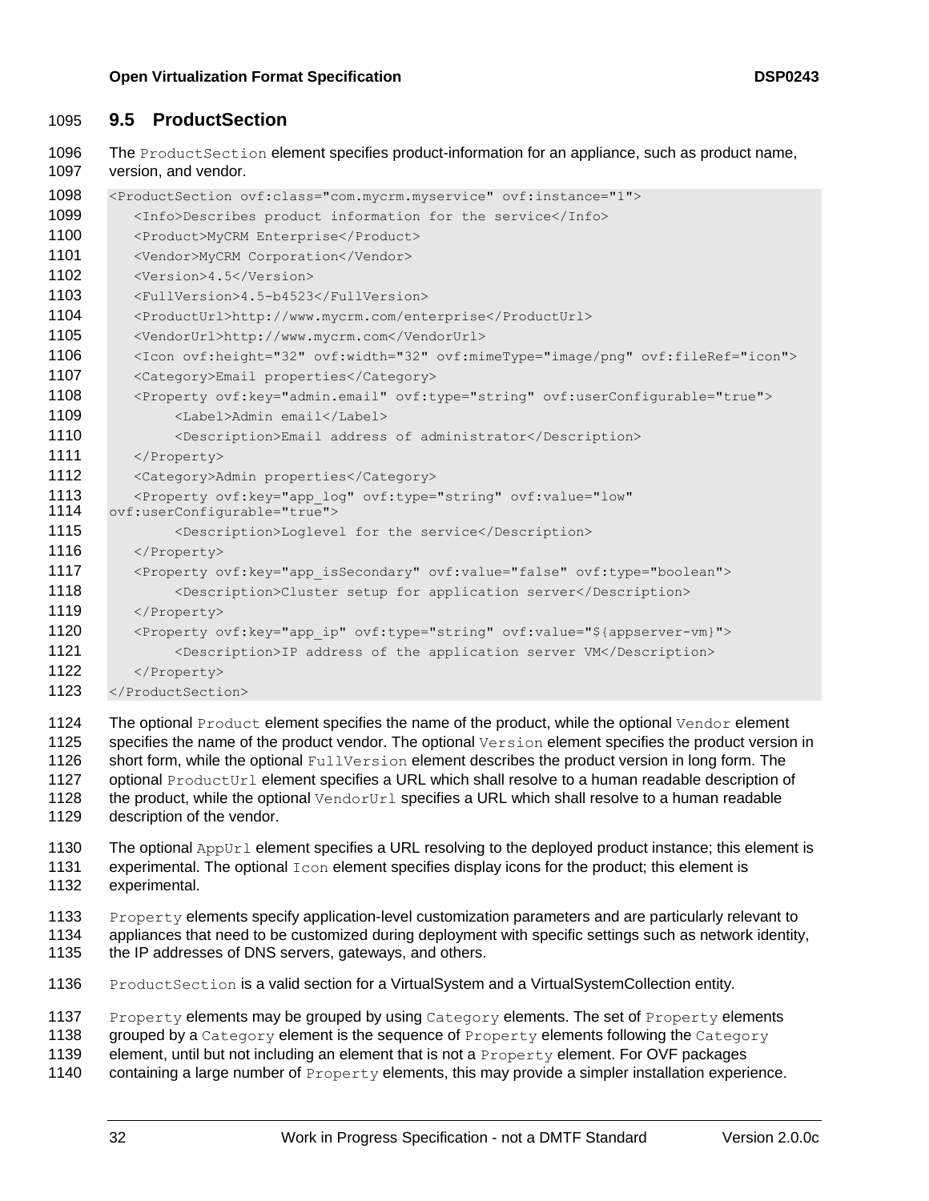## 9.5 ProductSection

The `ProductSection` element specifies product-information for an appliance, such as product name, version, and vendor.

```
<ProductSection ovf:class="com.mycrm.myservice" ovf:instance="1">
   <Info>Describes product information for the service</Info>
   <Product>MyCRM Enterprise</Product>
   <Vendor>MyCRM Corporation</Vendor>
   <Version>4.5</Version>
   <FullVersion>4.5-b4523</FullVersion>
   <ProductUrl>http://www.mycrm.com/enterprise</ProductUrl>
   <VendorUrl>http://www.mycrm.com</VendorUrl>
   <Icon ovf:height="32" ovf:width="32" ovf:mimeType="image/png" ovf:fileRef="icon">
   <Category>Email properties</Category>
   <Property ovf:key="admin.email" ovf:type="string" ovf:userConfigurable="true">
        <Label>Admin email</Label>
        <Description>Email address of administrator</Description>
   </Property>
   <Category>Admin properties</Category>
   <Property ovf:key="app_log" ovf:type="string" ovf:value="low"
ovf:userConfigurable="true">
        <Description>Loglevel for the service</Description>
   </Property>
   <Property ovf:key="app_isSecondary" ovf:value="false" ovf:type="boolean">
        <Description>Cluster setup for application server</Description>
   </Property>
   <Property ovf:key="app_ip" ovf:type="string" ovf:value="${appserver-vm}">
        <Description>IP address of the application server VM</Description>
   </Property>
</ProductSection>
```

The optional `Product` element specifies the name of the product, while the optional `Vendor` element specifies the name of the product vendor. The optional `Version` element specifies the product version in short form, while the optional `FullVersion` element describes the product version in long form. The optional `ProductUrl` element specifies a URL which shall resolve to a human readable description of the product, while the optional `VendorUrl` specifies a URL which shall resolve to a human readable description of the vendor.

The optional `AppUrl` element specifies a URL resolving to the deployed product instance; this element is experimental. The optional `Icon` element specifies display icons for the product; this element is experimental.

`Property` elements specify application-level customization parameters and are particularly relevant to appliances that need to be customized during deployment with specific settings such as network identity, the IP addresses of DNS servers, gateways, and others.

`ProductSection` is a valid section for a VirtualSystem and a VirtualSystemCollection entity.

`Property` elements may be grouped by using `Category` elements. The set of `Property` elements grouped by a `Category` element is the sequence of `Property` elements following the `Category` element, until but not including an element that is not a `Property` element. For OVF packages containing a large number of `Property` elements, this may provide a simpler installation experience.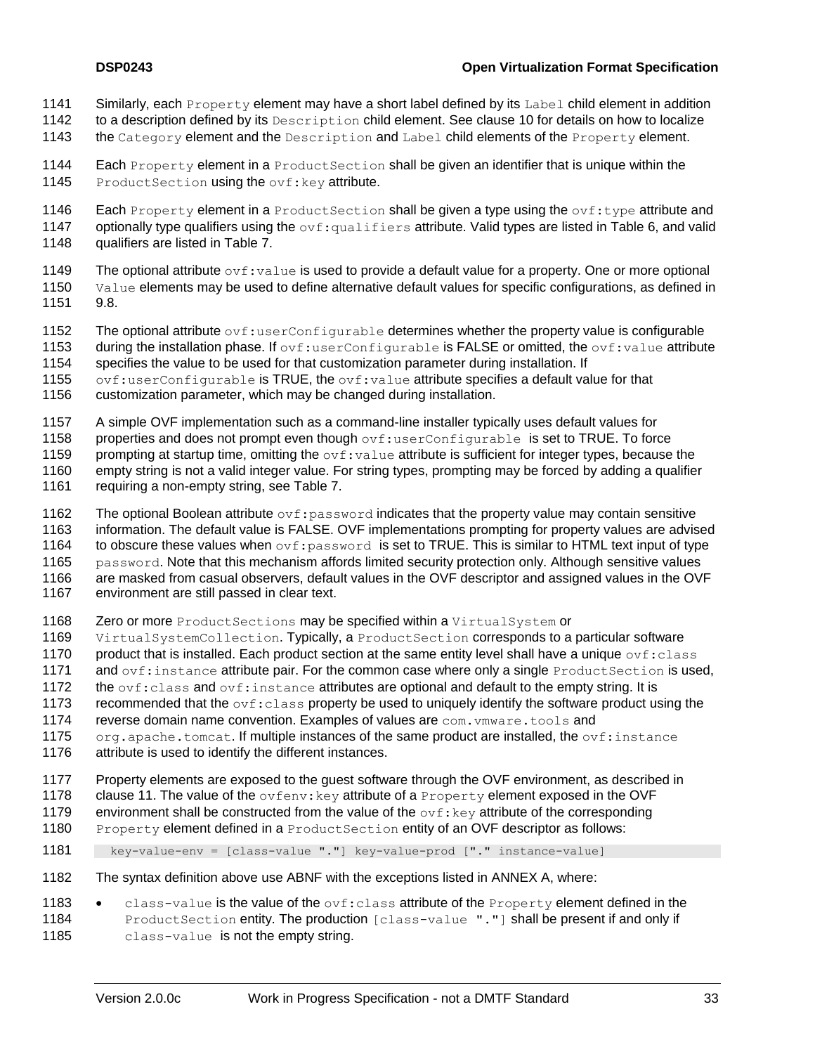Similarly, each `Property` element may have a short label defined by its `Label` child element in addition to a description defined by its `Description` child element. See clause 10 for details on how to localize the `Category` element and the `Description` and `Label` child elements of the `Property` element.

Each `Property` element in a `ProductSection` shall be given an identifier that is unique within the `ProductSection` using the `ovf:key` attribute.

Each `Property` element in a `ProductSection` shall be given a type using the `ovf:type` attribute and optionally type qualifiers using the `ovf:qualifiers` attribute. Valid types are listed in Table 6, and valid qualifiers are listed in Table 7.

The optional attribute `ovf:value` is used to provide a default value for a property. One or more optional `Value` elements may be used to define alternative default values for specific configurations, as defined in 9.8.

The optional attribute `ovf:userConfigurable` determines whether the property value is configurable during the installation phase. If `ovf:userConfigurable` is FALSE or omitted, the `ovf:value` attribute specifies the value to be used for that customization parameter during installation. If `ovf:userConfigurable` is TRUE, the `ovf:value` attribute specifies a default value for that customization parameter, which may be changed during installation.

A simple OVF implementation such as a command-line installer typically uses default values for properties and does not prompt even though `ovf:userConfigurable` is set to TRUE. To force prompting at startup time, omitting the `ovf:value` attribute is sufficient for integer types, because the empty string is not a valid integer value. For string types, prompting may be forced by adding a qualifier requiring a non-empty string, see Table 7.

The optional Boolean attribute `ovf:password` indicates that the property value may contain sensitive information. The default value is FALSE. OVF implementations prompting for property values are advised to obscure these values when `ovf:password` is set to TRUE. This is similar to HTML text input of type `password`. Note that this mechanism affords limited security protection only. Although sensitive values are masked from casual observers, default values in the OVF descriptor and assigned values in the OVF environment are still passed in clear text.

Zero or more `ProductSections` may be specified within a `VirtualSystem` or `VirtualSystemCollection`. Typically, a `ProductSection` corresponds to a particular software product that is installed. Each product section at the same entity level shall have a unique `ovf:class` and `ovf:instance` attribute pair. For the common case where only a single `ProductSection` is used, the `ovf:class` and `ovf:instance` attributes are optional and default to the empty string. It is recommended that the `ovf:class` property be used to uniquely identify the software product using the reverse domain name convention. Examples of values are `com.vmware.tools` and `org.apache.tomcat`. If multiple instances of the same product are installed, the `ovf:instance` attribute is used to identify the different instances.

Property elements are exposed to the guest software through the OVF environment, as described in clause 11. The value of the `ovfenv:key` attribute of a `Property` element exposed in the OVF environment shall be constructed from the value of the `ovf:key` attribute of the corresponding `Property` element defined in a `ProductSection` entity of an OVF descriptor as follows:

```
key-value-env = [class-value "."] key-value-prod ["." instance-value]
```

The syntax definition above use ABNF with the exceptions listed in ANNEX A, where:

- `class-value` is the value of the `ovf:class` attribute of the `Property` element defined in the `ProductSection` entity. The production `[class-value "."]` shall be present if and only if `class-value` is not the empty string.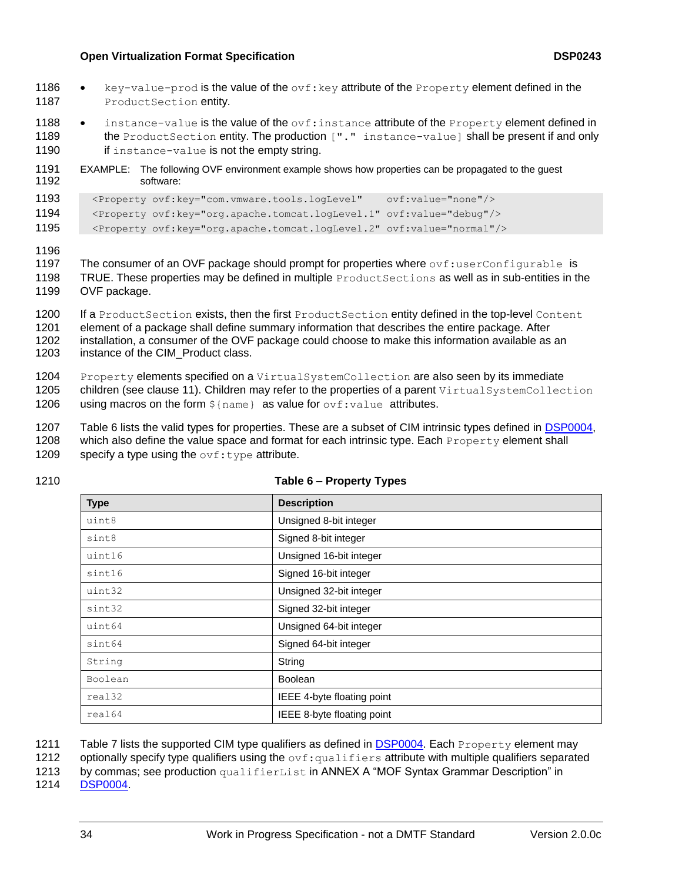- `key-value-prod` is the value of the `ovf:key` attribute of the `Property` element defined in the `ProductSection` entity.
- `instance-value` is the value of the `ovf:instance` attribute of the `Property` element defined in the `ProductSection` entity. The production `["." instance-value]` shall be present if and only if `instance-value` is not the empty string.

EXAMPLE: The following OVF environment example shows how properties can be propagated to the guest software:

```
<Property ovf:key="com.vmware.tools.logLevel"    ovf:value="none"/>
<Property ovf:key="org.apache.tomcat.logLevel.1" ovf:value="debug"/>
<Property ovf:key="org.apache.tomcat.logLevel.2" ovf:value="normal"/>
```

The consumer of an OVF package should prompt for properties where `ovf:userConfigurable` is TRUE. These properties may be defined in multiple `ProductSections` as well as in sub-entities in the OVF package.

If a `ProductSection` exists, then the first `ProductSection` entity defined in the top-level `Content` element of a package shall define summary information that describes the entire package. After installation, a consumer of the OVF package could choose to make this information available as an instance of the CIM_Product class.

`Property` elements specified on a `VirtualSystemCollection` are also seen by its immediate children (see clause 11). Children may refer to the properties of a parent `VirtualSystemCollection` using macros on the form `${name}` as value for `ovf:value` attributes.

Table 6 lists the valid types for properties. These are a subset of CIM intrinsic types defined in DSP0004, which also define the value space and format for each intrinsic type. Each `Property` element shall specify a type using the `ovf:type` attribute.

**Table 6 – Property Types**

| Type | Description |
| --- | --- |
| `uint8` | Unsigned 8-bit integer |
| `sint8` | Signed 8-bit integer |
| `uint16` | Unsigned 16-bit integer |
| `sint16` | Signed 16-bit integer |
| `uint32` | Unsigned 32-bit integer |
| `sint32` | Signed 32-bit integer |
| `uint64` | Unsigned 64-bit integer |
| `sint64` | Signed 64-bit integer |
| `String` | String |
| `Boolean` | Boolean |
| `real32` | IEEE 4-byte floating point |
| `real64` | IEEE 8-byte floating point |

Table 7 lists the supported CIM type qualifiers as defined in DSP0004. Each `Property` element may optionally specify type qualifiers using the `ovf:qualifiers` attribute with multiple qualifiers separated by commas; see production `qualifierList` in ANNEX A "MOF Syntax Grammar Description" in DSP0004.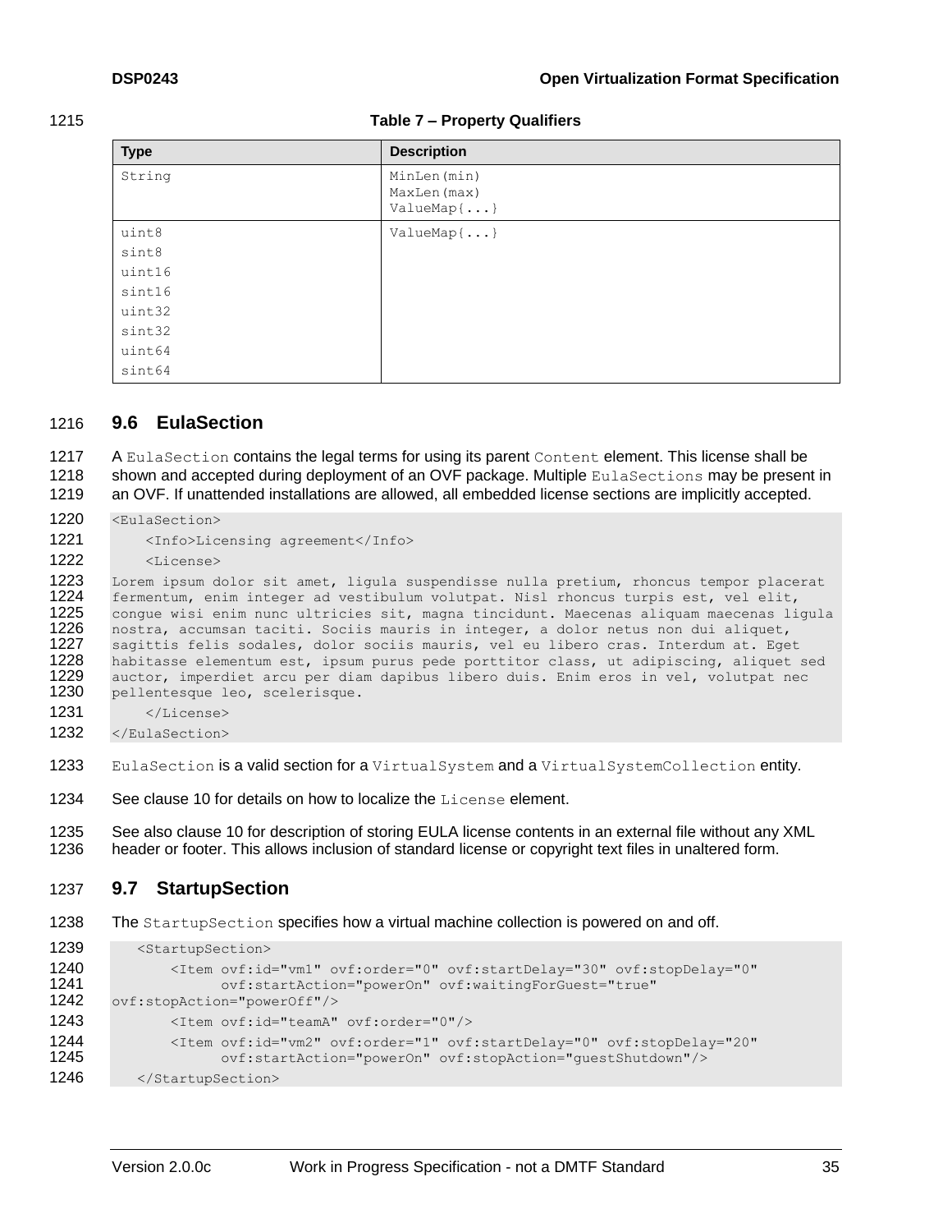**Table 7 – Property Qualifiers**

| Type | Description |
|---|---|
| String | MinLen(min)<br>MaxLen(max)<br>ValueMap{...} |
| uint8<br>sint8<br>uint16<br>sint16<br>uint32<br>sint32<br>uint64<br>sint64 | ValueMap{...} |

## 9.6 EulaSection

A `EulaSection` contains the legal terms for using its parent `Content` element. This license shall be shown and accepted during deployment of an OVF package. Multiple `EulaSections` may be present in an OVF. If unattended installations are allowed, all embedded license sections are implicitly accepted.

```
<EulaSection>
    <Info>Licensing agreement</Info>
    <License>
Lorem ipsum dolor sit amet, ligula suspendisse nulla pretium, rhoncus tempor placerat
fermentum, enim integer ad vestibulum volutpat. Nisl rhoncus turpis est, vel elit,
congue wisi enim nunc ultricies sit, magna tincidunt. Maecenas aliquam maecenas ligula
nostra, accumsan taciti. Sociis mauris in integer, a dolor netus non dui aliquet,
sagittis felis sodales, dolor sociis mauris, vel eu libero cras. Interdum at. Eget
habitasse elementum est, ipsum purus pede porttitor class, ut adipiscing, aliquet sed
auctor, imperdiet arcu per diam dapibus libero duis. Enim eros in vel, volutpat nec
pellentesque leo, scelerisque.
    </License>
</EulaSection>
```

`EulaSection` is a valid section for a `VirtualSystem` and a `VirtualSystemCollection` entity.

See clause 10 for details on how to localize the `License` element.

See also clause 10 for description of storing EULA license contents in an external file without any XML header or footer. This allows inclusion of standard license or copyright text files in unaltered form.

## 9.7 StartupSection

The `StartupSection` specifies how a virtual machine collection is powered on and off.

```
<StartupSection>
    <Item ovf:id="vm1" ovf:order="0" ovf:startDelay="30" ovf:stopDelay="0"
          ovf:startAction="powerOn" ovf:waitingForGuest="true"
ovf:stopAction="powerOff"/>
    <Item ovf:id="teamA" ovf:order="0"/>
    <Item ovf:id="vm2" ovf:order="1" ovf:startDelay="0" ovf:stopDelay="20"
          ovf:startAction="powerOn" ovf:stopAction="guestShutdown"/>
</StartupSection>
```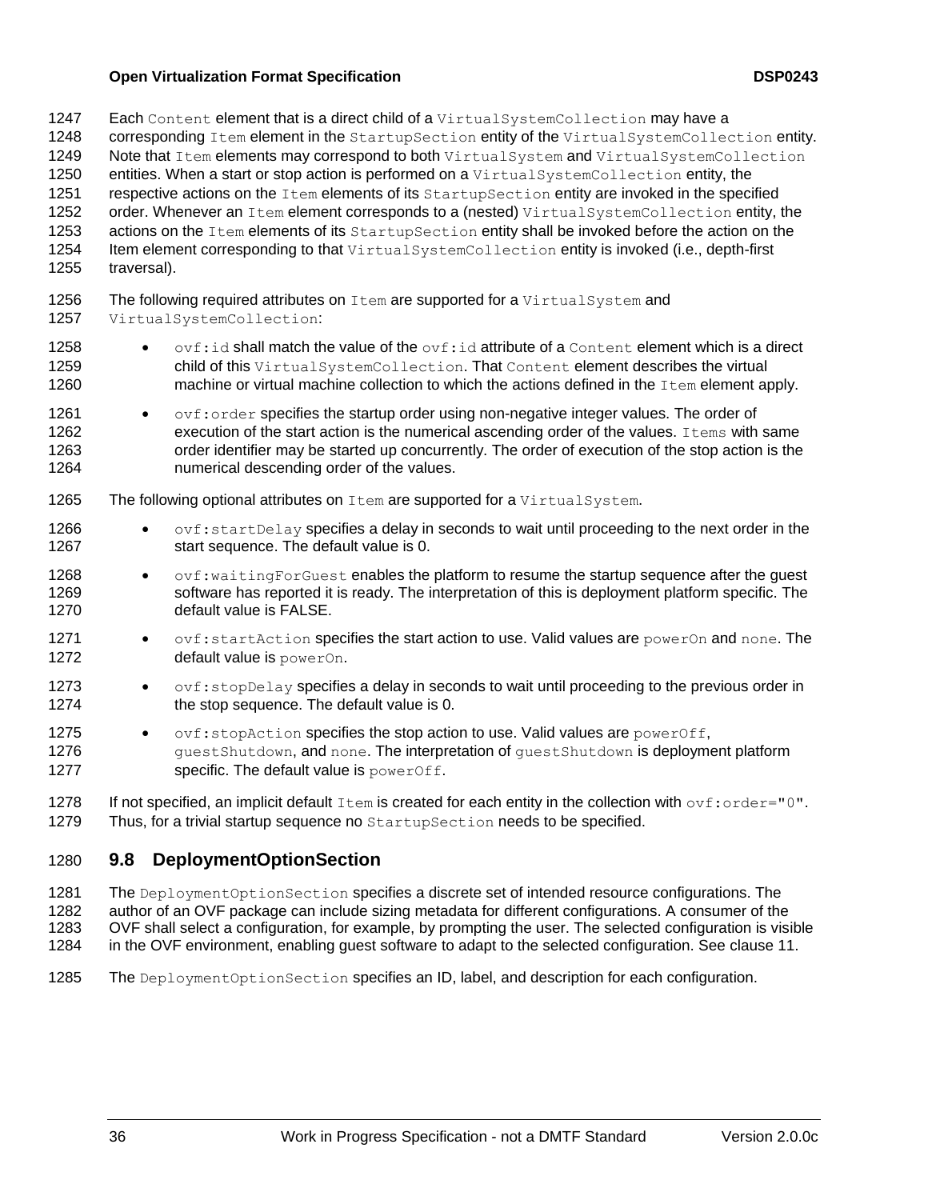Each `Content` element that is a direct child of a `VirtualSystemCollection` may have a corresponding `Item` element in the `StartupSection` entity of the `VirtualSystemCollection` entity. Note that `Item` elements may correspond to both `VirtualSystem` and `VirtualSystemCollection` entities. When a start or stop action is performed on a `VirtualSystemCollection` entity, the respective actions on the `Item` elements of its `StartupSection` entity are invoked in the specified order. Whenever an `Item` element corresponds to a (nested) `VirtualSystemCollection` entity, the actions on the `Item` elements of its `StartupSection` entity shall be invoked before the action on the Item element corresponding to that `VirtualSystemCollection` entity is invoked (i.e., depth-first traversal).

The following required attributes on `Item` are supported for a `VirtualSystem` and `VirtualSystemCollection`:

- `ovf:id` shall match the value of the `ovf:id` attribute of a `Content` element which is a direct child of this `VirtualSystemCollection`. That `Content` element describes the virtual machine or virtual machine collection to which the actions defined in the `Item` element apply.
- `ovf:order` specifies the startup order using non-negative integer values. The order of execution of the start action is the numerical ascending order of the values. `Items` with same order identifier may be started up concurrently. The order of execution of the stop action is the numerical descending order of the values.

The following optional attributes on `Item` are supported for a `VirtualSystem`.

- `ovf:startDelay` specifies a delay in seconds to wait until proceeding to the next order in the start sequence. The default value is 0.
- `ovf:waitingForGuest` enables the platform to resume the startup sequence after the guest software has reported it is ready. The interpretation of this is deployment platform specific. The default value is FALSE.
- `ovf:startAction` specifies the start action to use. Valid values are `powerOn` and `none`. The default value is `powerOn`.
- `ovf:stopDelay` specifies a delay in seconds to wait until proceeding to the previous order in the stop sequence. The default value is 0.
- `ovf:stopAction` specifies the stop action to use. Valid values are `powerOff`, `guestShutdown`, and `none`. The interpretation of `guestShutdown` is deployment platform specific. The default value is `powerOff`.

If not specified, an implicit default `Item` is created for each entity in the collection with `ovf:order="0"`. Thus, for a trivial startup sequence no `StartupSection` needs to be specified.

## 9.8 DeploymentOptionSection

The `DeploymentOptionSection` specifies a discrete set of intended resource configurations. The author of an OVF package can include sizing metadata for different configurations. A consumer of the OVF shall select a configuration, for example, by prompting the user. The selected configuration is visible in the OVF environment, enabling guest software to adapt to the selected configuration. See clause 11.

The `DeploymentOptionSection` specifies an ID, label, and description for each configuration.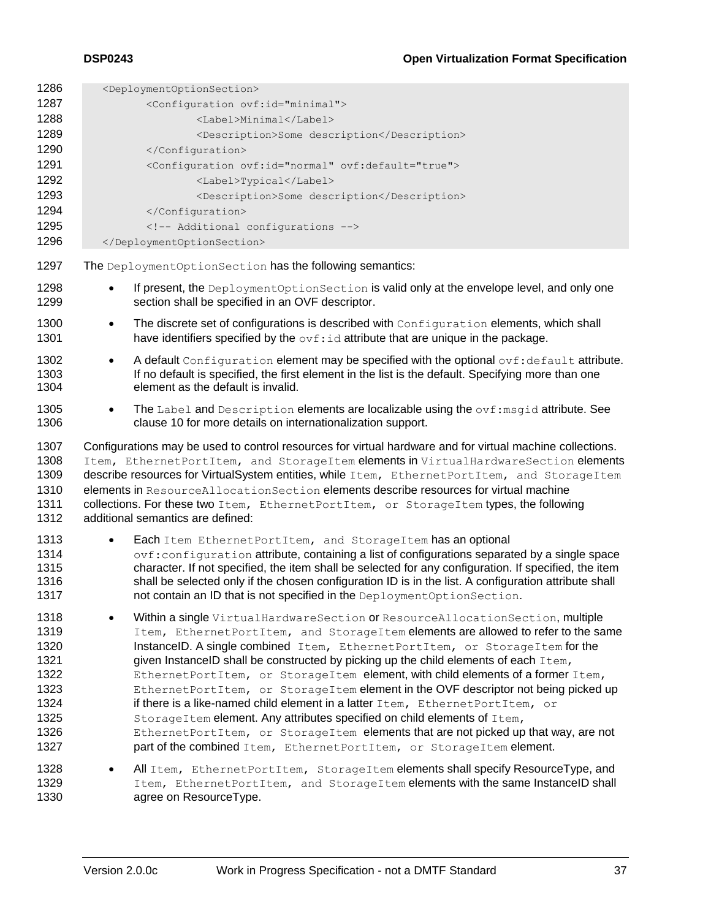```
<DeploymentOptionSection>
      <Configuration ovf:id="minimal">
            <Label>Minimal</Label>
            <Description>Some description</Description>
      </Configuration>
      <Configuration ovf:id="normal" ovf:default="true">
            <Label>Typical</Label>
            <Description>Some description</Description>
      </Configuration>
      <!-- Additional configurations -->
</DeploymentOptionSection>
```

The `DeploymentOptionSection` has the following semantics:

- If present, the `DeploymentOptionSection` is valid only at the envelope level, and only one section shall be specified in an OVF descriptor.
- The discrete set of configurations is described with `Configuration` elements, which shall have identifiers specified by the `ovf:id` attribute that are unique in the package.
- A default `Configuration` element may be specified with the optional `ovf:default` attribute. If no default is specified, the first element in the list is the default. Specifying more than one element as the default is invalid.
- The `Label` and `Description` elements are localizable using the `ovf:msgid` attribute. See clause 10 for more details on internationalization support.

Configurations may be used to control resources for virtual hardware and for virtual machine collections. `Item, EthernetPortItem, and StorageItem` elements in `VirtualHardwareSection` elements describe resources for VirtualSystem entities, while `Item, EthernetPortItem, and StorageItem` elements in `ResourceAllocationSection` elements describe resources for virtual machine collections. For these two `Item, EthernetPortItem, or StorageItem` types, the following additional semantics are defined:

- Each `Item EthernetPortItem, and StorageItem` has an optional `ovf:configuration` attribute, containing a list of configurations separated by a single space character. If not specified, the item shall be selected for any configuration. If specified, the item shall be selected only if the chosen configuration ID is in the list. A configuration attribute shall not contain an ID that is not specified in the `DeploymentOptionSection`.
- Within a single `VirtualHardwareSection` or `ResourceAllocationSection`, multiple `Item, EthernetPortItem, and StorageItem` elements are allowed to refer to the same InstanceID. A single combined `Item, EthernetPortItem, or StorageItem` for the given InstanceID shall be constructed by picking up the child elements of each `Item, EthernetPortItem, or StorageItem` element, with child elements of a former `Item, EthernetPortItem, or StorageItem` element in the OVF descriptor not being picked up if there is a like-named child element in a latter `Item, EthernetPortItem, or StorageItem` element. Any attributes specified on child elements of `Item, EthernetPortItem, or StorageItem` elements that are not picked up that way, are not part of the combined `Item, EthernetPortItem, or StorageItem` element.
- All `Item, EthernetPortItem, StorageItem` elements shall specify ResourceType, and `Item, EthernetPortItem, and StorageItem` elements with the same InstanceID shall agree on ResourceType.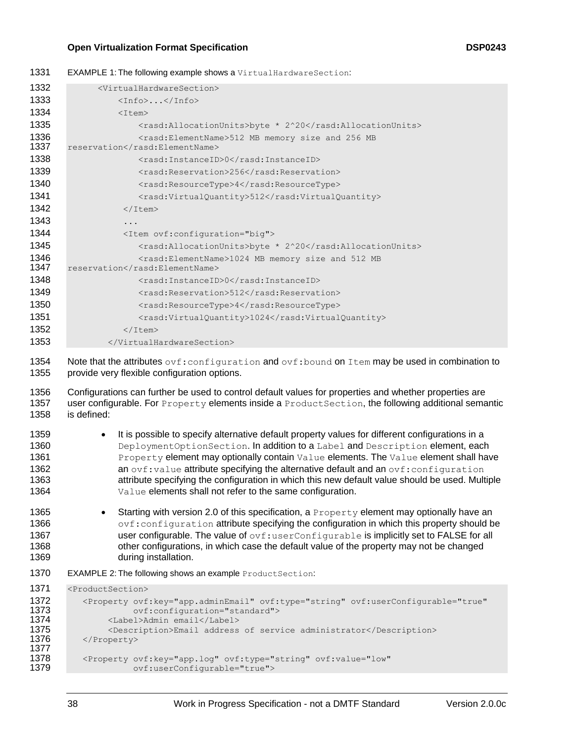EXAMPLE 1: The following example shows a `VirtualHardwareSection`:

```
<VirtualHardwareSection>
    <Info>...</Info>
    <Item>
        <rasd:AllocationUnits>byte * 2^20</rasd:AllocationUnits>
        <rasd:ElementName>512 MB memory size and 256 MB
reservation</rasd:ElementName>
        <rasd:InstanceID>0</rasd:InstanceID>
        <rasd:Reservation>256</rasd:Reservation>
        <rasd:ResourceType>4</rasd:ResourceType>
        <rasd:VirtualQuantity>512</rasd:VirtualQuantity>
     </Item>
     ...
     <Item ovf:configuration="big">
        <rasd:AllocationUnits>byte * 2^20</rasd:AllocationUnits>
        <rasd:ElementName>1024 MB memory size and 512 MB
reservation</rasd:ElementName>
        <rasd:InstanceID>0</rasd:InstanceID>
        <rasd:Reservation>512</rasd:Reservation>
        <rasd:ResourceType>4</rasd:ResourceType>
        <rasd:VirtualQuantity>1024</rasd:VirtualQuantity>
     </Item>
  </VirtualHardwareSection>
```

Note that the attributes `ovf:configuration` and `ovf:bound` on `Item` may be used in combination to provide very flexible configuration options.

Configurations can further be used to control default values for properties and whether properties are user configurable. For `Property` elements inside a `ProductSection`, the following additional semantic is defined:

- It is possible to specify alternative default property values for different configurations in a `DeploymentOptionSection`. In addition to a `Label` and `Description` element, each `Property` element may optionally contain `Value` elements. The `Value` element shall have an `ovf:value` attribute specifying the alternative default and an `ovf:configuration` attribute specifying the configuration in which this new default value should be used. Multiple `Value` elements shall not refer to the same configuration.

- Starting with version 2.0 of this specification, a `Property` element may optionally have an `ovf:configuration` attribute specifying the configuration in which this property should be user configurable. The value of `ovf:userConfigurable` is implicitly set to FALSE for all other configurations, in which case the default value of the property may not be changed during installation.

EXAMPLE 2: The following shows an example `ProductSection`:

```
<ProductSection>
   <Property ovf:key="app.adminEmail" ovf:type="string" ovf:userConfigurable="true"
             ovf:configuration="standard">
        <Label>Admin email</Label>
        <Description>Email address of service administrator</Description>
   </Property>

   <Property ovf:key="app.log" ovf:type="string" ovf:value="low"
             ovf:userConfigurable="true">
```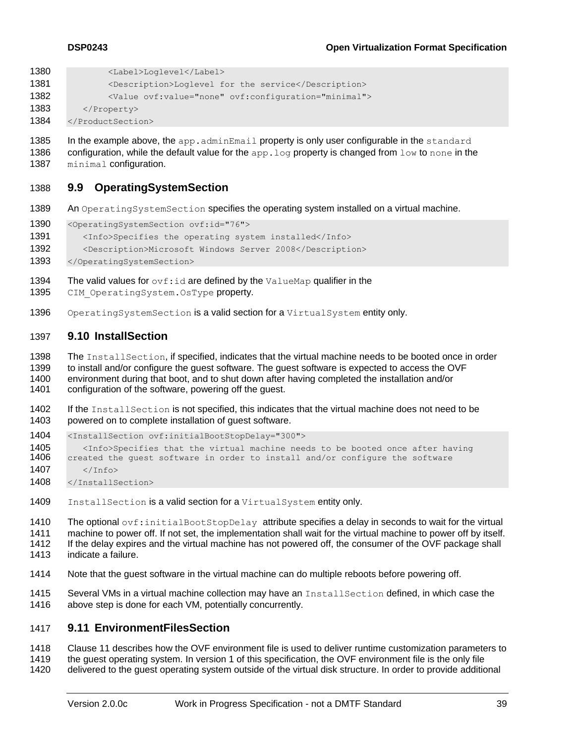```
         <Label>Loglevel</Label>
         <Description>Loglevel for the service</Description>
         <Value ovf:value="none" ovf:configuration="minimal">
   </Property>
</ProductSection>
```

In the example above, the `app.adminEmail` property is only user configurable in the `standard` configuration, while the default value for the `app.log` property is changed from `low` to `none` in the `minimal` configuration.

## 9.9 OperatingSystemSection

An `OperatingSystemSection` specifies the operating system installed on a virtual machine.

```
<OperatingSystemSection ovf:id="76">
   <Info>Specifies the operating system installed</Info>
   <Description>Microsoft Windows Server 2008</Description>
</OperatingSystemSection>
```

The valid values for `ovf:id` are defined by the `ValueMap` qualifier in the `CIM_OperatingSystem.OsType` property.

`OperatingSystemSection` is a valid section for a `VirtualSystem` entity only.

## 9.10 InstallSection

The `InstallSection`, if specified, indicates that the virtual machine needs to be booted once in order to install and/or configure the guest software. The guest software is expected to access the OVF environment during that boot, and to shut down after having completed the installation and/or configuration of the software, powering off the guest.

If the `InstallSection` is not specified, this indicates that the virtual machine does not need to be powered on to complete installation of guest software.

```
<InstallSection ovf:initialBootStopDelay="300">
   <Info>Specifies that the virtual machine needs to be booted once after having
created the guest software in order to install and/or configure the software
   </Info>
</InstallSection>
```

`InstallSection` is a valid section for a `VirtualSystem` entity only.

The optional `ovf:initialBootStopDelay` attribute specifies a delay in seconds to wait for the virtual machine to power off. If not set, the implementation shall wait for the virtual machine to power off by itself. If the delay expires and the virtual machine has not powered off, the consumer of the OVF package shall indicate a failure.

Note that the guest software in the virtual machine can do multiple reboots before powering off.

Several VMs in a virtual machine collection may have an `InstallSection` defined, in which case the above step is done for each VM, potentially concurrently.

## 9.11 EnvironmentFilesSection

Clause 11 describes how the OVF environment file is used to deliver runtime customization parameters to the guest operating system. In version 1 of this specification, the OVF environment file is the only file delivered to the guest operating system outside of the virtual disk structure. In order to provide additional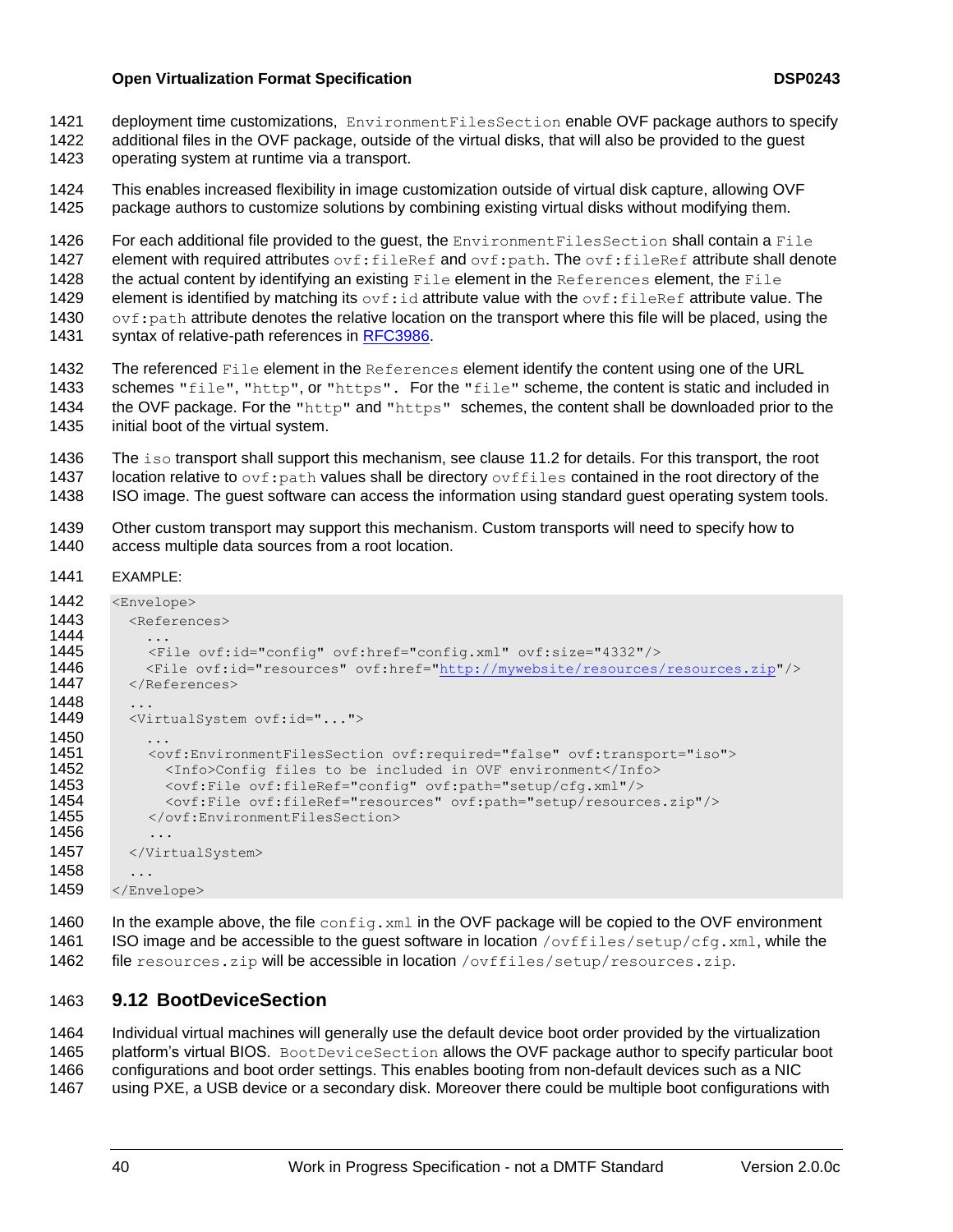deployment time customizations, `EnvironmentFilesSection` enable OVF package authors to specify additional files in the OVF package, outside of the virtual disks, that will also be provided to the guest operating system at runtime via a transport.

This enables increased flexibility in image customization outside of virtual disk capture, allowing OVF package authors to customize solutions by combining existing virtual disks without modifying them.

For each additional file provided to the guest, the `EnvironmentFilesSection` shall contain a `File` element with required attributes `ovf:fileRef` and `ovf:path`. The `ovf:fileRef` attribute shall denote the actual content by identifying an existing `File` element in the `References` element, the `File` element is identified by matching its `ovf:id` attribute value with the `ovf:fileRef` attribute value. The `ovf:path` attribute denotes the relative location on the transport where this file will be placed, using the syntax of relative-path references in RFC3986.

The referenced `File` element in the `References` element identify the content using one of the URL schemes `"file"`, `"http"`, or `"https"`. For the `"file"` scheme, the content is static and included in the OVF package. For the `"http"` and `"https"` schemes, the content shall be downloaded prior to the initial boot of the virtual system.

The `iso` transport shall support this mechanism, see clause 11.2 for details. For this transport, the root location relative to `ovf:path` values shall be directory `ovffiles` contained in the root directory of the ISO image. The guest software can access the information using standard guest operating system tools.

Other custom transport may support this mechanism. Custom transports will need to specify how to access multiple data sources from a root location.

EXAMPLE:

```
<Envelope>
  <References>
    ...
    <File ovf:id="config" ovf:href="config.xml" ovf:size="4332"/>
    <File ovf:id="resources" ovf:href="http://mywebsite/resources/resources.zip"/>
  </References>
  ...
  <VirtualSystem ovf:id="...">
    ...
    <ovf:EnvironmentFilesSection ovf:required="false" ovf:transport="iso">
      <Info>Config files to be included in OVF environment</Info>
      <ovf:File ovf:fileRef="config" ovf:path="setup/cfg.xml"/>
      <ovf:File ovf:fileRef="resources" ovf:path="setup/resources.zip"/>
    </ovf:EnvironmentFilesSection>
    ...
  </VirtualSystem>
  ...
</Envelope>
```

In the example above, the file `config.xml` in the OVF package will be copied to the OVF environment ISO image and be accessible to the guest software in location `/ovffiles/setup/cfg.xml`, while the file `resources.zip` will be accessible in location `/ovffiles/setup/resources.zip`.

## 9.12 BootDeviceSection

Individual virtual machines will generally use the default device boot order provided by the virtualization platform's virtual BIOS. `BootDeviceSection` allows the OVF package author to specify particular boot configurations and boot order settings. This enables booting from non-default devices such as a NIC using PXE, a USB device or a secondary disk. Moreover there could be multiple boot configurations with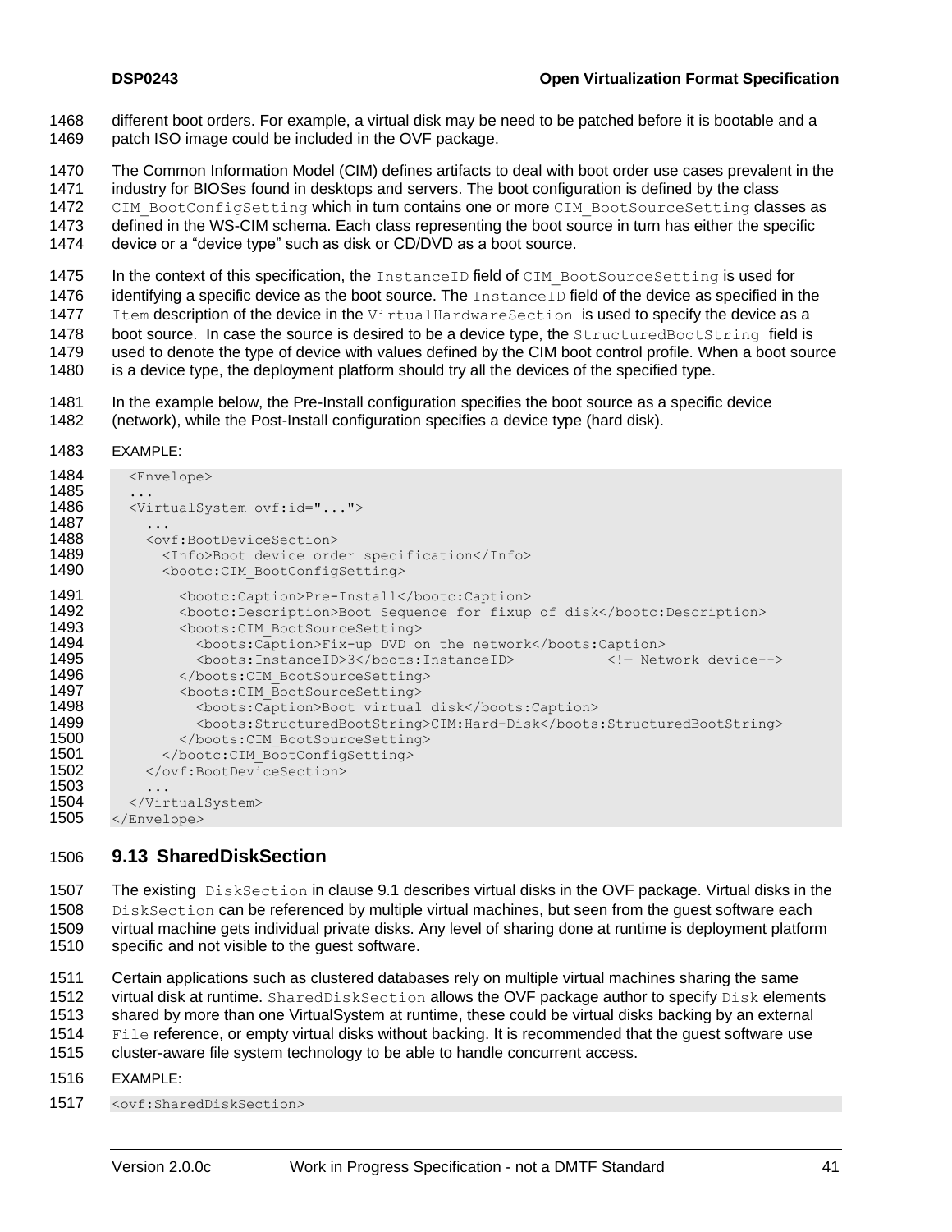different boot orders. For example, a virtual disk may be need to be patched before it is bootable and a patch ISO image could be included in the OVF package.

The Common Information Model (CIM) defines artifacts to deal with boot order use cases prevalent in the industry for BIOSes found in desktops and servers. The boot configuration is defined by the class `CIM_BootConfigSetting` which in turn contains one or more `CIM_BootSourceSetting` classes as defined in the WS-CIM schema. Each class representing the boot source in turn has either the specific device or a "device type" such as disk or CD/DVD as a boot source.

In the context of this specification, the `InstanceID` field of `CIM_BootSourceSetting` is used for identifying a specific device as the boot source. The `InstanceID` field of the device as specified in the `Item` description of the device in the `VirtualHardwareSection` is used to specify the device as a boot source. In case the source is desired to be a device type, the `StructuredBootString` field is used to denote the type of device with values defined by the CIM boot control profile. When a boot source is a device type, the deployment platform should try all the devices of the specified type.

In the example below, the Pre-Install configuration specifies the boot source as a specific device (network), while the Post-Install configuration specifies a device type (hard disk).

EXAMPLE:

```
  <Envelope>
  ...
  <VirtualSystem ovf:id="...">
    ...
    <ovf:BootDeviceSection>
      <Info>Boot device order specification</Info>
      <bootc:CIM_BootConfigSetting>
        <bootc:Caption>Pre-Install</bootc:Caption>
        <bootc:Description>Boot Sequence for fixup of disk</bootc:Description>
        <boots:CIM_BootSourceSetting>
          <boots:Caption>Fix-up DVD on the network</boots:Caption>
          <boots:InstanceID>3</boots:InstanceID>           <!— Network device-->
        </boots:CIM_BootSourceSetting>
        <boots:CIM_BootSourceSetting>
          <boots:Caption>Boot virtual disk</boots:Caption>
          <boots:StructuredBootString>CIM:Hard-Disk</boots:StructuredBootString>
        </boots:CIM_BootSourceSetting>
      </bootc:CIM_BootConfigSetting>
    </ovf:BootDeviceSection>
    ...
  </VirtualSystem>
</Envelope>
```

## 9.13 SharedDiskSection

The existing `DiskSection` in clause 9.1 describes virtual disks in the OVF package. Virtual disks in the `DiskSection` can be referenced by multiple virtual machines, but seen from the guest software each virtual machine gets individual private disks. Any level of sharing done at runtime is deployment platform specific and not visible to the guest software.

Certain applications such as clustered databases rely on multiple virtual machines sharing the same virtual disk at runtime. `SharedDiskSection` allows the OVF package author to specify `Disk` elements shared by more than one VirtualSystem at runtime, these could be virtual disks backing by an external `File` reference, or empty virtual disks without backing. It is recommended that the guest software use cluster-aware file system technology to be able to handle concurrent access.

EXAMPLE:

```
<ovf:SharedDiskSection>
```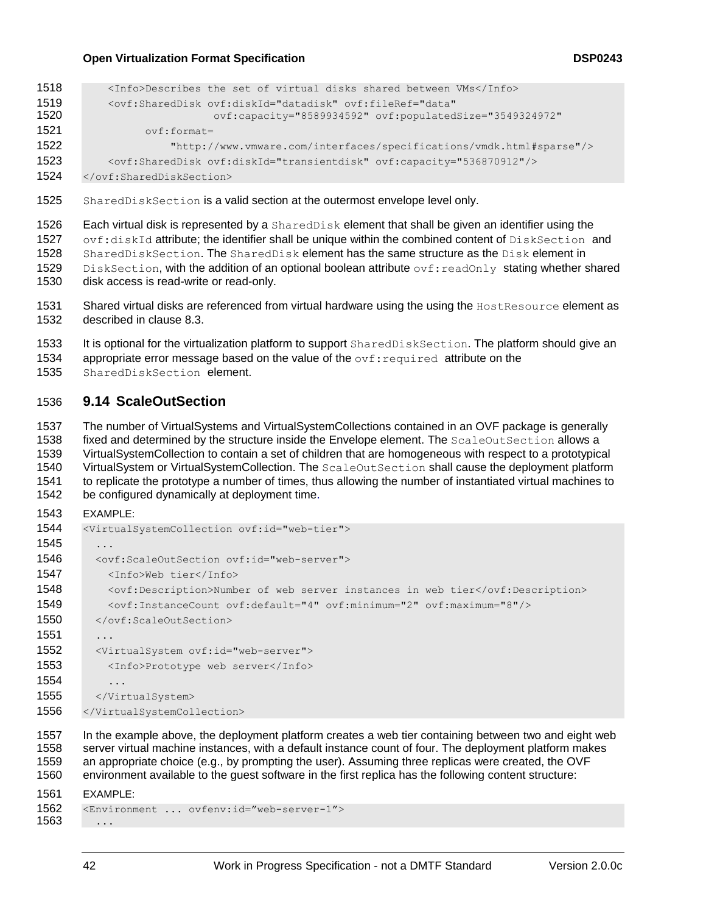```
    <Info>Describes the set of virtual disks shared between VMs</Info>
    <ovf:SharedDisk ovf:diskId="datadisk" ovf:fileRef="data"
                    ovf:capacity="8589934592" ovf:populatedSize="3549324972"
        ovf:format=
            "http://www.vmware.com/interfaces/specifications/vmdk.html#sparse"/>
    <ovf:SharedDisk ovf:diskId="transientdisk" ovf:capacity="536870912"/>
</ovf:SharedDiskSection>
```

`SharedDiskSection` is a valid section at the outermost envelope level only.

Each virtual disk is represented by a `SharedDisk` element that shall be given an identifier using the `ovf:diskId` attribute; the identifier shall be unique within the combined content of `DiskSection` and `SharedDiskSection`. The `SharedDisk` element has the same structure as the `Disk` element in `DiskSection`, with the addition of an optional boolean attribute `ovf:readOnly` stating whether shared disk access is read-write or read-only.

Shared virtual disks are referenced from virtual hardware using the using the `HostResource` element as described in clause 8.3.

It is optional for the virtualization platform to support `SharedDiskSection`. The platform should give an appropriate error message based on the value of the `ovf:required` attribute on the `SharedDiskSection` element.

## 9.14 ScaleOutSection

The number of VirtualSystems and VirtualSystemCollections contained in an OVF package is generally fixed and determined by the structure inside the Envelope element. The `ScaleOutSection` allows a VirtualSystemCollection to contain a set of children that are homogeneous with respect to a prototypical VirtualSystem or VirtualSystemCollection. The `ScaleOutSection` shall cause the deployment platform to replicate the prototype a number of times, thus allowing the number of instantiated virtual machines to be configured dynamically at deployment time.

EXAMPLE:

```
<VirtualSystemCollection ovf:id="web-tier">
  ...
  <ovf:ScaleOutSection ovf:id="web-server">
    <Info>Web tier</Info>
    <ovf:Description>Number of web server instances in web tier</ovf:Description>
    <ovf:InstanceCount ovf:default="4" ovf:minimum="2" ovf:maximum="8"/>
  </ovf:ScaleOutSection>
  ...
  <VirtualSystem ovf:id="web-server">
    <Info>Prototype web server</Info>
    ...
  </VirtualSystem>
</VirtualSystemCollection>
```

In the example above, the deployment platform creates a web tier containing between two and eight web server virtual machine instances, with a default instance count of four. The deployment platform makes an appropriate choice (e.g., by prompting the user). Assuming three replicas were created, the OVF environment available to the guest software in the first replica has the following content structure:

EXAMPLE:

```
<Environment ... ovfenv:id=”web-server-1”>
  ...
```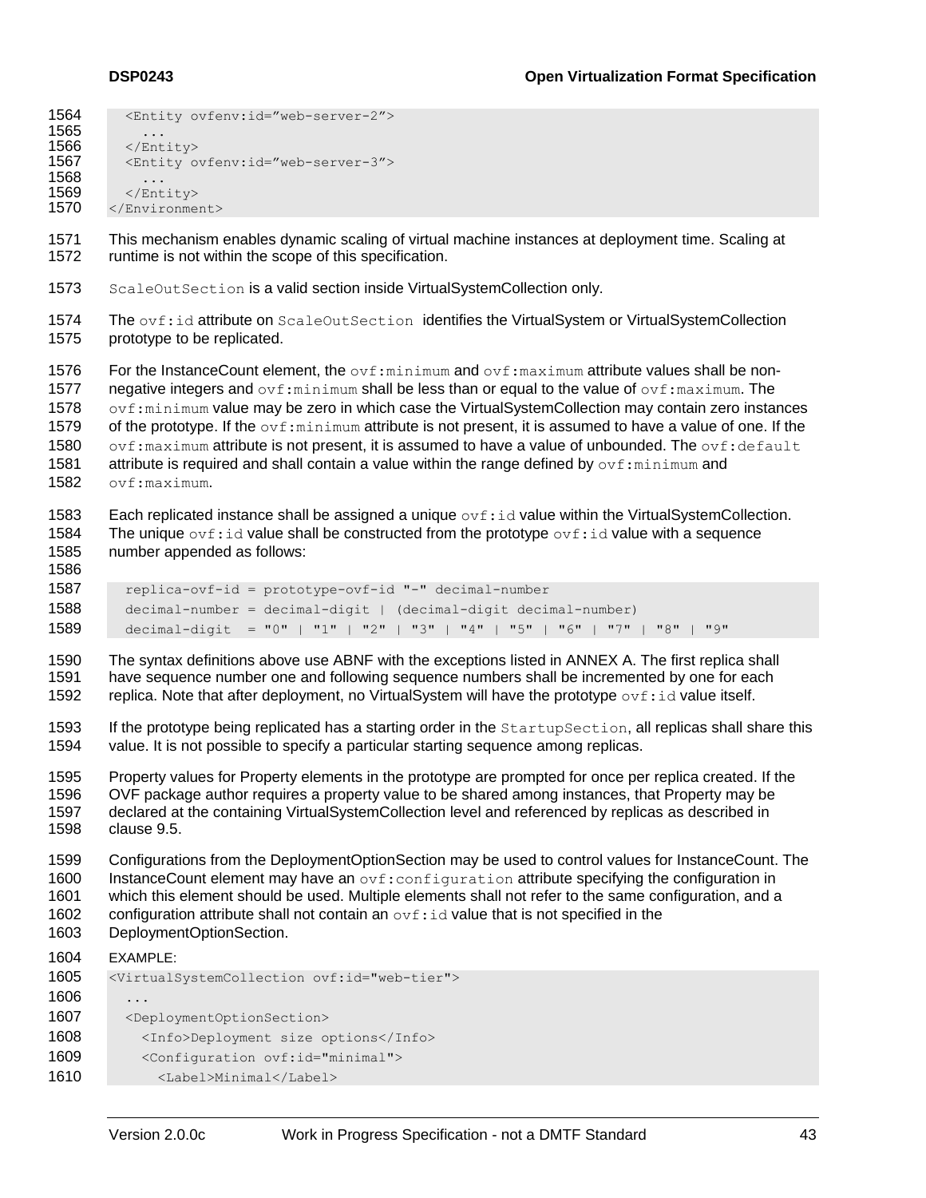```
  <Entity ovfenv:id="web-server-2">
    ...
  </Entity>
  <Entity ovfenv:id="web-server-3">
    ...
  </Entity>
</Environment>
```

This mechanism enables dynamic scaling of virtual machine instances at deployment time. Scaling at runtime is not within the scope of this specification.

`ScaleOutSection` is a valid section inside VirtualSystemCollection only.

The `ovf:id` attribute on `ScaleOutSection` identifies the VirtualSystem or VirtualSystemCollection prototype to be replicated.

For the InstanceCount element, the `ovf:minimum` and `ovf:maximum` attribute values shall be non-negative integers and `ovf:minimum` shall be less than or equal to the value of `ovf:maximum`. The `ovf:minimum` value may be zero in which case the VirtualSystemCollection may contain zero instances of the prototype. If the `ovf:minimum` attribute is not present, it is assumed to have a value of one. If the `ovf:maximum` attribute is not present, it is assumed to have a value of unbounded. The `ovf:default` attribute is required and shall contain a value within the range defined by `ovf:minimum` and `ovf:maximum`.

Each replicated instance shall be assigned a unique `ovf:id` value within the VirtualSystemCollection. The unique `ovf:id` value shall be constructed from the prototype `ovf:id` value with a sequence number appended as follows:

```
replica-ovf-id = prototype-ovf-id "-" decimal-number
decimal-number = decimal-digit | (decimal-digit decimal-number)
decimal-digit  = "0" | "1" | "2" | "3" | "4" | "5" | "6" | "7" | "8" | "9"
```

The syntax definitions above use ABNF with the exceptions listed in ANNEX A. The first replica shall have sequence number one and following sequence numbers shall be incremented by one for each replica. Note that after deployment, no VirtualSystem will have the prototype `ovf:id` value itself.

If the prototype being replicated has a starting order in the `StartupSection`, all replicas shall share this value. It is not possible to specify a particular starting sequence among replicas.

Property values for Property elements in the prototype are prompted for once per replica created. If the OVF package author requires a property value to be shared among instances, that Property may be declared at the containing VirtualSystemCollection level and referenced by replicas as described in clause 9.5.

Configurations from the DeploymentOptionSection may be used to control values for InstanceCount. The InstanceCount element may have an `ovf:configuration` attribute specifying the configuration in which this element should be used. Multiple elements shall not refer to the same configuration, and a configuration attribute shall not contain an `ovf:id` value that is not specified in the DeploymentOptionSection.

EXAMPLE:

```
<VirtualSystemCollection ovf:id="web-tier">
  ...
  <DeploymentOptionSection>
    <Info>Deployment size options</Info>
    <Configuration ovf:id="minimal">
      <Label>Minimal</Label>
```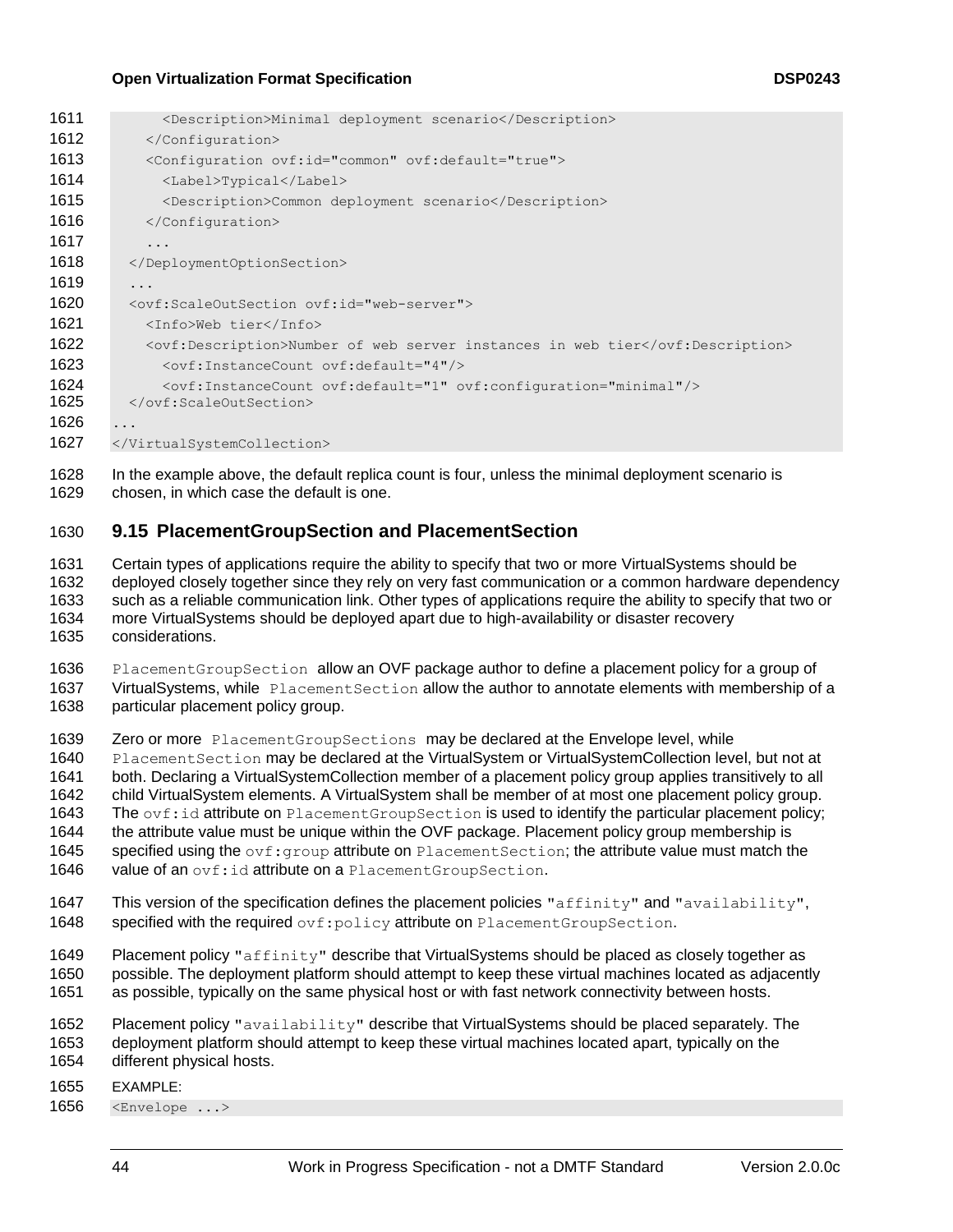```
      <Description>Minimal deployment scenario</Description>
    </Configuration>
    <Configuration ovf:id="common" ovf:default="true">
      <Label>Typical</Label>
      <Description>Common deployment scenario</Description>
    </Configuration>
    ...
  </DeploymentOptionSection>
  ...
  <ovf:ScaleOutSection ovf:id="web-server">
    <Info>Web tier</Info>
    <ovf:Description>Number of web server instances in web tier</ovf:Description>
      <ovf:InstanceCount ovf:default="4"/>
      <ovf:InstanceCount ovf:default="1" ovf:configuration="minimal"/>
  </ovf:ScaleOutSection>
...
</VirtualSystemCollection>
```

In the example above, the default replica count is four, unless the minimal deployment scenario is chosen, in which case the default is one.

## 9.15 PlacementGroupSection and PlacementSection

Certain types of applications require the ability to specify that two or more VirtualSystems should be deployed closely together since they rely on very fast communication or a common hardware dependency such as a reliable communication link. Other types of applications require the ability to specify that two or more VirtualSystems should be deployed apart due to high-availability or disaster recovery considerations.

`PlacementGroupSection` allow an OVF package author to define a placement policy for a group of VirtualSystems, while `PlacementSection` allow the author to annotate elements with membership of a particular placement policy group.

Zero or more `PlacementGroupSections` may be declared at the Envelope level, while `PlacementSection` may be declared at the VirtualSystem or VirtualSystemCollection level, but not at both. Declaring a VirtualSystemCollection member of a placement policy group applies transitively to all child VirtualSystem elements. A VirtualSystem shall be member of at most one placement policy group. The `ovf:id` attribute on `PlacementGroupSection` is used to identify the particular placement policy; the attribute value must be unique within the OVF package. Placement policy group membership is specified using the `ovf:group` attribute on `PlacementSection`; the attribute value must match the value of an `ovf:id` attribute on a `PlacementGroupSection`.

This version of the specification defines the placement policies `"affinity"` and `"availability"`, specified with the required `ovf:policy` attribute on `PlacementGroupSection`.

Placement policy `"affinity"` describe that VirtualSystems should be placed as closely together as possible. The deployment platform should attempt to keep these virtual machines located as adjacently as possible, typically on the same physical host or with fast network connectivity between hosts.

Placement policy `"availability"` describe that VirtualSystems should be placed separately. The deployment platform should attempt to keep these virtual machines located apart, typically on the different physical hosts.

EXAMPLE:

```
<Envelope ...>
```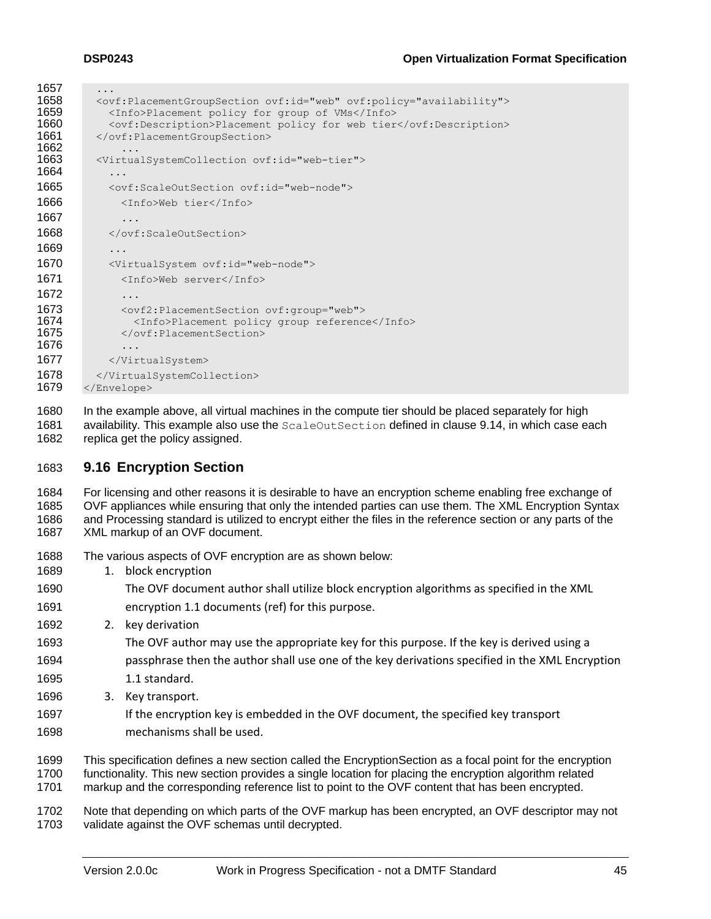```
  ...
  <ovf:PlacementGroupSection ovf:id="web" ovf:policy="availability">
    <Info>Placement policy for group of VMs</Info>
    <ovf:Description>Placement policy for web tier</ovf:Description>
  </ovf:PlacementGroupSection>
      ...
  <VirtualSystemCollection ovf:id="web-tier">
    ...
    <ovf:ScaleOutSection ovf:id="web-node">
      <Info>Web tier</Info>
      ...
    </ovf:ScaleOutSection>
    ...
    <VirtualSystem ovf:id="web-node">
      <Info>Web server</Info>
      ...
      <ovf2:PlacementSection ovf:group="web">
        <Info>Placement policy group reference</Info>
      </ovf:PlacementSection>
      ...
    </VirtualSystem>
  </VirtualSystemCollection>
</Envelope>
```

In the example above, all virtual machines in the compute tier should be placed separately for high availability. This example also use the `ScaleOutSection` defined in clause 9.14, in which case each replica get the policy assigned.

## 9.16 Encryption Section

For licensing and other reasons it is desirable to have an encryption scheme enabling free exchange of OVF appliances while ensuring that only the intended parties can use them. The XML Encryption Syntax and Processing standard is utilized to encrypt either the files in the reference section or any parts of the XML markup of an OVF document.

The various aspects of OVF encryption are as shown below:

1. block encryption

   The OVF document author shall utilize block encryption algorithms as specified in the XML encryption 1.1 documents (ref) for this purpose.

2. key derivation

   The OVF author may use the appropriate key for this purpose. If the key is derived using a passphrase then the author shall use one of the key derivations specified in the XML Encryption 1.1 standard.

3. Key transport.

   If the encryption key is embedded in the OVF document, the specified key transport mechanisms shall be used.

This specification defines a new section called the EncryptionSection as a focal point for the encryption functionality. This new section provides a single location for placing the encryption algorithm related markup and the corresponding reference list to point to the OVF content that has been encrypted.

Note that depending on which parts of the OVF markup has been encrypted, an OVF descriptor may not validate against the OVF schemas until decrypted.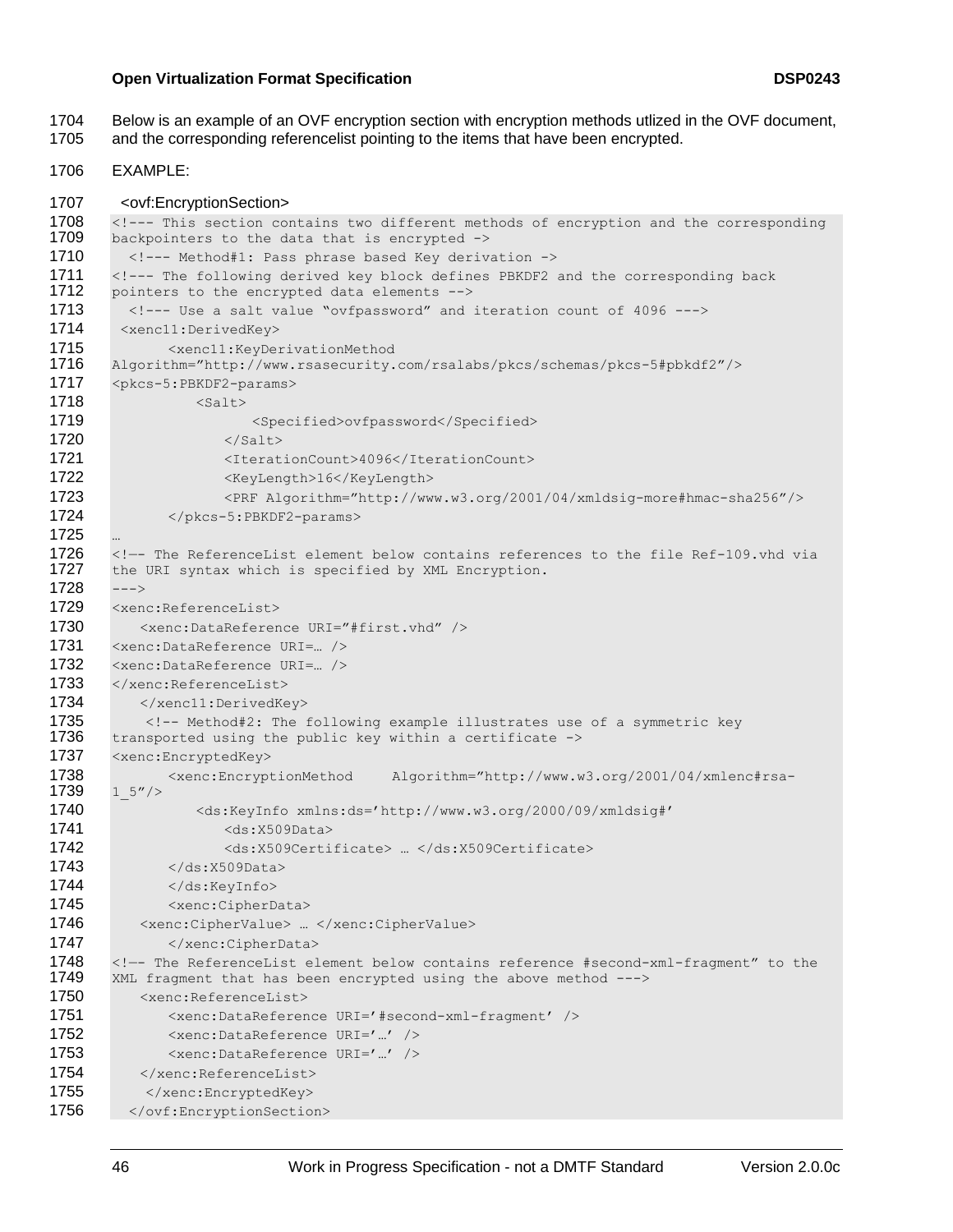Below is an example of an OVF encryption section with encryption methods utlized in the OVF document, and the corresponding referencelist pointing to the items that have been encrypted.

EXAMPLE:

```
  <ovf:EncryptionSection>
<!--- This section contains two different methods of encryption and the corresponding
backpointers to the data that is encrypted ->
  <!--- Method#1: Pass phrase based Key derivation ->
<!--- The following derived key block defines PBKDF2 and the corresponding back
pointers to the encrypted data elements -->
  <!--- Use a salt value "ovfpassword" and iteration count of 4096 --->
 <xenc11:DerivedKey>
       <xenc11:KeyDerivationMethod
Algorithm="http://www.rsasecurity.com/rsalabs/pkcs/schemas/pkcs-5#pbkdf2"/>
<pkcs-5:PBKDF2-params>
          <Salt>
                <Specified>ovfpassword</Specified>
             </Salt>
             <IterationCount>4096</IterationCount>
             <KeyLength>16</KeyLength>
             <PRF Algorithm="http://www.w3.org/2001/04/xmldsig-more#hmac-sha256"/>
       </pkcs-5:PBKDF2-params>
…
<!—- The ReferenceList element below contains references to the file Ref-109.vhd via
the URI syntax which is specified by XML Encryption.
--->
<xenc:ReferenceList>
    <xenc:DataReference URI="#first.vhd" />
<xenc:DataReference URI=… />
<xenc:DataReference URI=… />
</xenc:ReferenceList>
    </xenc11:DerivedKey>
     <!-- Method#2: The following example illustrates use of a symmetric key
transported using the public key within a certificate ->
<xenc:EncryptedKey>
       <xenc:EncryptionMethod     Algorithm="http://www.w3.org/2001/04/xmlenc#rsa-
1_5"/>
          <ds:KeyInfo xmlns:ds='http://www.w3.org/2000/09/xmldsig#'
             <ds:X509Data>
             <ds:X509Certificate> … </ds:X509Certificate>
       </ds:X509Data>
       </ds:KeyInfo>
       <xenc:CipherData>
    <xenc:CipherValue> … </xenc:CipherValue>
       </xenc:CipherData>
<!—- The ReferenceList element below contains reference #second-xml-fragment" to the
XML fragment that has been encrypted using the above method --->
    <xenc:ReferenceList>
       <xenc:DataReference URI='#second-xml-fragment' />
       <xenc:DataReference URI='…' />
       <xenc:DataReference URI='…' />
    </xenc:ReferenceList>
     </xenc:EncryptedKey>
  </ovf:EncryptionSection>
```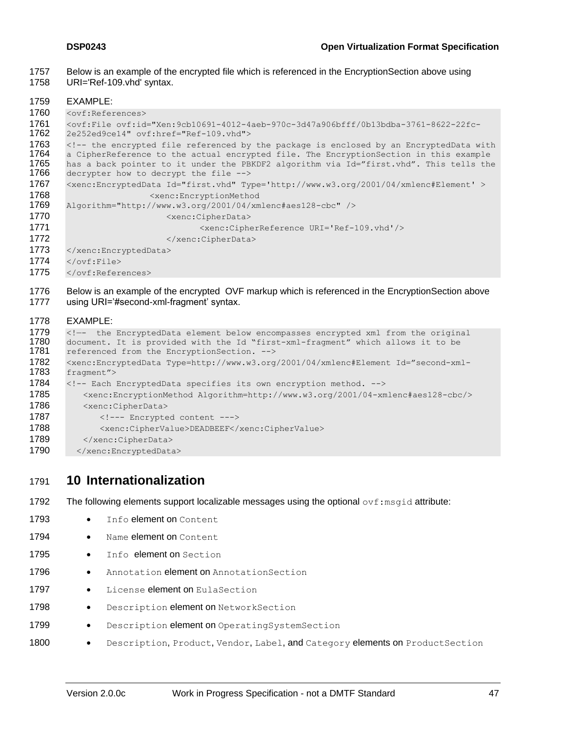Below is an example of the encrypted file which is referenced in the EncryptionSection above using URI='Ref-109.vhd' syntax.

EXAMPLE:

```
<ovf:References>
<ovf:File ovf:id="Xen:9cb10691-4012-4aeb-970c-3d47a906bfff/0b13bdba-3761-8622-22fc-
2e252ed9ce14" ovf:href="Ref-109.vhd">
<!-- the encrypted file referenced by the package is enclosed by an EncryptedData with
a CipherReference to the actual encrypted file. The EncryptionSection in this example
has a back pointer to it under the PBKDF2 algorithm via Id="first.vhd". This tells the
decrypter how to decrypt the file -->
<xenc:EncryptedData Id="first.vhd" Type='http://www.w3.org/2001/04/xmlenc#Element' >
                <xenc:EncryptionMethod
Algorithm="http://www.w3.org/2001/04/xmlenc#aes128-cbc" />
                    <xenc:CipherData>
                          <xenc:CipherReference URI='Ref-109.vhd'/>
                    </xenc:CipherData>
</xenc:EncryptedData>
</ovf:File>
</ovf:References>
```

Below is an example of the encrypted OVF markup which is referenced in the EncryptionSection above using URI='#second-xml-fragment' syntax.

EXAMPLE:

```
<!—- the EncryptedData element below encompasses encrypted xml from the original
document. It is provided with the Id "first-xml-fragment" which allows it to be
referenced from the EncryptionSection. -->
<xenc:EncryptedData Type=http://www.w3.org/2001/04/xmlenc#Element Id="second-xml-
fragment">
<!-- Each EncryptedData specifies its own encryption method. -->
   <xenc:EncryptionMethod Algorithm=http://www.w3.org/2001/04-xmlenc#aes128-cbc/>
   <xenc:CipherData>
      <!--- Encrypted content --->
      <xenc:CipherValue>DEADBEEF</xenc:CipherValue>
   </xenc:CipherData>
  </xenc:EncryptedData>
```

# 10 Internationalization

The following elements support localizable messages using the optional `ovf:msgid` attribute:

- `Info` element on `Content`
- `Name` element on `Content`
- `Info` element on `Section`
- `Annotation` element on `AnnotationSection`
- `License` element on `EulaSection`
- `Description` element on `NetworkSection`
- `Description` element on `OperatingSystemSection`
- `Description`, `Product`, `Vendor`, `Label`, and `Category` elements on `ProductSection`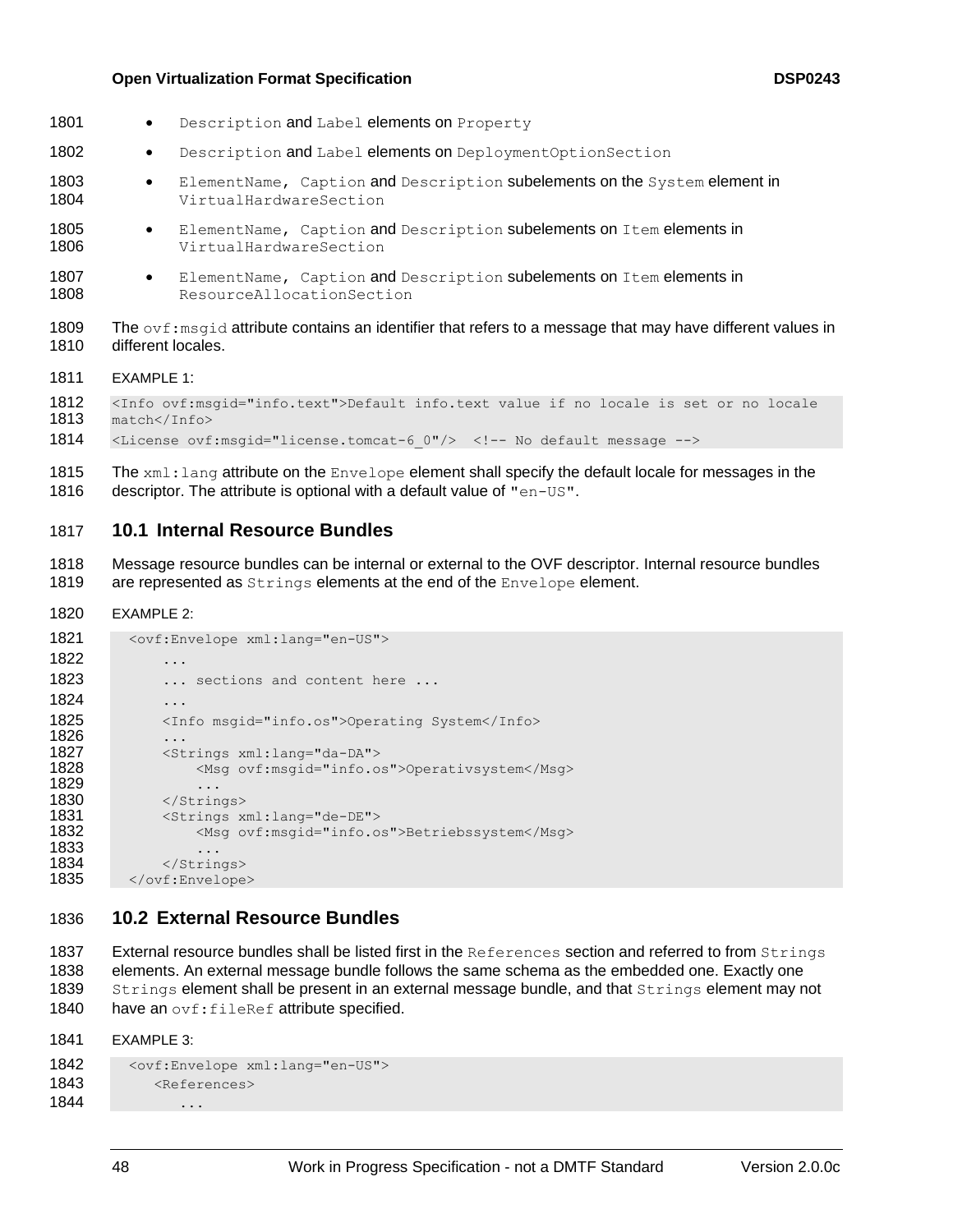- `Description` and `Label` elements on `Property`
- `Description` and `Label` elements on `DeploymentOptionSection`
- `ElementName`, `Caption` and `Description` subelements on the `System` element in `VirtualHardwareSection`
- `ElementName`, `Caption` and `Description` subelements on `Item` elements in `VirtualHardwareSection`
- `ElementName`, `Caption` and `Description` subelements on `Item` elements in `ResourceAllocationSection`

The `ovf:msgid` attribute contains an identifier that refers to a message that may have different values in different locales.

EXAMPLE 1:

```
<Info ovf:msgid="info.text">Default info.text value if no locale is set or no locale match</Info>
<License ovf:msgid="license.tomcat-6_0"/>  <!-- No default message -->
```

The `xml:lang` attribute on the `Envelope` element shall specify the default locale for messages in the descriptor. The attribute is optional with a default value of `"en-US"`.

## 10.1 Internal Resource Bundles

Message resource bundles can be internal or external to the OVF descriptor. Internal resource bundles are represented as `Strings` elements at the end of the `Envelope` element.

EXAMPLE 2:

```
  <ovf:Envelope xml:lang="en-US">
      ...
      ... sections and content here ...
      ...
      <Info msgid="info.os">Operating System</Info>
      ...
      <Strings xml:lang="da-DA">
          <Msg ovf:msgid="info.os">Operativsystem</Msg>
          ...
      </Strings>
      <Strings xml:lang="de-DE">
          <Msg ovf:msgid="info.os">Betriebssystem</Msg>
          ...
      </Strings>
  </ovf:Envelope>
```

## 10.2 External Resource Bundles

External resource bundles shall be listed first in the `References` section and referred to from `Strings` elements. An external message bundle follows the same schema as the embedded one. Exactly one `Strings` element shall be present in an external message bundle, and that `Strings` element may not have an `ovf:fileRef` attribute specified.

EXAMPLE 3:

```
  <ovf:Envelope xml:lang="en-US">
     <References>
        ...
```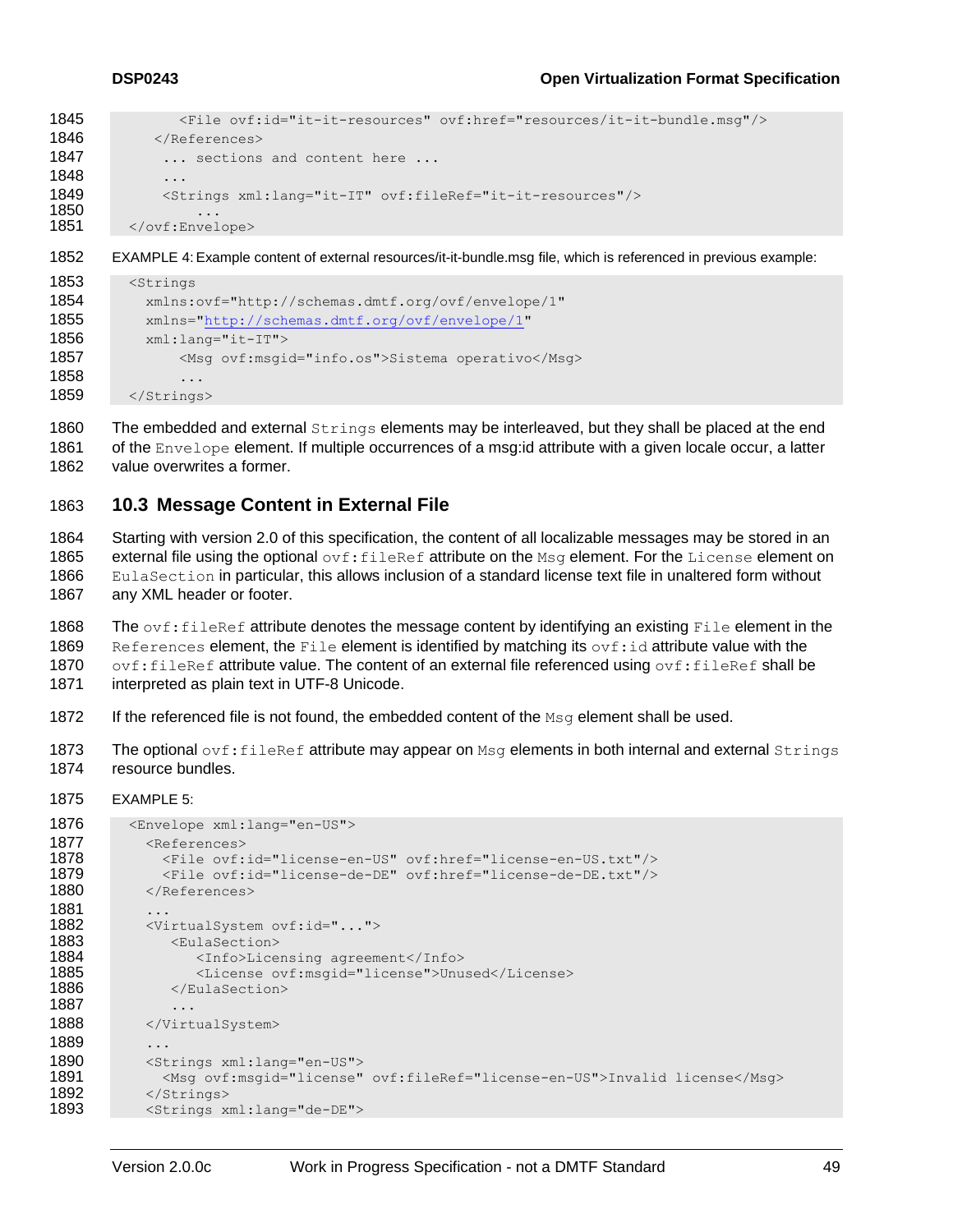```
        <File ovf:id="it-it-resources" ovf:href="resources/it-it-bundle.msg"/>
    </References>
    ... sections and content here ...
    ...
    <Strings xml:lang="it-IT" ovf:fileRef="it-it-resources"/>
        ...
</ovf:Envelope>
```

EXAMPLE 4: Example content of external resources/it-it-bundle.msg file, which is referenced in previous example:

```
<Strings
  xmlns:ovf="http://schemas.dmtf.org/ovf/envelope/1"
  xmlns="http://schemas.dmtf.org/ovf/envelope/1"
  xml:lang="it-IT">
      <Msg ovf:msgid="info.os">Sistema operativo</Msg>
      ...
</Strings>
```

The embedded and external `Strings` elements may be interleaved, but they shall be placed at the end of the `Envelope` element. If multiple occurrences of a msg:id attribute with a given locale occur, a latter value overwrites a former.

## 10.3 Message Content in External File

Starting with version 2.0 of this specification, the content of all localizable messages may be stored in an external file using the optional `ovf:fileRef` attribute on the `Msg` element. For the `License` element on `EulaSection` in particular, this allows inclusion of a standard license text file in unaltered form without any XML header or footer.

The `ovf:fileRef` attribute denotes the message content by identifying an existing `File` element in the `References` element, the `File` element is identified by matching its `ovf:id` attribute value with the `ovf:fileRef` attribute value. The content of an external file referenced using `ovf:fileRef` shall be interpreted as plain text in UTF-8 Unicode.

If the referenced file is not found, the embedded content of the `Msg` element shall be used.

The optional `ovf:fileRef` attribute may appear on `Msg` elements in both internal and external `Strings` resource bundles.

EXAMPLE 5:

```
<Envelope xml:lang="en-US">
  <References>
    <File ovf:id="license-en-US" ovf:href="license-en-US.txt"/>
    <File ovf:id="license-de-DE" ovf:href="license-de-DE.txt"/>
  </References>
  ...
  <VirtualSystem ovf:id="...">
     <EulaSection>
        <Info>Licensing agreement</Info>
        <License ovf:msgid="license">Unused</License>
     </EulaSection>
     ...
  </VirtualSystem>
  ...
  <Strings xml:lang="en-US">
    <Msg ovf:msgid="license" ovf:fileRef="license-en-US">Invalid license</Msg>
  </Strings>
  <Strings xml:lang="de-DE">
```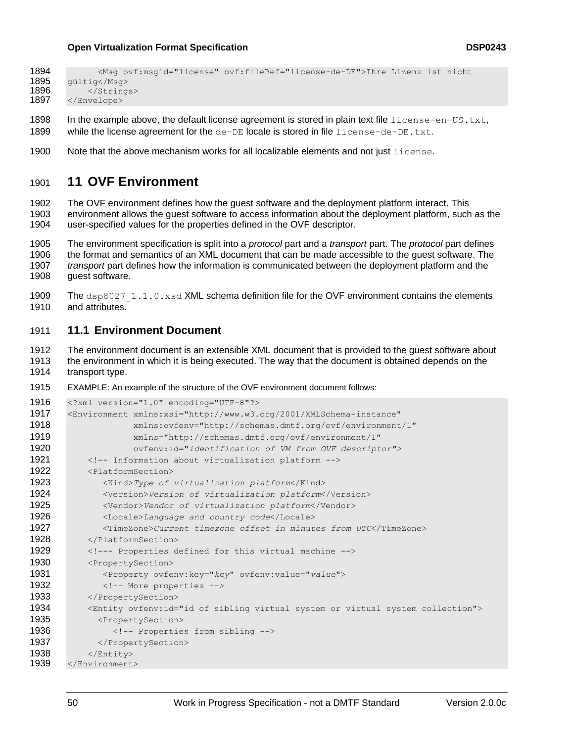```
        <Msg ovf:msgid="license" ovf:fileRef="license-de-DE">Ihre Lizenz ist nicht
gültig</Msg>
    </Strings>
</Envelope>
```

In the example above, the default license agreement is stored in plain text file `license-en-US.txt`, while the license agreement for the `de-DE` locale is stored in file `license-de-DE.txt`.

Note that the above mechanism works for all localizable elements and not just `License`.

# 11 OVF Environment

The OVF environment defines how the guest software and the deployment platform interact. This environment allows the guest software to access information about the deployment platform, such as the user-specified values for the properties defined in the OVF descriptor.

The environment specification is split into a *protocol* part and a *transport* part. The *protocol* part defines the format and semantics of an XML document that can be made accessible to the guest software. The *transport* part defines how the information is communicated between the deployment platform and the guest software.

The `dsp8027_1.1.0.xsd` XML schema definition file for the OVF environment contains the elements and attributes.

## 11.1 Environment Document

The environment document is an extensible XML document that is provided to the guest software about the environment in which it is being executed. The way that the document is obtained depends on the transport type.

EXAMPLE: An example of the structure of the OVF environment document follows:

```
<?xml version="1.0" encoding="UTF-8"?>
<Environment xmlns:xsi="http://www.w3.org/2001/XMLSchema-instance"
             xmlns:ovfenv="http://schemas.dmtf.org/ovf/environment/1"
             xmlns="http://schemas.dmtf.org/ovf/environment/1"
             ovfenv:id="identification of VM from OVF descriptor">
    <!-- Information about virtualization platform -->
    <PlatformSection>
       <Kind>Type of virtualization platform</Kind>
       <Version>Version of virtualization platform</Version>
       <Vendor>Vendor of virtualization platform</Vendor>
       <Locale>Language and country code</Locale>
       <TimeZone>Current timezone offset in minutes from UTC</TimeZone>
    </PlatformSection>
    <!--- Properties defined for this virtual machine -->
    <PropertySection>
       <Property ovfenv:key="key" ovfenv:value="value">
       <!-- More properties -->
    </PropertySection>
    <Entity ovfenv:id="id of sibling virtual system or virtual system collection">
      <PropertySection>
         <!-- Properties from sibling -->
      </PropertySection>
    </Entity>
</Environment>
```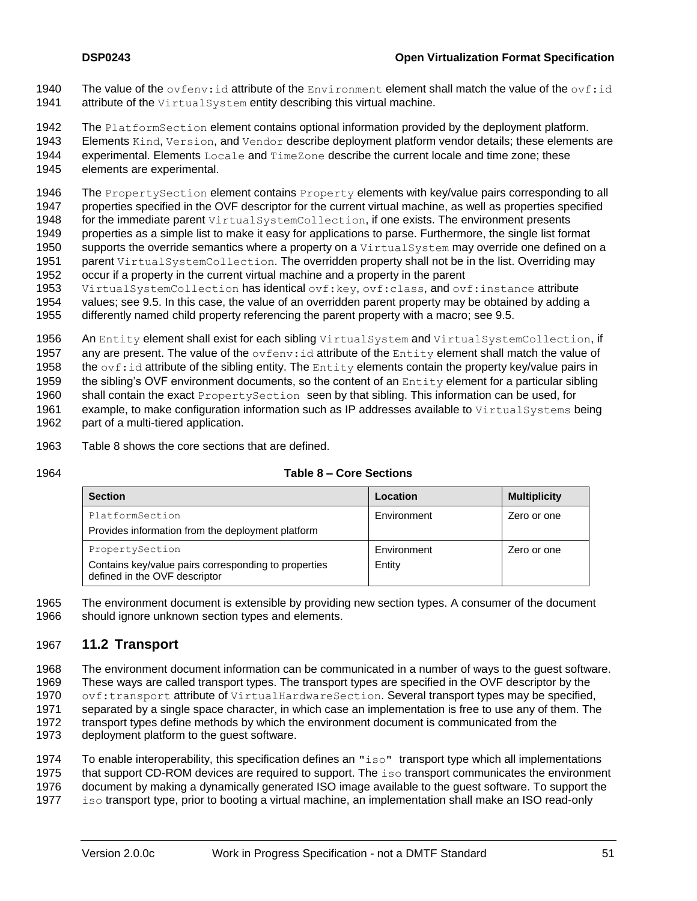The value of the `ovfenv:id` attribute of the `Environment` element shall match the value of the `ovf:id` attribute of the `VirtualSystem` entity describing this virtual machine.

The `PlatformSection` element contains optional information provided by the deployment platform. Elements `Kind`, `Version`, and `Vendor` describe deployment platform vendor details; these elements are experimental. Elements `Locale` and `TimeZone` describe the current locale and time zone; these elements are experimental.

The `PropertySection` element contains `Property` elements with key/value pairs corresponding to all properties specified in the OVF descriptor for the current virtual machine, as well as properties specified for the immediate parent `VirtualSystemCollection`, if one exists. The environment presents properties as a simple list to make it easy for applications to parse. Furthermore, the single list format supports the override semantics where a property on a `VirtualSystem` may override one defined on a parent `VirtualSystemCollection`. The overridden property shall not be in the list. Overriding may occur if a property in the current virtual machine and a property in the parent `VirtualSystemCollection` has identical `ovf:key`, `ovf:class`, and `ovf:instance` attribute values; see 9.5. In this case, the value of an overridden parent property may be obtained by adding a differently named child property referencing the parent property with a macro; see 9.5.

An `Entity` element shall exist for each sibling `VirtualSystem` and `VirtualSystemCollection`, if any are present. The value of the `ovfenv:id` attribute of the `Entity` element shall match the value of the `ovf:id` attribute of the sibling entity. The `Entity` elements contain the property key/value pairs in the sibling's OVF environment documents, so the content of an `Entity` element for a particular sibling shall contain the exact `PropertySection` seen by that sibling. This information can be used, for example, to make configuration information such as IP addresses available to `VirtualSystems` being part of a multi-tiered application.

Table 8 shows the core sections that are defined.

**Table 8 – Core Sections**

| Section | Location | Multiplicity |
|---|---|---|
| `PlatformSection`<br>Provides information from the deployment platform | Environment | Zero or one |
| `PropertySection`<br>Contains key/value pairs corresponding to properties defined in the OVF descriptor | Environment<br>Entity | Zero or one |

The environment document is extensible by providing new section types. A consumer of the document should ignore unknown section types and elements.

## 11.2 Transport

The environment document information can be communicated in a number of ways to the guest software. These ways are called transport types. The transport types are specified in the OVF descriptor by the `ovf:transport` attribute of `VirtualHardwareSection`. Several transport types may be specified, separated by a single space character, in which case an implementation is free to use any of them. The transport types define methods by which the environment document is communicated from the deployment platform to the guest software.

To enable interoperability, this specification defines an `"iso"` transport type which all implementations that support CD-ROM devices are required to support. The `iso` transport communicates the environment document by making a dynamically generated ISO image available to the guest software. To support the `iso` transport type, prior to booting a virtual machine, an implementation shall make an ISO read-only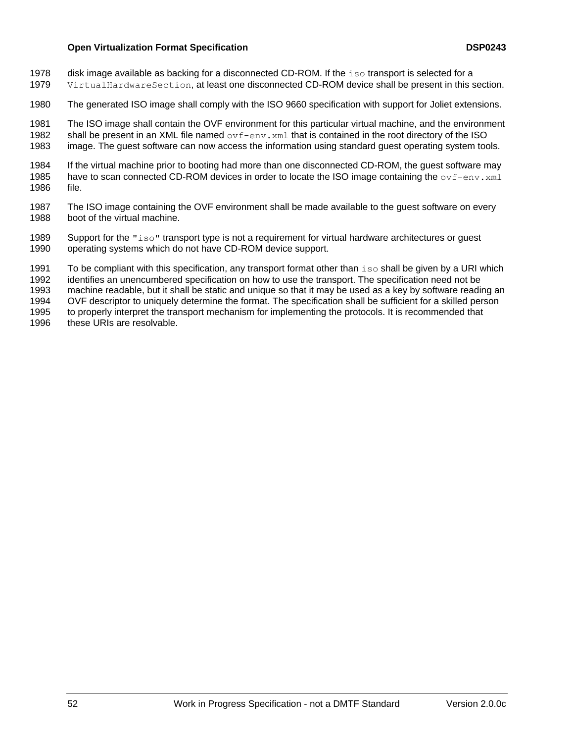disk image available as backing for a disconnected CD-ROM. If the `iso` transport is selected for a `VirtualHardwareSection`, at least one disconnected CD-ROM device shall be present in this section.

The generated ISO image shall comply with the ISO 9660 specification with support for Joliet extensions.

The ISO image shall contain the OVF environment for this particular virtual machine, and the environment shall be present in an XML file named `ovf-env.xml` that is contained in the root directory of the ISO image. The guest software can now access the information using standard guest operating system tools.

If the virtual machine prior to booting had more than one disconnected CD-ROM, the guest software may have to scan connected CD-ROM devices in order to locate the ISO image containing the `ovf-env.xml` file.

The ISO image containing the OVF environment shall be made available to the guest software on every boot of the virtual machine.

Support for the "`iso`" transport type is not a requirement for virtual hardware architectures or guest operating systems which do not have CD-ROM device support.

To be compliant with this specification, any transport format other than `iso` shall be given by a URI which identifies an unencumbered specification on how to use the transport. The specification need not be machine readable, but it shall be static and unique so that it may be used as a key by software reading an OVF descriptor to uniquely determine the format. The specification shall be sufficient for a skilled person to properly interpret the transport mechanism for implementing the protocols. It is recommended that these URIs are resolvable.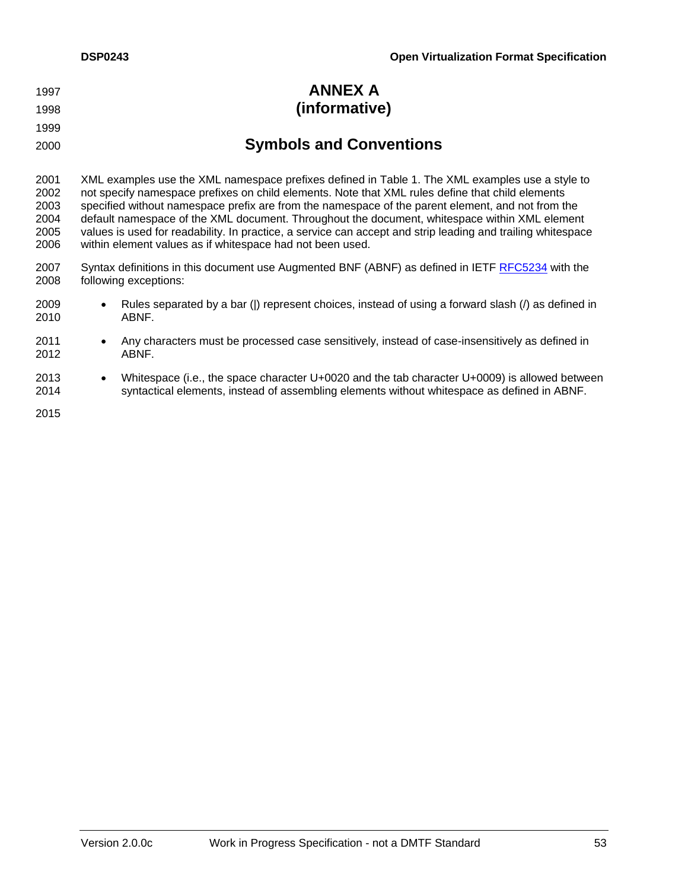# ANNEX A
# (informative)

## Symbols and Conventions

XML examples use the XML namespace prefixes defined in Table 1. The XML examples use a style to not specify namespace prefixes on child elements. Note that XML rules define that child elements specified without namespace prefix are from the namespace of the parent element, and not from the default namespace of the XML document. Throughout the document, whitespace within XML element values is used for readability. In practice, a service can accept and strip leading and trailing whitespace within element values as if whitespace had not been used.

Syntax definitions in this document use Augmented BNF (ABNF) as defined in IETF RFC5234 with the following exceptions:

- Rules separated by a bar (|) represent choices, instead of using a forward slash (/) as defined in ABNF.
- Any characters must be processed case sensitively, instead of case-insensitively as defined in ABNF.
- Whitespace (i.e., the space character U+0020 and the tab character U+0009) is allowed between syntactical elements, instead of assembling elements without whitespace as defined in ABNF.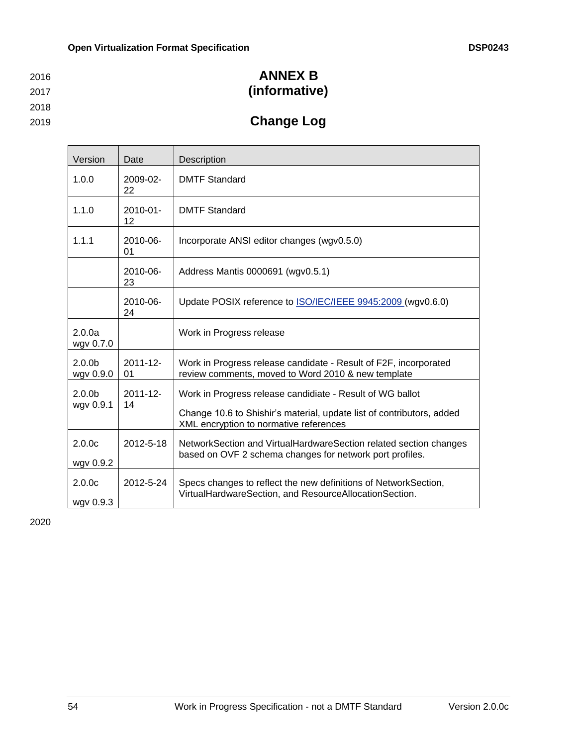# ANNEX B
# (informative)

# Change Log

| Version | Date | Description |
|---|---|---|
| 1.0.0 | 2009-02-22 | DMTF Standard |
| 1.1.0 | 2010-01-12 | DMTF Standard |
| 1.1.1 | 2010-06-01 | Incorporate ANSI editor changes (wgv0.5.0) |
| | 2010-06-23 | Address Mantis 0000691 (wgv0.5.1) |
| | 2010-06-24 | Update POSIX reference to ISO/IEC/IEEE 9945:2009 (wgv0.6.0) |
| 2.0.0a wgv 0.7.0 | | Work in Progress release |
| 2.0.0b wgv 0.9.0 | 2011-12-01 | Work in Progress release candidate - Result of F2F, incorporated review comments, moved to Word 2010 & new template |
| 2.0.0b wgv 0.9.1 | 2011-12-14 | Work in Progress release candidiate - Result of WG ballot<br><br>Change 10.6 to Shishir's material, update list of contributors, added XML encryption to normative references |
| 2.0.0c<br><br>wgv 0.9.2 | 2012-5-18 | NetworkSection and VirtualHardwareSection related section changes based on OVF 2 schema changes for network port profiles. |
| 2.0.0c<br><br>wgv 0.9.3 | 2012-5-24 | Specs changes to reflect the new definitions of NetworkSection, VirtualHardwareSection, and ResourceAllocationSection. |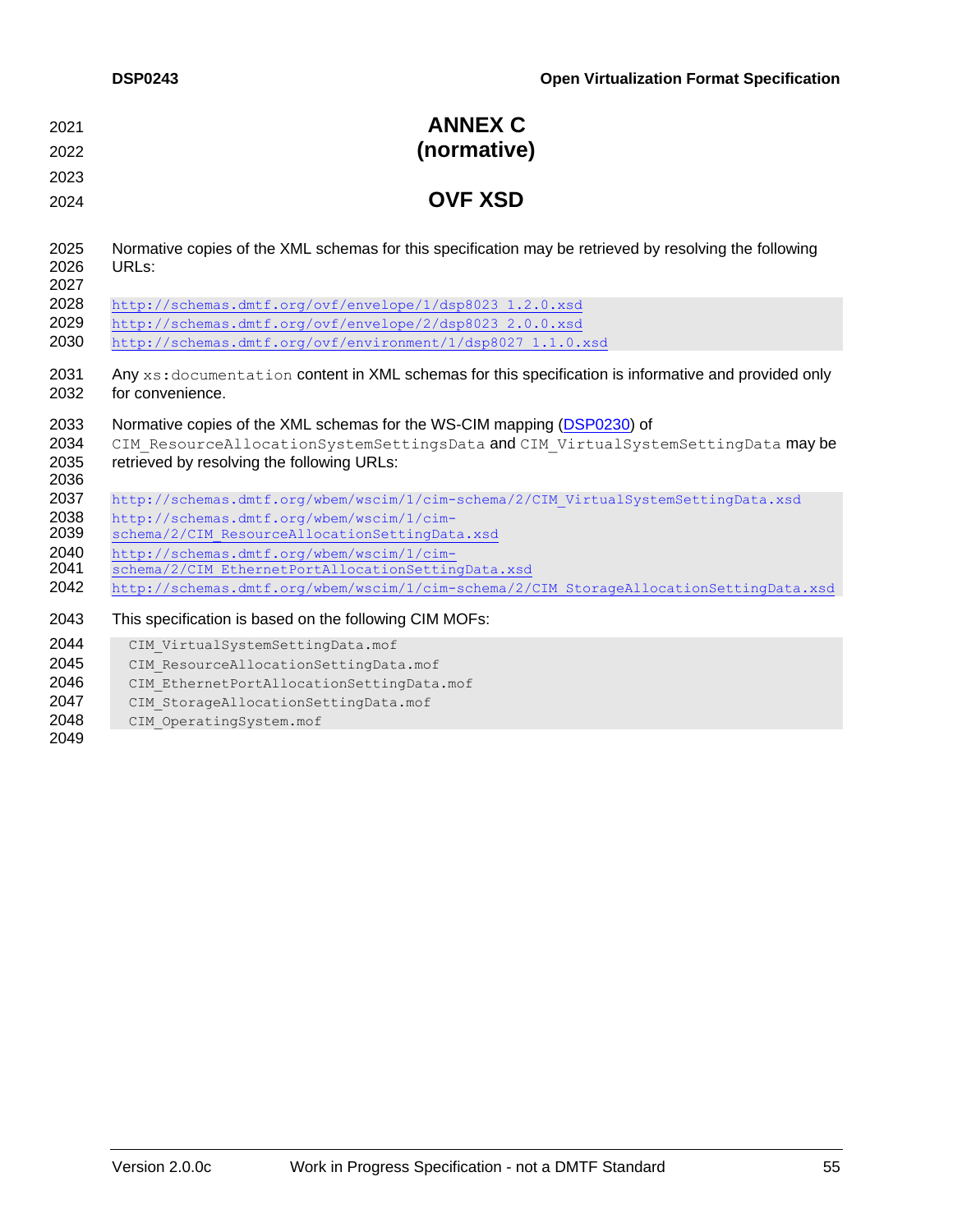# ANNEX C
# (normative)

# OVF XSD

Normative copies of the XML schemas for this specification may be retrieved by resolving the following URLs:

```
http://schemas.dmtf.org/ovf/envelope/1/dsp8023_1.2.0.xsd
http://schemas.dmtf.org/ovf/envelope/2/dsp8023_2.0.0.xsd
http://schemas.dmtf.org/ovf/environment/1/dsp8027_1.1.0.xsd
```

Any `xs:documentation` content in XML schemas for this specification is informative and provided only for convenience.

Normative copies of the XML schemas for the WS-CIM mapping (DSP0230) of `CIM_ResourceAllocationSystemSettingsData` and `CIM_VirtualSystemSettingData` may be retrieved by resolving the following URLs:

```
http://schemas.dmtf.org/wbem/wscim/1/cim-schema/2/CIM_VirtualSystemSettingData.xsd
http://schemas.dmtf.org/wbem/wscim/1/cim-schema/2/CIM_ResourceAllocationSettingData.xsd
http://schemas.dmtf.org/wbem/wscim/1/cim-schema/2/CIM_EthernetPortAllocationSettingData.xsd
http://schemas.dmtf.org/wbem/wscim/1/cim-schema/2/CIM_StorageAllocationSettingData.xsd
```

This specification is based on the following CIM MOFs:

```
CIM_VirtualSystemSettingData.mof
CIM_ResourceAllocationSettingData.mof
CIM_EthernetPortAllocationSettingData.mof
CIM_StorageAllocationSettingData.mof
CIM_OperatingSystem.mof
```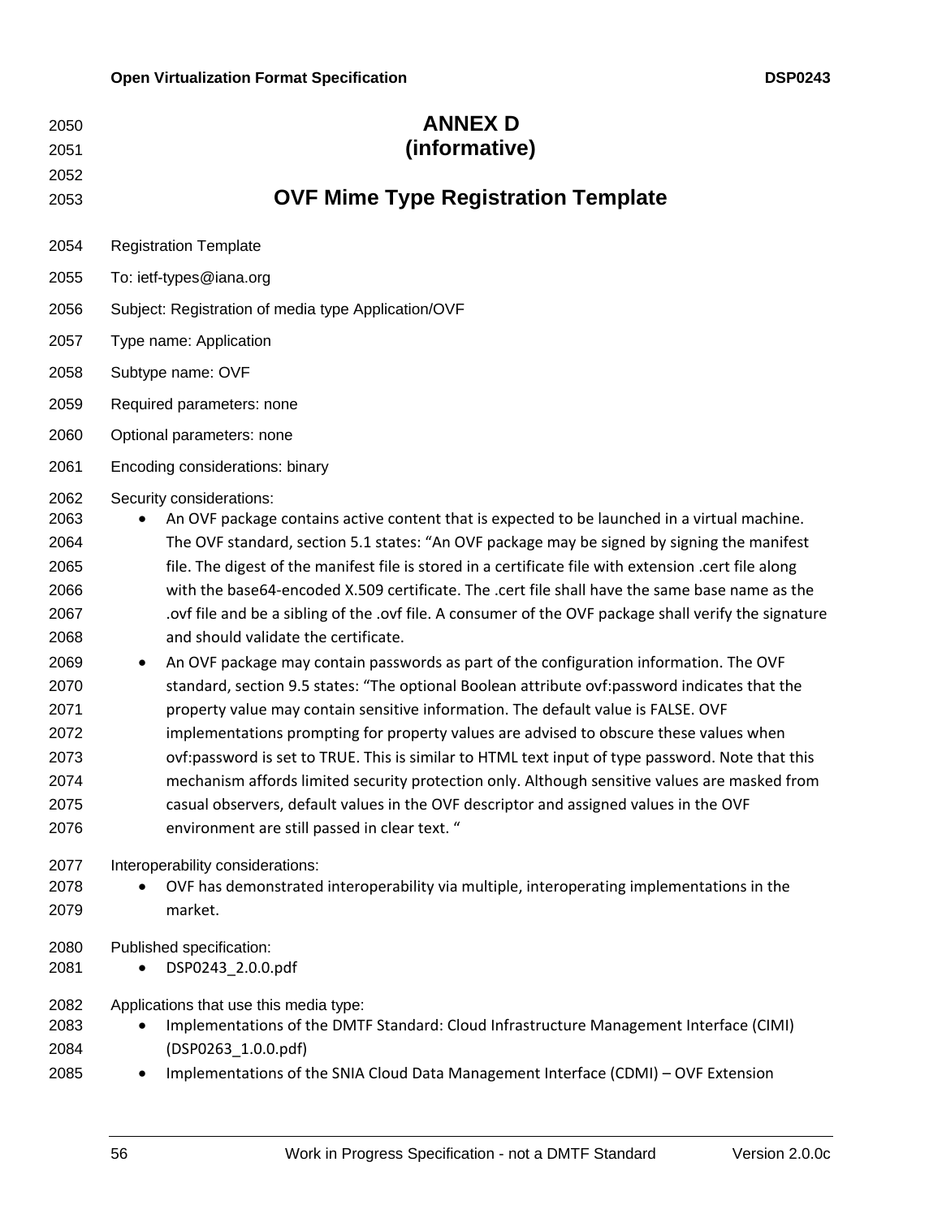# ANNEX D
# (informative)

# OVF Mime Type Registration Template

Registration Template

To: ietf-types@iana.org

Subject: Registration of media type Application/OVF

Type name: Application

Subtype name: OVF

Required parameters: none

Optional parameters: none

Encoding considerations: binary

Security considerations:

- An OVF package contains active content that is expected to be launched in a virtual machine. The OVF standard, section 5.1 states: "An OVF package may be signed by signing the manifest file. The digest of the manifest file is stored in a certificate file with extension .cert file along with the base64-encoded X.509 certificate. The .cert file shall have the same base name as the .ovf file and be a sibling of the .ovf file. A consumer of the OVF package shall verify the signature and should validate the certificate.
- An OVF package may contain passwords as part of the configuration information. The OVF standard, section 9.5 states: "The optional Boolean attribute ovf:password indicates that the property value may contain sensitive information. The default value is FALSE. OVF implementations prompting for property values are advised to obscure these values when ovf:password is set to TRUE. This is similar to HTML text input of type password. Note that this mechanism affords limited security protection only. Although sensitive values are masked from casual observers, default values in the OVF descriptor and assigned values in the OVF environment are still passed in clear text. "

Interoperability considerations:

- OVF has demonstrated interoperability via multiple, interoperating implementations in the market.

Published specification:

- DSP0243_2.0.0.pdf

Applications that use this media type:

- Implementations of the DMTF Standard: Cloud Infrastructure Management Interface (CIMI) (DSP0263_1.0.0.pdf)
- Implementations of the SNIA Cloud Data Management Interface (CDMI) – OVF Extension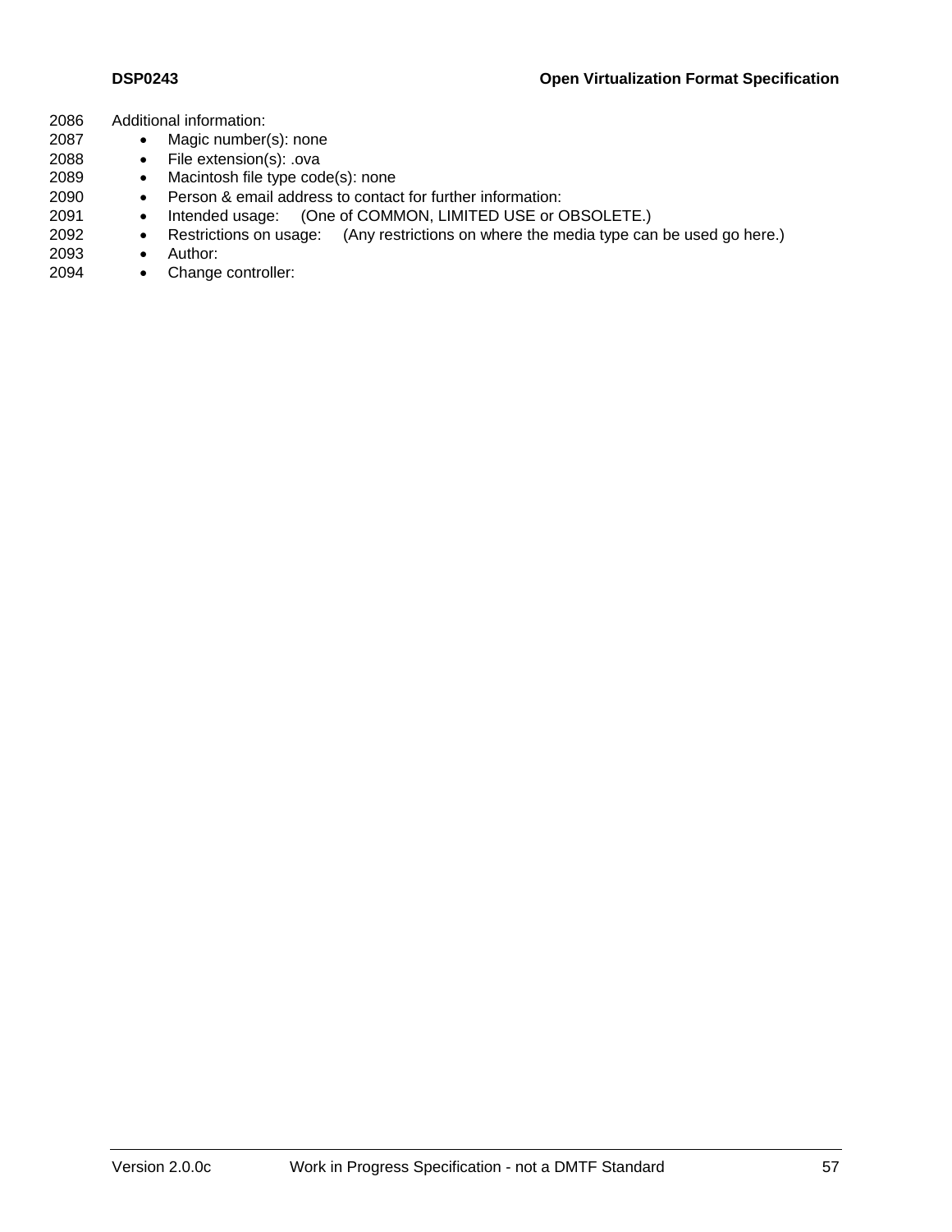Additional information:

- Magic number(s): none
- File extension(s): .ova
- Macintosh file type code(s): none
- Person & email address to contact for further information:
- Intended usage: (One of COMMON, LIMITED USE or OBSOLETE.)
- Restrictions on usage: (Any restrictions on where the media type can be used go here.)
- Author:
- Change controller: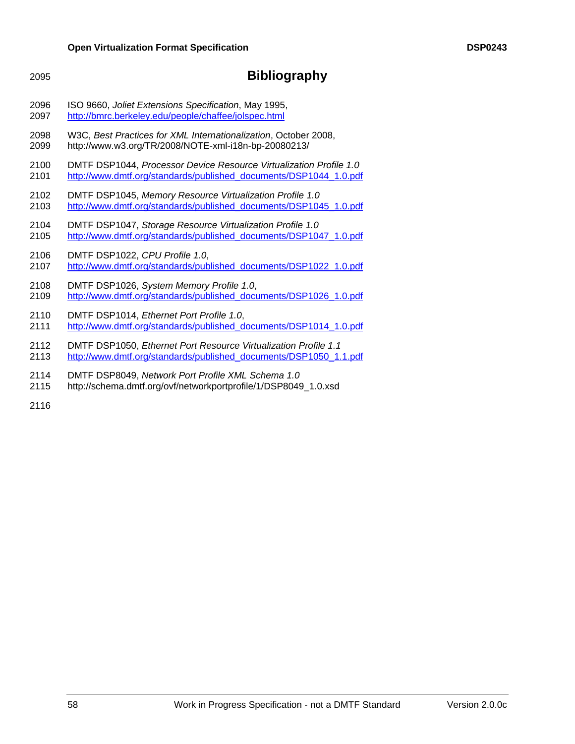# Bibliography

ISO 9660, *Joliet Extensions Specification*, May 1995,
http://bmrc.berkeley.edu/people/chaffee/jolspec.html

W3C, *Best Practices for XML Internationalization*, October 2008,
http://www.w3.org/TR/2008/NOTE-xml-i18n-bp-20080213/

DMTF DSP1044, *Processor Device Resource Virtualization Profile 1.0*
http://www.dmtf.org/standards/published_documents/DSP1044_1.0.pdf

DMTF DSP1045, *Memory Resource Virtualization Profile 1.0*
http://www.dmtf.org/standards/published_documents/DSP1045_1.0.pdf

DMTF DSP1047, *Storage Resource Virtualization Profile 1.0*
http://www.dmtf.org/standards/published_documents/DSP1047_1.0.pdf

DMTF DSP1022, *CPU Profile 1.0*,
http://www.dmtf.org/standards/published_documents/DSP1022_1.0.pdf

DMTF DSP1026, *System Memory Profile 1.0*,
http://www.dmtf.org/standards/published_documents/DSP1026_1.0.pdf

DMTF DSP1014, *Ethernet Port Profile 1.0*,
http://www.dmtf.org/standards/published_documents/DSP1014_1.0.pdf

DMTF DSP1050, *Ethernet Port Resource Virtualization Profile 1.1*
http://www.dmtf.org/standards/published_documents/DSP1050_1.1.pdf

DMTF DSP8049, *Network Port Profile XML Schema 1.0*
http://schema.dmtf.org/ovf/networkportprofile/1/DSP8049_1.0.xsd